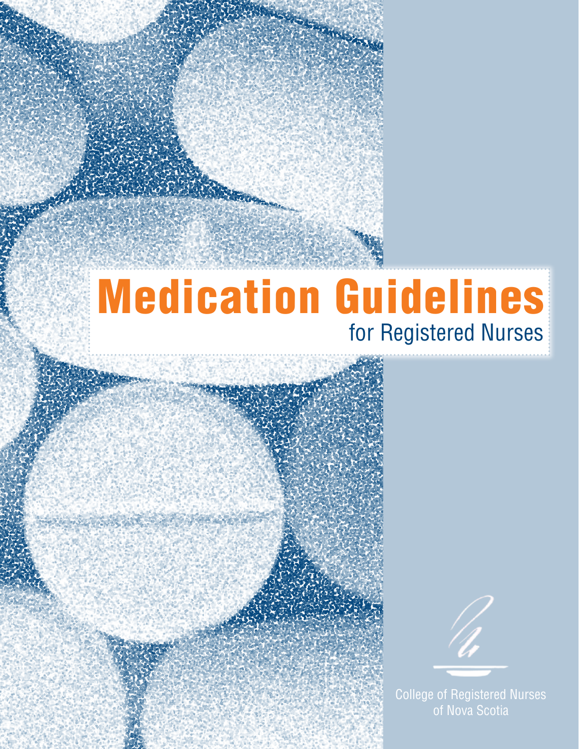# Medication Guidelines

## for Registered Nurses

College of Registered Nurses of Nova Scotia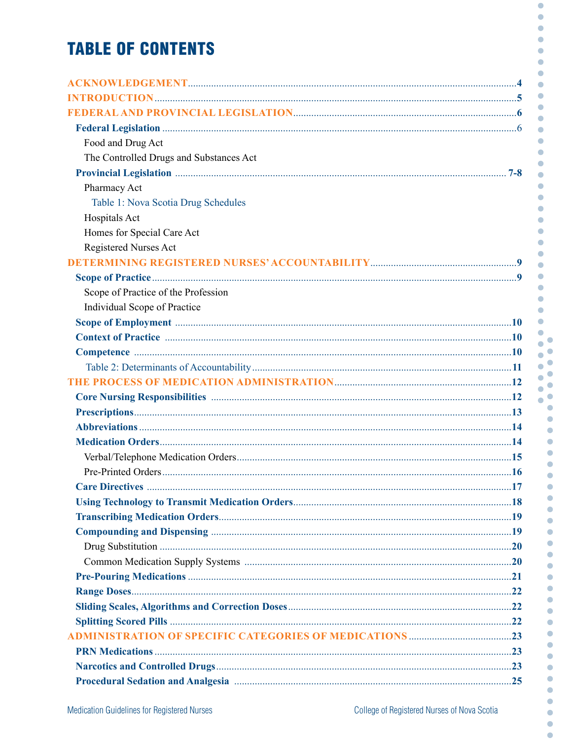# TABLE OF CONTENTS

**ACKNOWLEDGEMENT** ..... 4

**INTRODUCTION** ..... 5

**FEDERAL AND PROVINCIAL LEGISLATION** ..... 6

- **Federal Legislation** ..... 6
  - Food and Drug Act
  - The Controlled Drugs and Substances Act
- **Provincial Legislation** ..... 7-8
  - Pharmacy Act
    - Table 1: Nova Scotia Drug Schedules
  - Hospitals Act
  - Homes for Special Care Act
  - Registered Nurses Act

**DETERMINING REGISTERED NURSES' ACCOUNTABILITY** ..... 9

- **Scope of Practice** ..... 9
  - Scope of Practice of the Profession
  - Individual Scope of Practice
- **Scope of Employment** ..... 10
- **Context of Practice** ..... 10
- **Competence** ..... 10
  - Table 2: Determinants of Accountability ..... 11

**THE PROCESS OF MEDICATION ADMINISTRATION** ..... 12

- **Core Nursing Responsibilities** ..... 12
- **Prescriptions** ..... 13
- **Abbreviations** ..... 14
- **Medication Orders** ..... 14
  - Verbal/Telephone Medication Orders ..... 15
  - Pre-Printed Orders ..... 16
- **Care Directives** ..... 17
- **Using Technology to Transmit Medication Orders** ..... 18
- **Transcribing Medication Orders** ..... 19
- **Compounding and Dispensing** ..... 19
  - Drug Substitution ..... 20
  - Common Medication Supply Systems ..... 20
- **Pre-Pouring Medications** ..... 21
- **Range Doses** ..... 22
- **Sliding Scales, Algorithms and Correction Doses** ..... 22
- **Splitting Scored Pills** ..... 22

**ADMINISTRATION OF SPECIFIC CATEGORIES OF MEDICATIONS** ..... 23

- **PRN Medications** ..... 23
- **Narcotics and Controlled Drugs** ..... 23
- **Procedural Sedation and Analgesia** ..... 25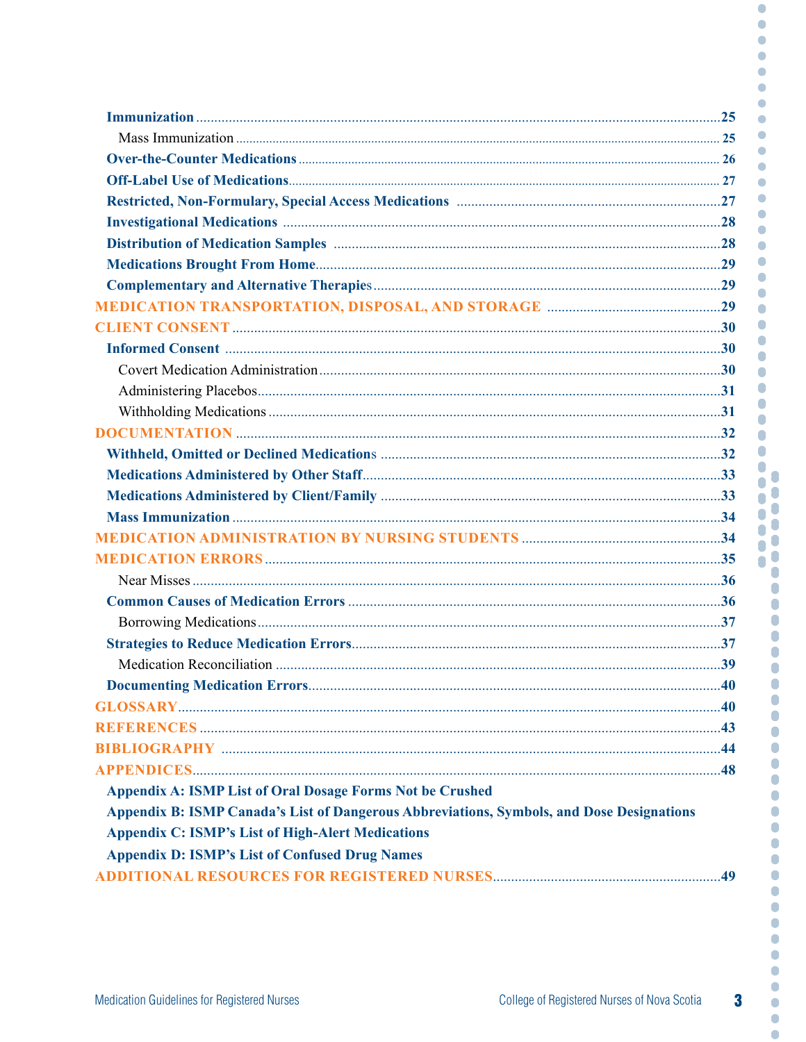**Immunization** ........................................................................ 25

Mass Immunization ........................................................................ 25

**Over-the-Counter Medications** ........................................................................ 26

**Off-Label Use of Medications** ........................................................................ 27

**Restricted, Non-Formulary, Special Access Medications** ........................................................................ 27

**Investigational Medications** ........................................................................ 28

**Distribution of Medication Samples** ........................................................................ 28

**Medications Brought From Home** ........................................................................ 29

**Complementary and Alternative Therapies** ........................................................................ 29

**MEDICATION TRANSPORTATION, DISPOSAL, AND STORAGE** ........................................................................ 29

**CLIENT CONSENT** ........................................................................ 30

**Informed Consent** ........................................................................ 30

Covert Medication Administration ........................................................................ 30

Administering Placebos ........................................................................ 31

Withholding Medications ........................................................................ 31

**DOCUMENTATION** ........................................................................ 32

**Withheld, Omitted or Declined Medications** ........................................................................ 32

**Medications Administered by Other Staff** ........................................................................ 33

**Medications Administered by Client/Family** ........................................................................ 33

**Mass Immunization** ........................................................................ 34

**MEDICATION ADMINISTRATION BY NURSING STUDENTS** ........................................................................ 34

**MEDICATION ERRORS** ........................................................................ 35

Near Misses ........................................................................ 36

**Common Causes of Medication Errors** ........................................................................ 36

Borrowing Medications ........................................................................ 37

**Strategies to Reduce Medication Errors** ........................................................................ 37

Medication Reconciliation ........................................................................ 39

**Documenting Medication Errors** ........................................................................ 40

**GLOSSARY** ........................................................................ 40

**REFERENCES** ........................................................................ 43

**BIBLIOGRAPHY** ........................................................................ 44

**APPENDICES** ........................................................................ 48

**Appendix A: ISMP List of Oral Dosage Forms Not be Crushed**

**Appendix B: ISMP Canada's List of Dangerous Abbreviations, Symbols, and Dose Designations**

**Appendix C: ISMP's List of High-Alert Medications**

**Appendix D: ISMP's List of Confused Drug Names**

**ADDITIONAL RESOURCES FOR REGISTERED NURSES** ........................................................................ 49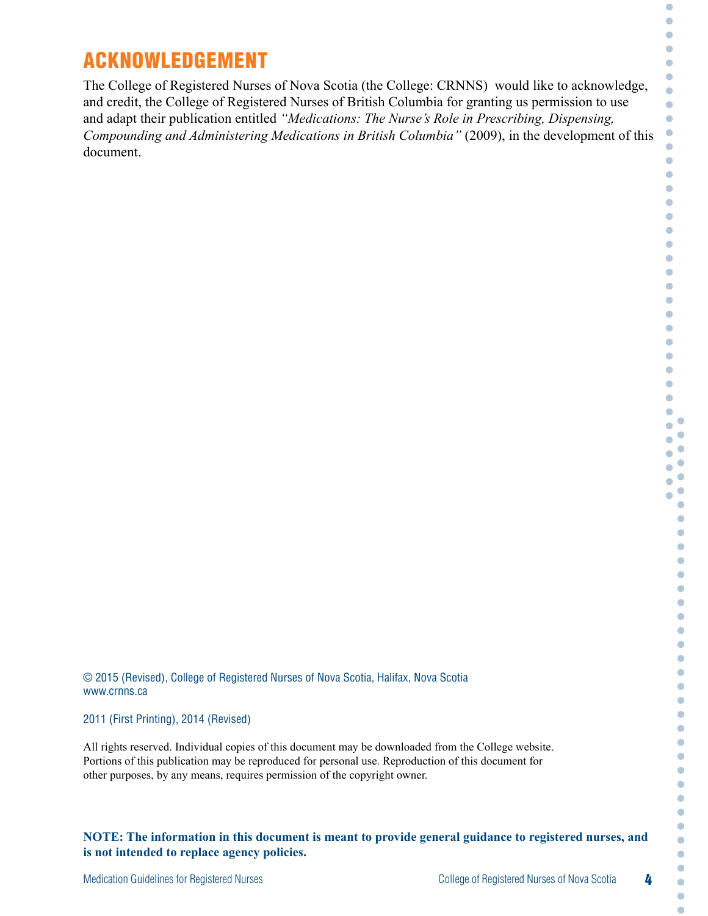# ACKNOWLEDGEMENT

The College of Registered Nurses of Nova Scotia (the College: CRNNS) would like to acknowledge, and credit, the College of Registered Nurses of British Columbia for granting us permission to use and adapt their publication entitled *"Medications: The Nurse's Role in Prescribing, Dispensing, Compounding and Administering Medications in British Columbia"* (2009), in the development of this document.

© 2015 (Revised), College of Registered Nurses of Nova Scotia, Halifax, Nova Scotia
www.crnns.ca

2011 (First Printing), 2014 (Revised)

All rights reserved. Individual copies of this document may be downloaded from the College website. Portions of this publication may be reproduced for personal use. Reproduction of this document for other purposes, by any means, requires permission of the copyright owner.

**NOTE: The information in this document is meant to provide general guidance to registered nurses, and is not intended to replace agency policies.**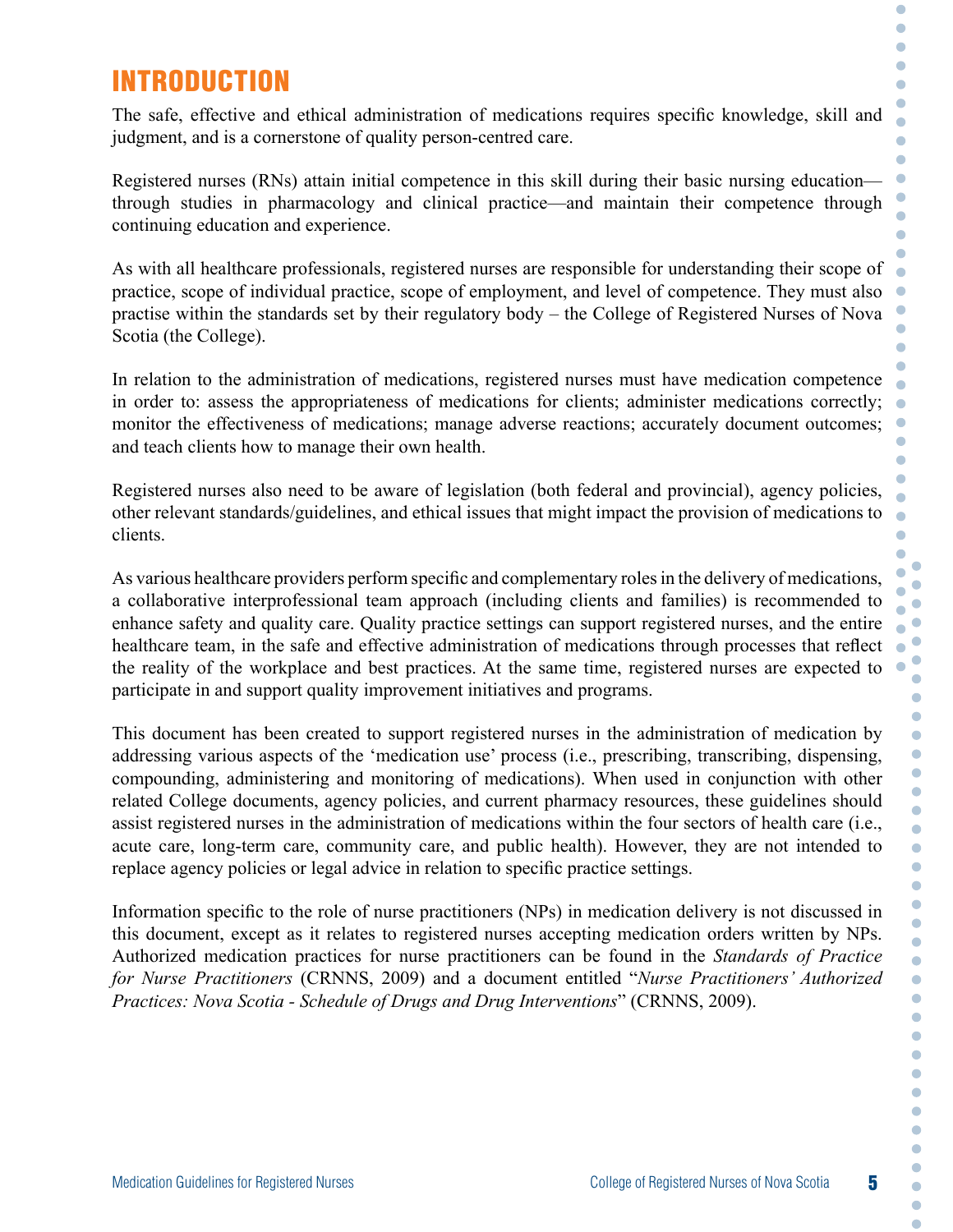# INTRODUCTION

The safe, effective and ethical administration of medications requires specific knowledge, skill and judgment, and is a cornerstone of quality person-centred care.

Registered nurses (RNs) attain initial competence in this skill during their basic nursing education—through studies in pharmacology and clinical practice—and maintain their competence through continuing education and experience.

As with all healthcare professionals, registered nurses are responsible for understanding their scope of practice, scope of individual practice, scope of employment, and level of competence. They must also practise within the standards set by their regulatory body – the College of Registered Nurses of Nova Scotia (the College).

In relation to the administration of medications, registered nurses must have medication competence in order to: assess the appropriateness of medications for clients; administer medications correctly; monitor the effectiveness of medications; manage adverse reactions; accurately document outcomes; and teach clients how to manage their own health.

Registered nurses also need to be aware of legislation (both federal and provincial), agency policies, other relevant standards/guidelines, and ethical issues that might impact the provision of medications to clients.

As various healthcare providers perform specific and complementary roles in the delivery of medications, a collaborative interprofessional team approach (including clients and families) is recommended to enhance safety and quality care. Quality practice settings can support registered nurses, and the entire healthcare team, in the safe and effective administration of medications through processes that reflect the reality of the workplace and best practices. At the same time, registered nurses are expected to participate in and support quality improvement initiatives and programs.

This document has been created to support registered nurses in the administration of medication by addressing various aspects of the 'medication use' process (i.e., prescribing, transcribing, dispensing, compounding, administering and monitoring of medications). When used in conjunction with other related College documents, agency policies, and current pharmacy resources, these guidelines should assist registered nurses in the administration of medications within the four sectors of health care (i.e., acute care, long-term care, community care, and public health). However, they are not intended to replace agency policies or legal advice in relation to specific practice settings.

Information specific to the role of nurse practitioners (NPs) in medication delivery is not discussed in this document, except as it relates to registered nurses accepting medication orders written by NPs. Authorized medication practices for nurse practitioners can be found in the *Standards of Practice for Nurse Practitioners* (CRNNS, 2009) and a document entitled "*Nurse Practitioners' Authorized Practices: Nova Scotia - Schedule of Drugs and Drug Interventions*" (CRNNS, 2009).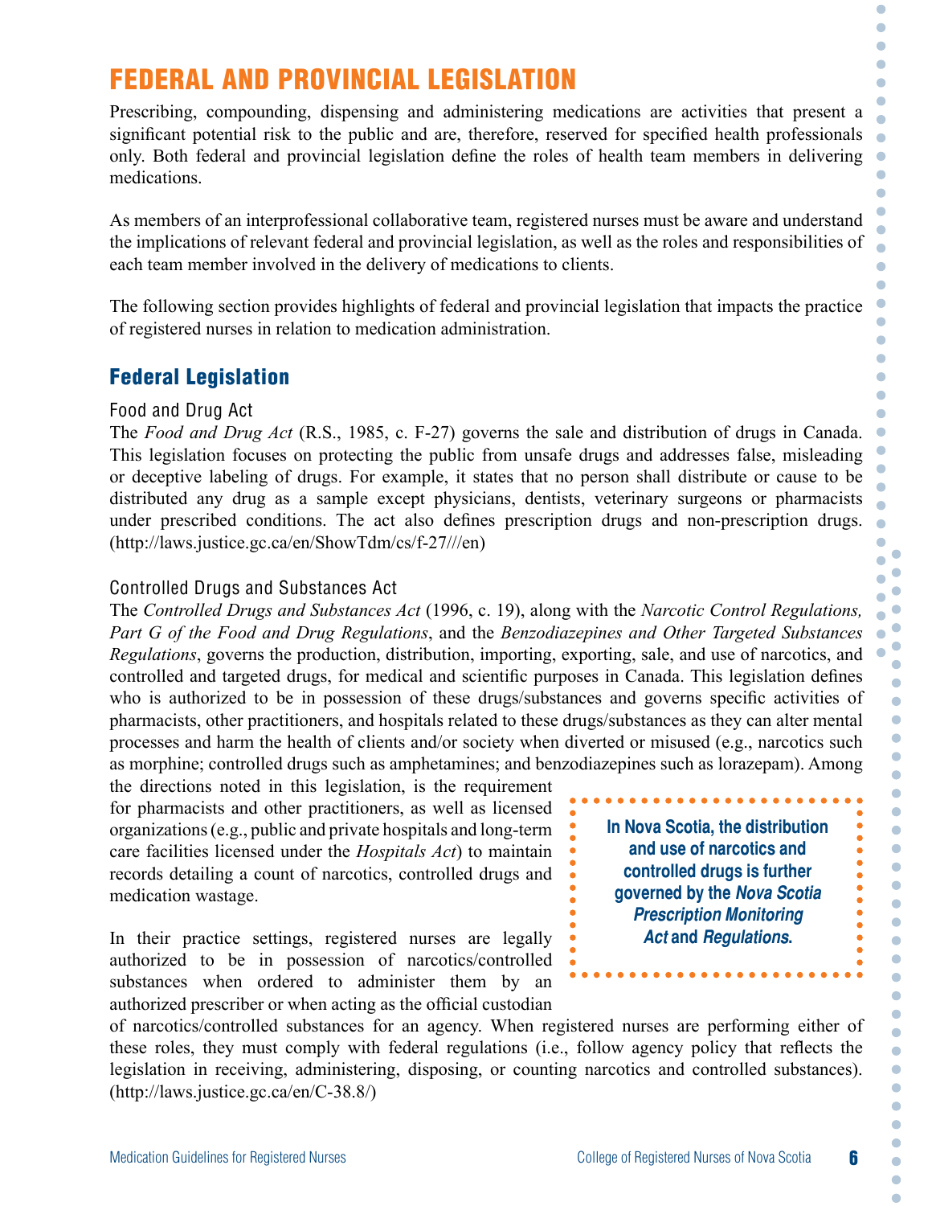# FEDERAL AND PROVINCIAL LEGISLATION

Prescribing, compounding, dispensing and administering medications are activities that present a significant potential risk to the public and are, therefore, reserved for specified health professionals only. Both federal and provincial legislation define the roles of health team members in delivering medications.

As members of an interprofessional collaborative team, registered nurses must be aware and understand the implications of relevant federal and provincial legislation, as well as the roles and responsibilities of each team member involved in the delivery of medications to clients.

The following section provides highlights of federal and provincial legislation that impacts the practice of registered nurses in relation to medication administration.

## Federal Legislation

### Food and Drug Act

The *Food and Drug Act* (R.S., 1985, c. F-27) governs the sale and distribution of drugs in Canada. This legislation focuses on protecting the public from unsafe drugs and addresses false, misleading or deceptive labeling of drugs. For example, it states that no person shall distribute or cause to be distributed any drug as a sample except physicians, dentists, veterinary surgeons or pharmacists under prescribed conditions. The act also defines prescription drugs and non-prescription drugs. (http://laws.justice.gc.ca/en/ShowTdm/cs/f-27///en)

### Controlled Drugs and Substances Act

The *Controlled Drugs and Substances Act* (1996, c. 19), along with the *Narcotic Control Regulations, Part G of the Food and Drug Regulations*, and the *Benzodiazepines and Other Targeted Substances Regulations*, governs the production, distribution, importing, exporting, sale, and use of narcotics, and controlled and targeted drugs, for medical and scientific purposes in Canada. This legislation defines who is authorized to be in possession of these drugs/substances and governs specific activities of pharmacists, other practitioners, and hospitals related to these drugs/substances as they can alter mental processes and harm the health of clients and/or society when diverted or misused (e.g., narcotics such as morphine; controlled drugs such as amphetamines; and benzodiazepines such as lorazepam). Among the directions noted in this legislation, is the requirement for pharmacists and other practitioners, as well as licensed organizations (e.g., public and private hospitals and long-term care facilities licensed under the *Hospitals Act*) to maintain records detailing a count of narcotics, controlled drugs and medication wastage.

> **In Nova Scotia, the distribution and use of narcotics and controlled drugs is further governed by the *Nova Scotia Prescription Monitoring Act* and *Regulations*.**

In their practice settings, registered nurses are legally authorized to be in possession of narcotics/controlled substances when ordered to administer them by an authorized prescriber or when acting as the official custodian of narcotics/controlled substances for an agency. When registered nurses are performing either of these roles, they must comply with federal regulations (i.e., follow agency policy that reflects the legislation in receiving, administering, disposing, or counting narcotics and controlled substances). (http://laws.justice.gc.ca/en/C-38.8/)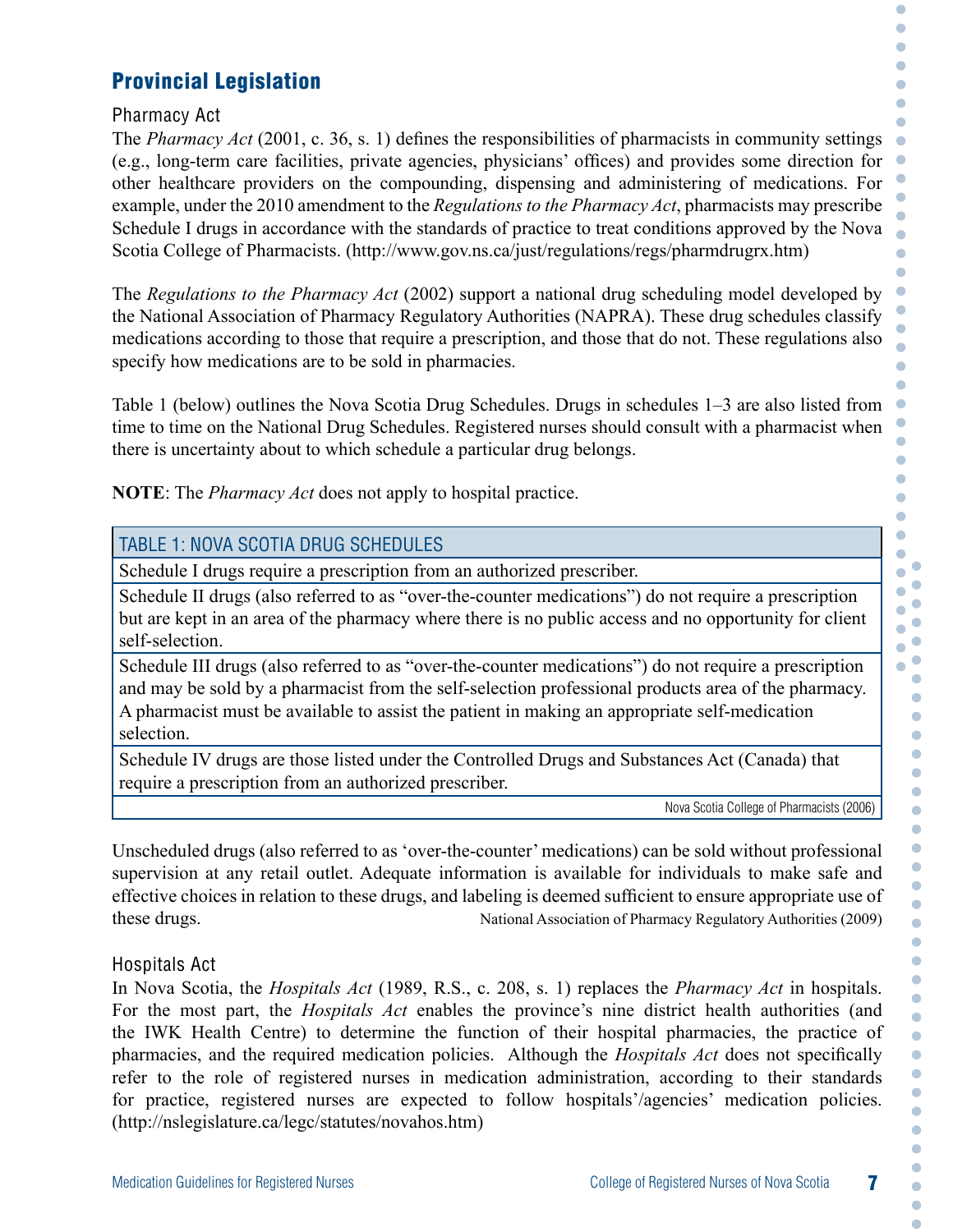## Provincial Legislation

### Pharmacy Act

The *Pharmacy Act* (2001, c. 36, s. 1) defines the responsibilities of pharmacists in community settings (e.g., long-term care facilities, private agencies, physicians' offices) and provides some direction for other healthcare providers on the compounding, dispensing and administering of medications. For example, under the 2010 amendment to the *Regulations to the Pharmacy Act*, pharmacists may prescribe Schedule I drugs in accordance with the standards of practice to treat conditions approved by the Nova Scotia College of Pharmacists. (http://www.gov.ns.ca/just/regulations/regs/pharmdrugrx.htm)

The *Regulations to the Pharmacy Act* (2002) support a national drug scheduling model developed by the National Association of Pharmacy Regulatory Authorities (NAPRA). These drug schedules classify medications according to those that require a prescription, and those that do not. These regulations also specify how medications are to be sold in pharmacies.

Table 1 (below) outlines the Nova Scotia Drug Schedules. Drugs in schedules 1–3 are also listed from time to time on the National Drug Schedules. Registered nurses should consult with a pharmacist when there is uncertainty about to which schedule a particular drug belongs.

**NOTE**: The *Pharmacy Act* does not apply to hospital practice.

| TABLE 1: NOVA SCOTIA DRUG SCHEDULES |
|---|
| Schedule I drugs require a prescription from an authorized prescriber. |
| Schedule II drugs (also referred to as "over-the-counter medications") do not require a prescription but are kept in an area of the pharmacy where there is no public access and no opportunity for client self-selection. |
| Schedule III drugs (also referred to as "over-the-counter medications") do not require a prescription and may be sold by a pharmacist from the self-selection professional products area of the pharmacy. A pharmacist must be available to assist the patient in making an appropriate self-medication selection. |
| Schedule IV drugs are those listed under the Controlled Drugs and Substances Act (Canada) that require a prescription from an authorized prescriber. |
| Nova Scotia College of Pharmacists (2006) |

Unscheduled drugs (also referred to as 'over-the-counter' medications) can be sold without professional supervision at any retail outlet. Adequate information is available for individuals to make safe and effective choices in relation to these drugs, and labeling is deemed sufficient to ensure appropriate use of these drugs. National Association of Pharmacy Regulatory Authorities (2009)

### Hospitals Act

In Nova Scotia, the *Hospitals Act* (1989, R.S., c. 208, s. 1) replaces the *Pharmacy Act* in hospitals. For the most part, the *Hospitals Act* enables the province's nine district health authorities (and the IWK Health Centre) to determine the function of their hospital pharmacies, the practice of pharmacies, and the required medication policies. Although the *Hospitals Act* does not specifically refer to the role of registered nurses in medication administration, according to their standards for practice, registered nurses are expected to follow hospitals'/agencies' medication policies. (http://nslegislature.ca/legc/statutes/novahos.htm)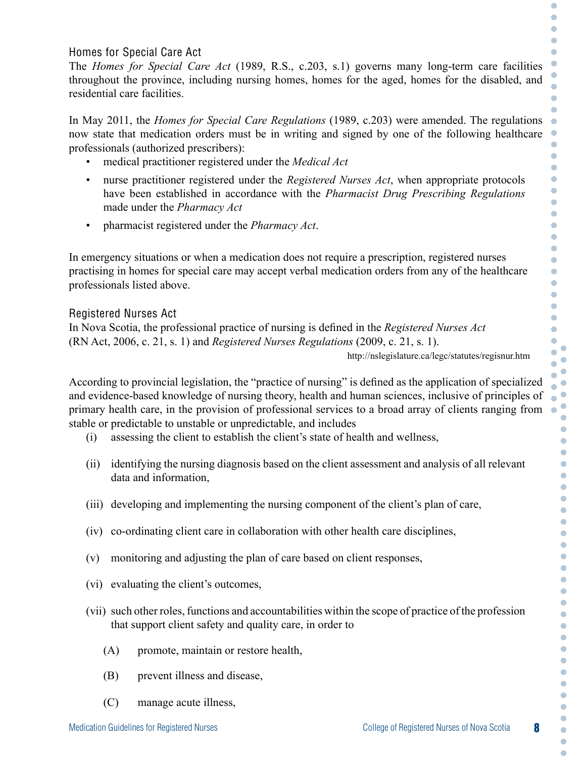### Homes for Special Care Act

The *Homes for Special Care Act* (1989, R.S., c.203, s.1) governs many long-term care facilities throughout the province, including nursing homes, homes for the aged, homes for the disabled, and residential care facilities.

In May 2011, the *Homes for Special Care Regulations* (1989, c.203) were amended. The regulations now state that medication orders must be in writing and signed by one of the following healthcare professionals (authorized prescribers):

- medical practitioner registered under the *Medical Act*
- nurse practitioner registered under the *Registered Nurses Act*, when appropriate protocols have been established in accordance with the *Pharmacist Drug Prescribing Regulations* made under the *Pharmacy Act*
- pharmacist registered under the *Pharmacy Act*.

In emergency situations or when a medication does not require a prescription, registered nurses practising in homes for special care may accept verbal medication orders from any of the healthcare professionals listed above.

### Registered Nurses Act

In Nova Scotia, the professional practice of nursing is defined in the *Registered Nurses Act* (RN Act, 2006, c. 21, s. 1) and *Registered Nurses Regulations* (2009, c. 21, s. 1).

http://nslegislature.ca/legc/statutes/regisnur.htm

According to provincial legislation, the "practice of nursing" is defined as the application of specialized and evidence-based knowledge of nursing theory, health and human sciences, inclusive of principles of primary health care, in the provision of professional services to a broad array of clients ranging from stable or predictable to unstable or unpredictable, and includes

(i) assessing the client to establish the client's state of health and wellness,

(ii) identifying the nursing diagnosis based on the client assessment and analysis of all relevant data and information,

(iii) developing and implementing the nursing component of the client's plan of care,

(iv) co-ordinating client care in collaboration with other health care disciplines,

(v) monitoring and adjusting the plan of care based on client responses,

(vi) evaluating the client's outcomes,

(vii) such other roles, functions and accountabilities within the scope of practice of the profession that support client safety and quality care, in order to

(A) promote, maintain or restore health,

(B) prevent illness and disease,

(C) manage acute illness,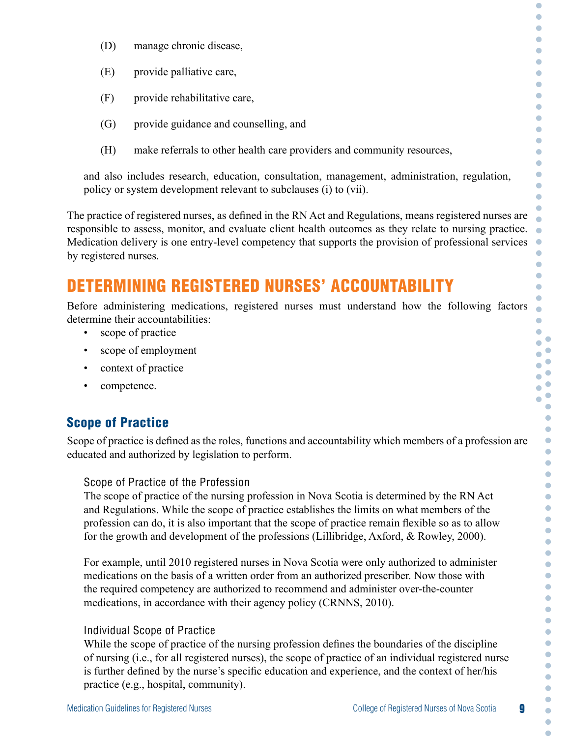(D) manage chronic disease,

(E) provide palliative care,

(F) provide rehabilitative care,

(G) provide guidance and counselling, and

(H) make referrals to other health care providers and community resources,

and also includes research, education, consultation, management, administration, regulation, policy or system development relevant to subclauses (i) to (vii).

The practice of registered nurses, as defined in the RN Act and Regulations, means registered nurses are responsible to assess, monitor, and evaluate client health outcomes as they relate to nursing practice. Medication delivery is one entry-level competency that supports the provision of professional services by registered nurses.

## DETERMINING REGISTERED NURSES' ACCOUNTABILITY

Before administering medications, registered nurses must understand how the following factors determine their accountabilities:

- scope of practice
- scope of employment
- context of practice
- competence.

### Scope of Practice

Scope of practice is defined as the roles, functions and accountability which members of a profession are educated and authorized by legislation to perform.

#### Scope of Practice of the Profession

The scope of practice of the nursing profession in Nova Scotia is determined by the RN Act and Regulations. While the scope of practice establishes the limits on what members of the profession can do, it is also important that the scope of practice remain flexible so as to allow for the growth and development of the professions (Lillibridge, Axford, & Rowley, 2000).

For example, until 2010 registered nurses in Nova Scotia were only authorized to administer medications on the basis of a written order from an authorized prescriber. Now those with the required competency are authorized to recommend and administer over-the-counter medications, in accordance with their agency policy (CRNNS, 2010).

#### Individual Scope of Practice

While the scope of practice of the nursing profession defines the boundaries of the discipline of nursing (i.e., for all registered nurses), the scope of practice of an individual registered nurse is further defined by the nurse's specific education and experience, and the context of her/his practice (e.g., hospital, community).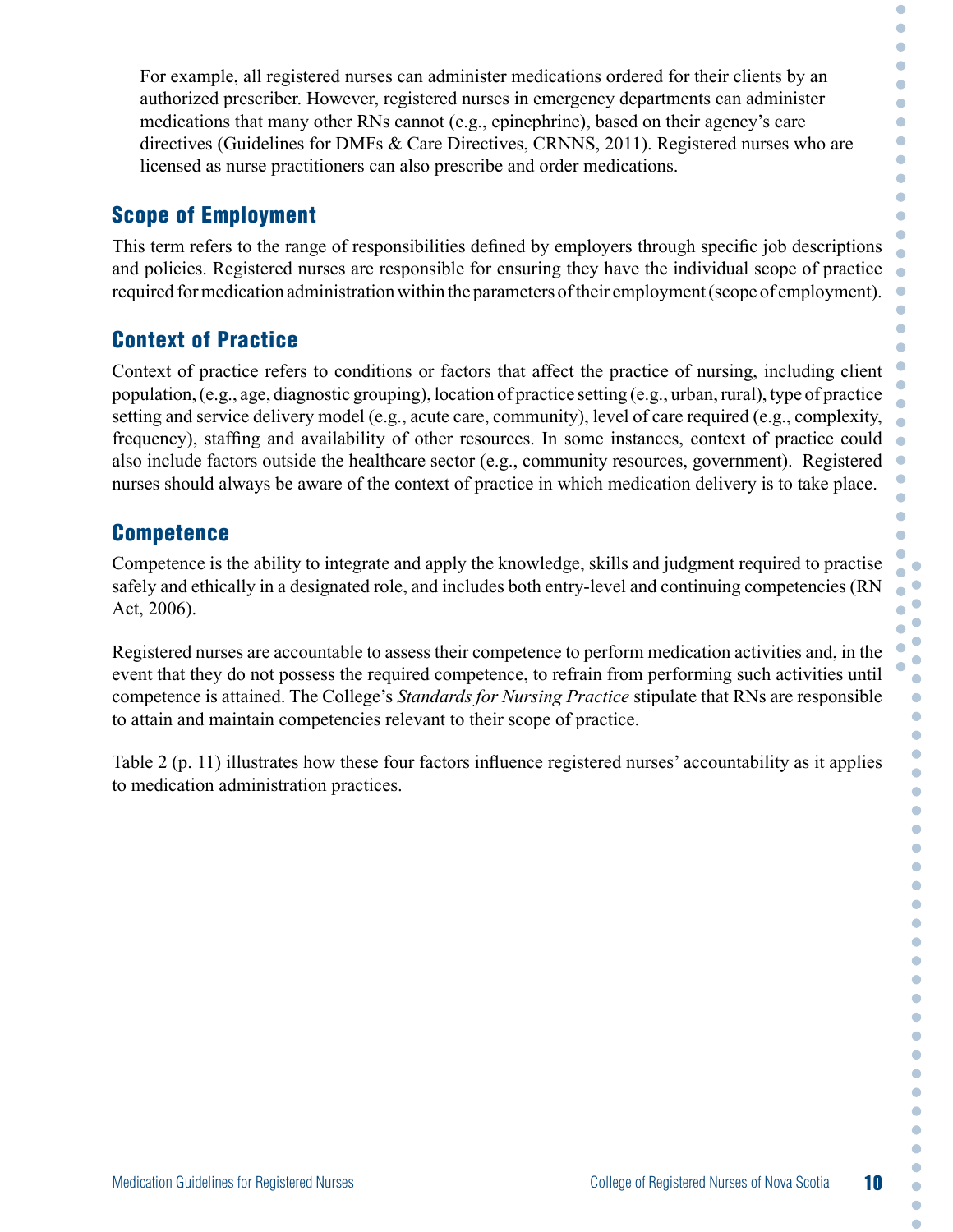For example, all registered nurses can administer medications ordered for their clients by an authorized prescriber. However, registered nurses in emergency departments can administer medications that many other RNs cannot (e.g., epinephrine), based on their agency's care directives (Guidelines for DMFs & Care Directives, CRNNS, 2011). Registered nurses who are licensed as nurse practitioners can also prescribe and order medications.

## Scope of Employment

This term refers to the range of responsibilities defined by employers through specific job descriptions and policies. Registered nurses are responsible for ensuring they have the individual scope of practice required for medication administration within the parameters of their employment (scope of employment).

## Context of Practice

Context of practice refers to conditions or factors that affect the practice of nursing, including client population, (e.g., age, diagnostic grouping), location of practice setting (e.g., urban, rural), type of practice setting and service delivery model (e.g., acute care, community), level of care required (e.g., complexity, frequency), staffing and availability of other resources. In some instances, context of practice could also include factors outside the healthcare sector (e.g., community resources, government). Registered nurses should always be aware of the context of practice in which medication delivery is to take place.

## Competence

Competence is the ability to integrate and apply the knowledge, skills and judgment required to practise safely and ethically in a designated role, and includes both entry-level and continuing competencies (RN Act, 2006).

Registered nurses are accountable to assess their competence to perform medication activities and, in the event that they do not possess the required competence, to refrain from performing such activities until competence is attained. The College's *Standards for Nursing Practice* stipulate that RNs are responsible to attain and maintain competencies relevant to their scope of practice.

Table 2 (p. 11) illustrates how these four factors influence registered nurses' accountability as it applies to medication administration practices.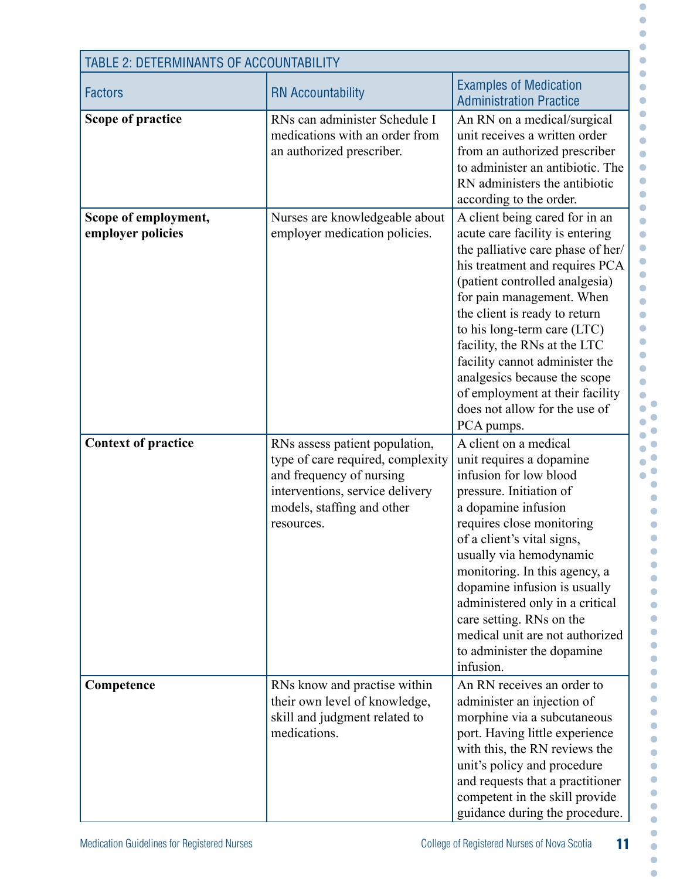**TABLE 2: DETERMINANTS OF ACCOUNTABILITY**

| Factors | RN Accountability | Examples of Medication Administration Practice |
|---|---|---|
| **Scope of practice** | RNs can administer Schedule I medications with an order from an authorized prescriber. | An RN on a medical/surgical unit receives a written order from an authorized prescriber to administer an antibiotic. The RN administers the antibiotic according to the order. |
| **Scope of employment, employer policies** | Nurses are knowledgeable about employer medication policies. | A client being cared for in an acute care facility is entering the palliative care phase of her/his treatment and requires PCA (patient controlled analgesia) for pain management. When the client is ready to return to his long-term care (LTC) facility, the RNs at the LTC facility cannot administer the analgesics because the scope of employment at their facility does not allow for the use of PCA pumps. |
| **Context of practice** | RNs assess patient population, type of care required, complexity and frequency of nursing interventions, service delivery models, staffing and other resources. | A client on a medical unit requires a dopamine infusion for low blood pressure. Initiation of a dopamine infusion requires close monitoring of a client's vital signs, usually via hemodynamic monitoring. In this agency, a dopamine infusion is usually administered only in a critical care setting. RNs on the medical unit are not authorized to administer the dopamine infusion. |
| **Competence** | RNs know and practise within their own level of knowledge, skill and judgment related to medications. | An RN receives an order to administer an injection of morphine via a subcutaneous port. Having little experience with this, the RN reviews the unit's policy and procedure and requests that a practitioner competent in the skill provide guidance during the procedure. |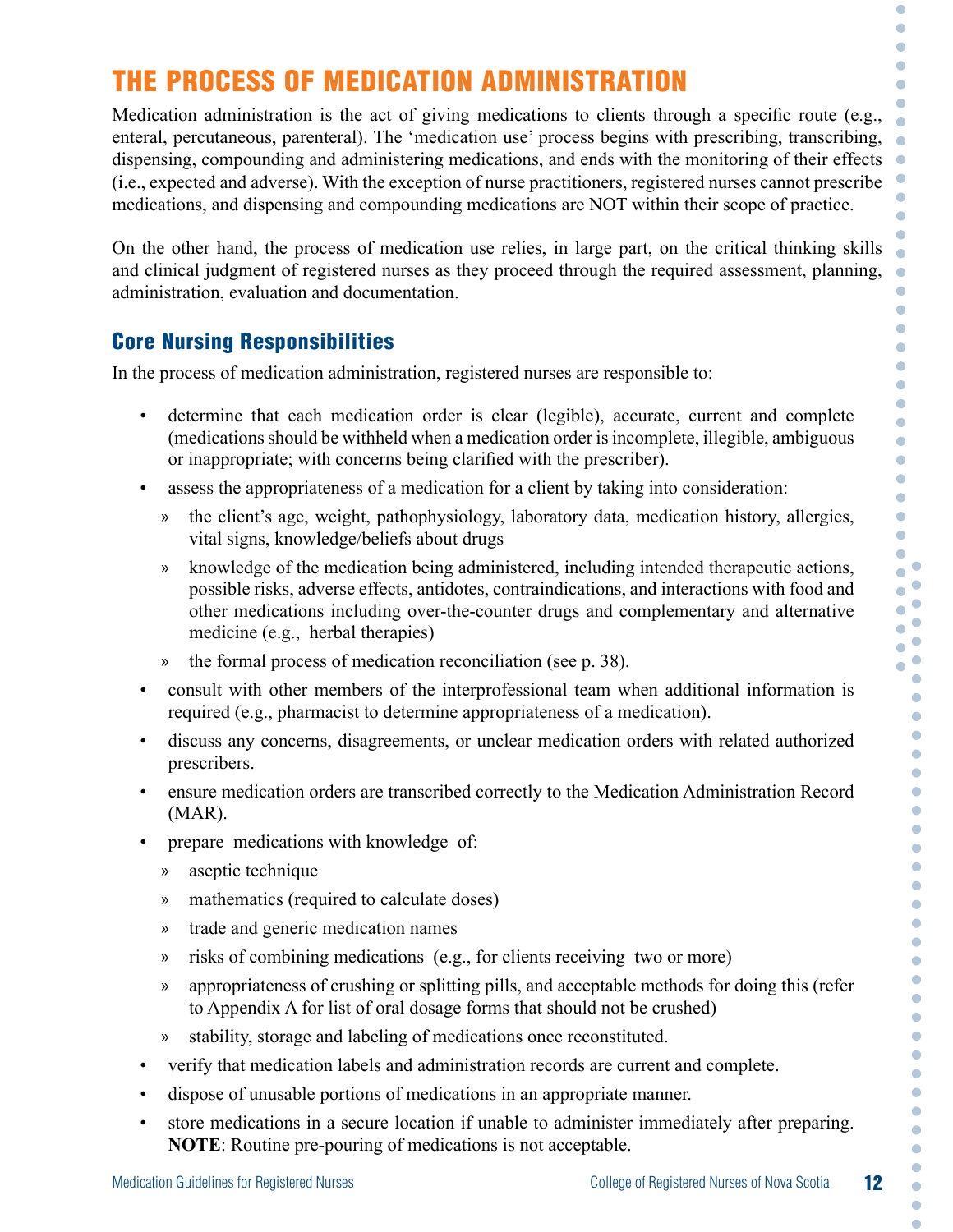# THE PROCESS OF MEDICATION ADMINISTRATION

Medication administration is the act of giving medications to clients through a specific route (e.g., enteral, percutaneous, parenteral). The 'medication use' process begins with prescribing, transcribing, dispensing, compounding and administering medications, and ends with the monitoring of their effects (i.e., expected and adverse). With the exception of nurse practitioners, registered nurses cannot prescribe medications, and dispensing and compounding medications are NOT within their scope of practice.

On the other hand, the process of medication use relies, in large part, on the critical thinking skills and clinical judgment of registered nurses as they proceed through the required assessment, planning, administration, evaluation and documentation.

## Core Nursing Responsibilities

In the process of medication administration, registered nurses are responsible to:

- determine that each medication order is clear (legible), accurate, current and complete (medications should be withheld when a medication order is incomplete, illegible, ambiguous or inappropriate; with concerns being clarified with the prescriber).
- assess the appropriateness of a medication for a client by taking into consideration:
  - the client's age, weight, pathophysiology, laboratory data, medication history, allergies, vital signs, knowledge/beliefs about drugs
  - knowledge of the medication being administered, including intended therapeutic actions, possible risks, adverse effects, antidotes, contraindications, and interactions with food and other medications including over-the-counter drugs and complementary and alternative medicine (e.g., herbal therapies)
  - the formal process of medication reconciliation (see p. 38).
- consult with other members of the interprofessional team when additional information is required (e.g., pharmacist to determine appropriateness of a medication).
- discuss any concerns, disagreements, or unclear medication orders with related authorized prescribers.
- ensure medication orders are transcribed correctly to the Medication Administration Record (MAR).
- prepare medications with knowledge of:
  - aseptic technique
  - mathematics (required to calculate doses)
  - trade and generic medication names
  - risks of combining medications (e.g., for clients receiving two or more)
  - appropriateness of crushing or splitting pills, and acceptable methods for doing this (refer to Appendix A for list of oral dosage forms that should not be crushed)
  - stability, storage and labeling of medications once reconstituted.
- verify that medication labels and administration records are current and complete.
- dispose of unusable portions of medications in an appropriate manner.
- store medications in a secure location if unable to administer immediately after preparing. **NOTE**: Routine pre-pouring of medications is not acceptable.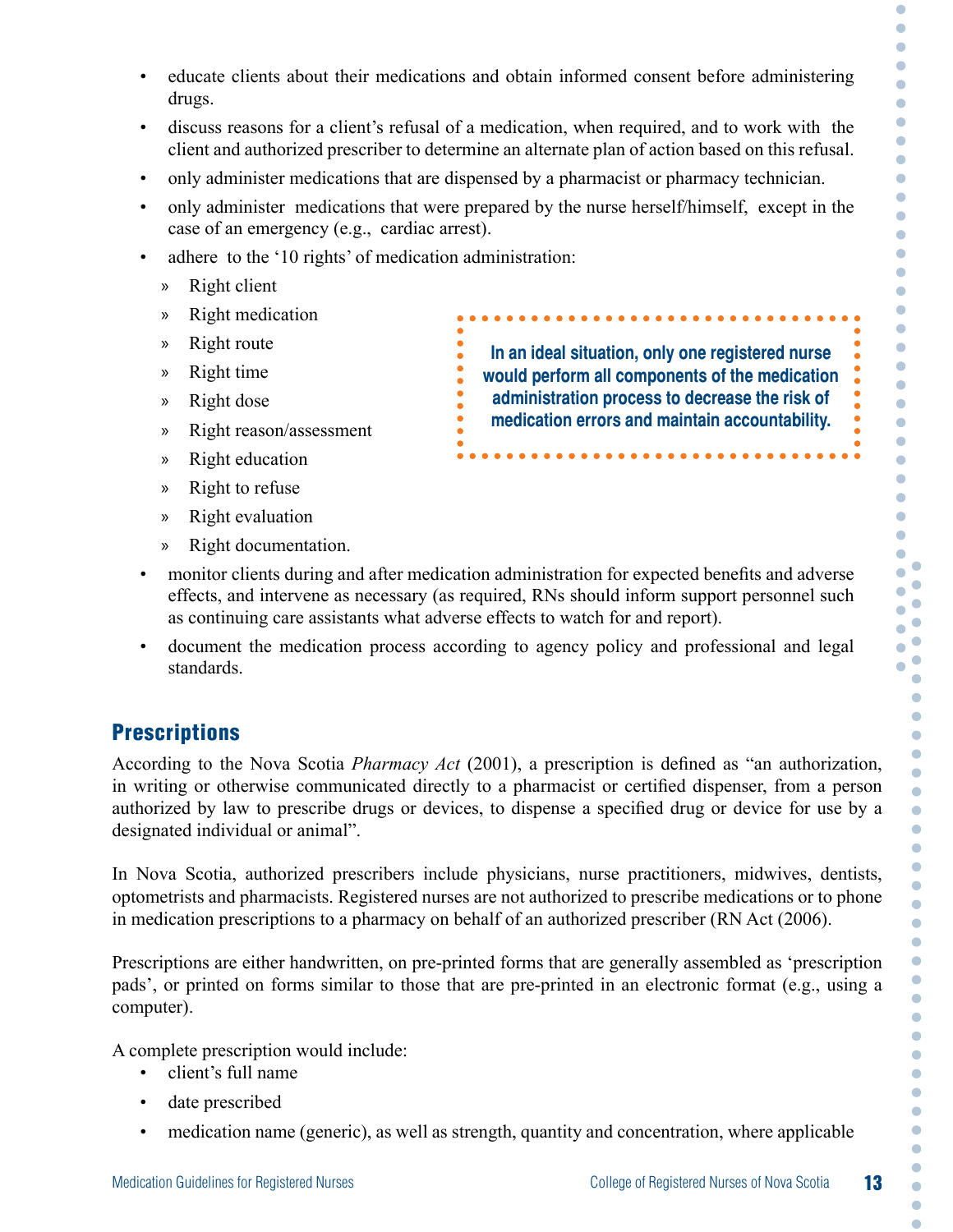- educate clients about their medications and obtain informed consent before administering drugs.
- discuss reasons for a client's refusal of a medication, when required, and to work with the client and authorized prescriber to determine an alternate plan of action based on this refusal.
- only administer medications that are dispensed by a pharmacist or pharmacy technician.
- only administer medications that were prepared by the nurse herself/himself, except in the case of an emergency (e.g., cardiac arrest).
- adhere to the '10 rights' of medication administration:
  - Right client
  - Right medication
  - Right route
  - Right time
  - Right dose
  - Right reason/assessment
  - Right education
  - Right to refuse
  - Right evaluation
  - Right documentation.
- monitor clients during and after medication administration for expected benefits and adverse effects, and intervene as necessary (as required, RNs should inform support personnel such as continuing care assistants what adverse effects to watch for and report).
- document the medication process according to agency policy and professional and legal standards.

> **In an ideal situation, only one registered nurse would perform all components of the medication administration process to decrease the risk of medication errors and maintain accountability.**

## Prescriptions

According to the Nova Scotia *Pharmacy Act* (2001), a prescription is defined as "an authorization, in writing or otherwise communicated directly to a pharmacist or certified dispenser, from a person authorized by law to prescribe drugs or devices, to dispense a specified drug or device for use by a designated individual or animal".

In Nova Scotia, authorized prescribers include physicians, nurse practitioners, midwives, dentists, optometrists and pharmacists. Registered nurses are not authorized to prescribe medications or to phone in medication prescriptions to a pharmacy on behalf of an authorized prescriber (RN Act (2006).

Prescriptions are either handwritten, on pre-printed forms that are generally assembled as 'prescription pads', or printed on forms similar to those that are pre-printed in an electronic format (e.g., using a computer).

A complete prescription would include:

- client's full name
- date prescribed
- medication name (generic), as well as strength, quantity and concentration, where applicable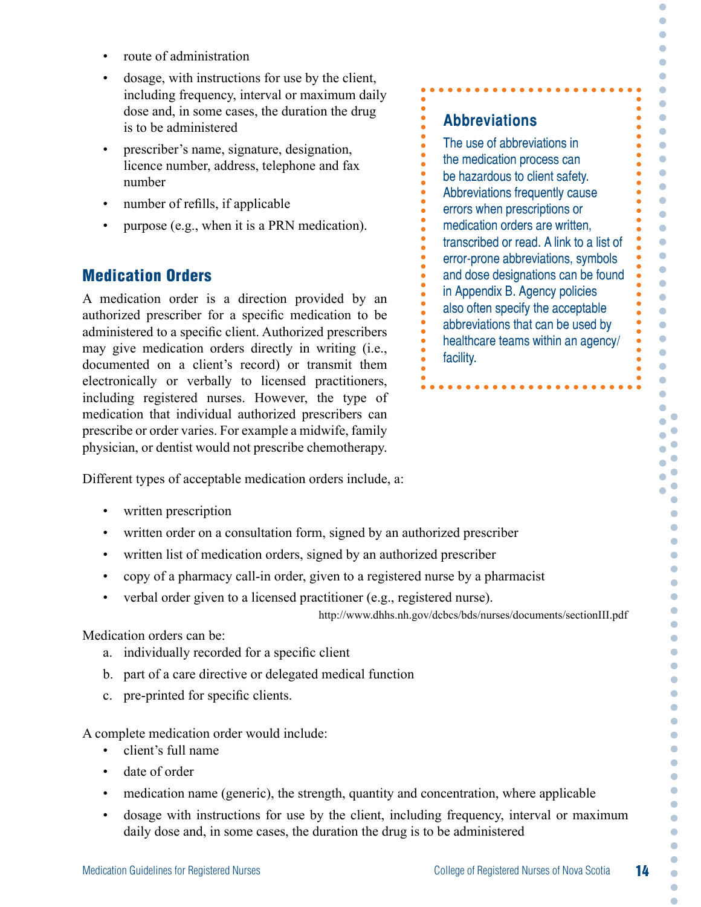- route of administration
- dosage, with instructions for use by the client, including frequency, interval or maximum daily dose and, in some cases, the duration the drug is to be administered
- prescriber's name, signature, designation, licence number, address, telephone and fax number
- number of refills, if applicable
- purpose (e.g., when it is a PRN medication).

## Medication Orders

A medication order is a direction provided by an authorized prescriber for a specific medication to be administered to a specific client. Authorized prescribers may give medication orders directly in writing (i.e., documented on a client's record) or transmit them electronically or verbally to licensed practitioners, including registered nurses. However, the type of medication that individual authorized prescribers can prescribe or order varies. For example a midwife, family physician, or dentist would not prescribe chemotherapy.

> ### Abbreviations
>
> The use of abbreviations in the medication process can be hazardous to client safety. Abbreviations frequently cause errors when prescriptions or medication orders are written, transcribed or read. A link to a list of error-prone abbreviations, symbols and dose designations can be found in Appendix B. Agency policies also often specify the acceptable abbreviations that can be used by healthcare teams within an agency/facility.

Different types of acceptable medication orders include, a:

- written prescription
- written order on a consultation form, signed by an authorized prescriber
- written list of medication orders, signed by an authorized prescriber
- copy of a pharmacy call-in order, given to a registered nurse by a pharmacist
- verbal order given to a licensed practitioner (e.g., registered nurse).

http://www.dhhs.nh.gov/dcbcs/bds/nurses/documents/sectionIII.pdf

Medication orders can be:

a. individually recorded for a specific client
b. part of a care directive or delegated medical function
c. pre-printed for specific clients.

A complete medication order would include:

- client's full name
- date of order
- medication name (generic), the strength, quantity and concentration, where applicable
- dosage with instructions for use by the client, including frequency, interval or maximum daily dose and, in some cases, the duration the drug is to be administered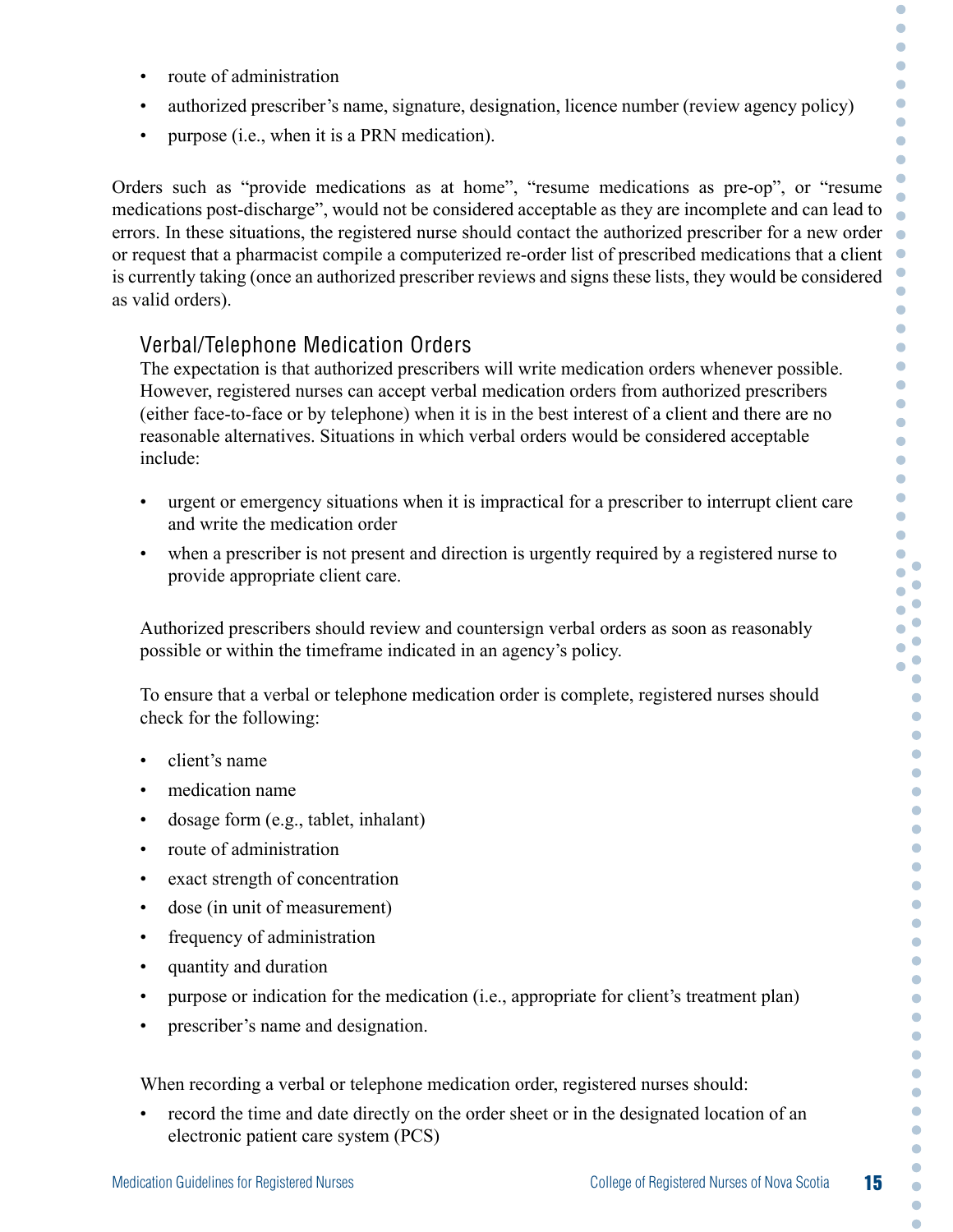- route of administration
- authorized prescriber's name, signature, designation, licence number (review agency policy)
- purpose (i.e., when it is a PRN medication).

Orders such as "provide medications as at home", "resume medications as pre-op", or "resume medications post-discharge", would not be considered acceptable as they are incomplete and can lead to errors. In these situations, the registered nurse should contact the authorized prescriber for a new order or request that a pharmacist compile a computerized re-order list of prescribed medications that a client is currently taking (once an authorized prescriber reviews and signs these lists, they would be considered as valid orders).

### Verbal/Telephone Medication Orders

The expectation is that authorized prescribers will write medication orders whenever possible. However, registered nurses can accept verbal medication orders from authorized prescribers (either face-to-face or by telephone) when it is in the best interest of a client and there are no reasonable alternatives. Situations in which verbal orders would be considered acceptable include:

- urgent or emergency situations when it is impractical for a prescriber to interrupt client care and write the medication order
- when a prescriber is not present and direction is urgently required by a registered nurse to provide appropriate client care.

Authorized prescribers should review and countersign verbal orders as soon as reasonably possible or within the timeframe indicated in an agency's policy.

To ensure that a verbal or telephone medication order is complete, registered nurses should check for the following:

- client's name
- medication name
- dosage form (e.g., tablet, inhalant)
- route of administration
- exact strength of concentration
- dose (in unit of measurement)
- frequency of administration
- quantity and duration
- purpose or indication for the medication (i.e., appropriate for client's treatment plan)
- prescriber's name and designation.

When recording a verbal or telephone medication order, registered nurses should:

- record the time and date directly on the order sheet or in the designated location of an electronic patient care system (PCS)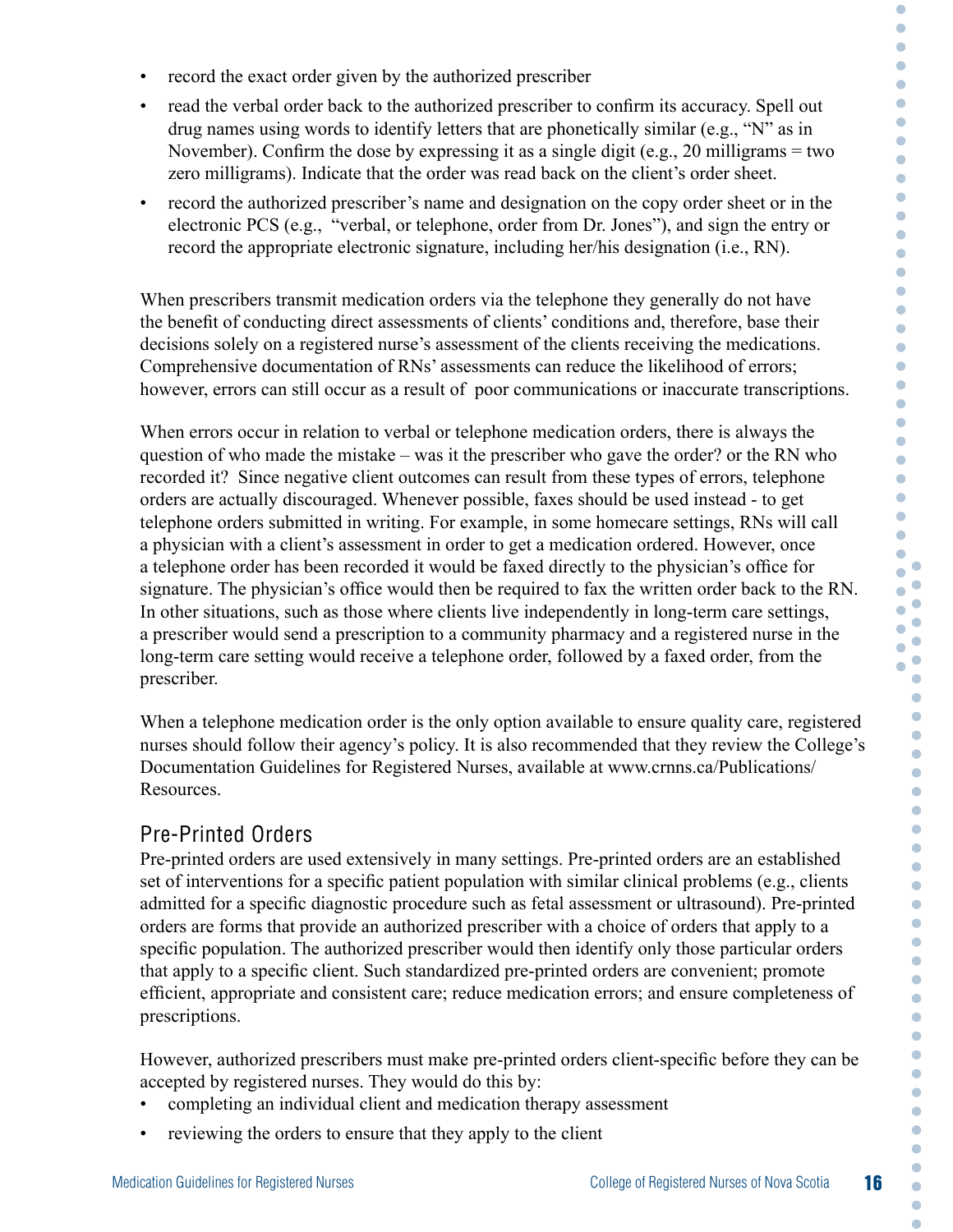- record the exact order given by the authorized prescriber
- read the verbal order back to the authorized prescriber to confirm its accuracy. Spell out drug names using words to identify letters that are phonetically similar (e.g., "N" as in November). Confirm the dose by expressing it as a single digit (e.g., 20 milligrams = two zero milligrams). Indicate that the order was read back on the client's order sheet.
- record the authorized prescriber's name and designation on the copy order sheet or in the electronic PCS (e.g., "verbal, or telephone, order from Dr. Jones"), and sign the entry or record the appropriate electronic signature, including her/his designation (i.e., RN).

When prescribers transmit medication orders via the telephone they generally do not have the benefit of conducting direct assessments of clients' conditions and, therefore, base their decisions solely on a registered nurse's assessment of the clients receiving the medications. Comprehensive documentation of RNs' assessments can reduce the likelihood of errors; however, errors can still occur as a result of poor communications or inaccurate transcriptions.

When errors occur in relation to verbal or telephone medication orders, there is always the question of who made the mistake – was it the prescriber who gave the order? or the RN who recorded it? Since negative client outcomes can result from these types of errors, telephone orders are actually discouraged. Whenever possible, faxes should be used instead - to get telephone orders submitted in writing. For example, in some homecare settings, RNs will call a physician with a client's assessment in order to get a medication ordered. However, once a telephone order has been recorded it would be faxed directly to the physician's office for signature. The physician's office would then be required to fax the written order back to the RN. In other situations, such as those where clients live independently in long-term care settings, a prescriber would send a prescription to a community pharmacy and a registered nurse in the long-term care setting would receive a telephone order, followed by a faxed order, from the prescriber.

When a telephone medication order is the only option available to ensure quality care, registered nurses should follow their agency's policy. It is also recommended that they review the College's Documentation Guidelines for Registered Nurses, available at www.crnns.ca/Publications/Resources.

## Pre-Printed Orders

Pre-printed orders are used extensively in many settings. Pre-printed orders are an established set of interventions for a specific patient population with similar clinical problems (e.g., clients admitted for a specific diagnostic procedure such as fetal assessment or ultrasound). Pre-printed orders are forms that provide an authorized prescriber with a choice of orders that apply to a specific population. The authorized prescriber would then identify only those particular orders that apply to a specific client. Such standardized pre-printed orders are convenient; promote efficient, appropriate and consistent care; reduce medication errors; and ensure completeness of prescriptions.

However, authorized prescribers must make pre-printed orders client-specific before they can be accepted by registered nurses. They would do this by:

- completing an individual client and medication therapy assessment
- reviewing the orders to ensure that they apply to the client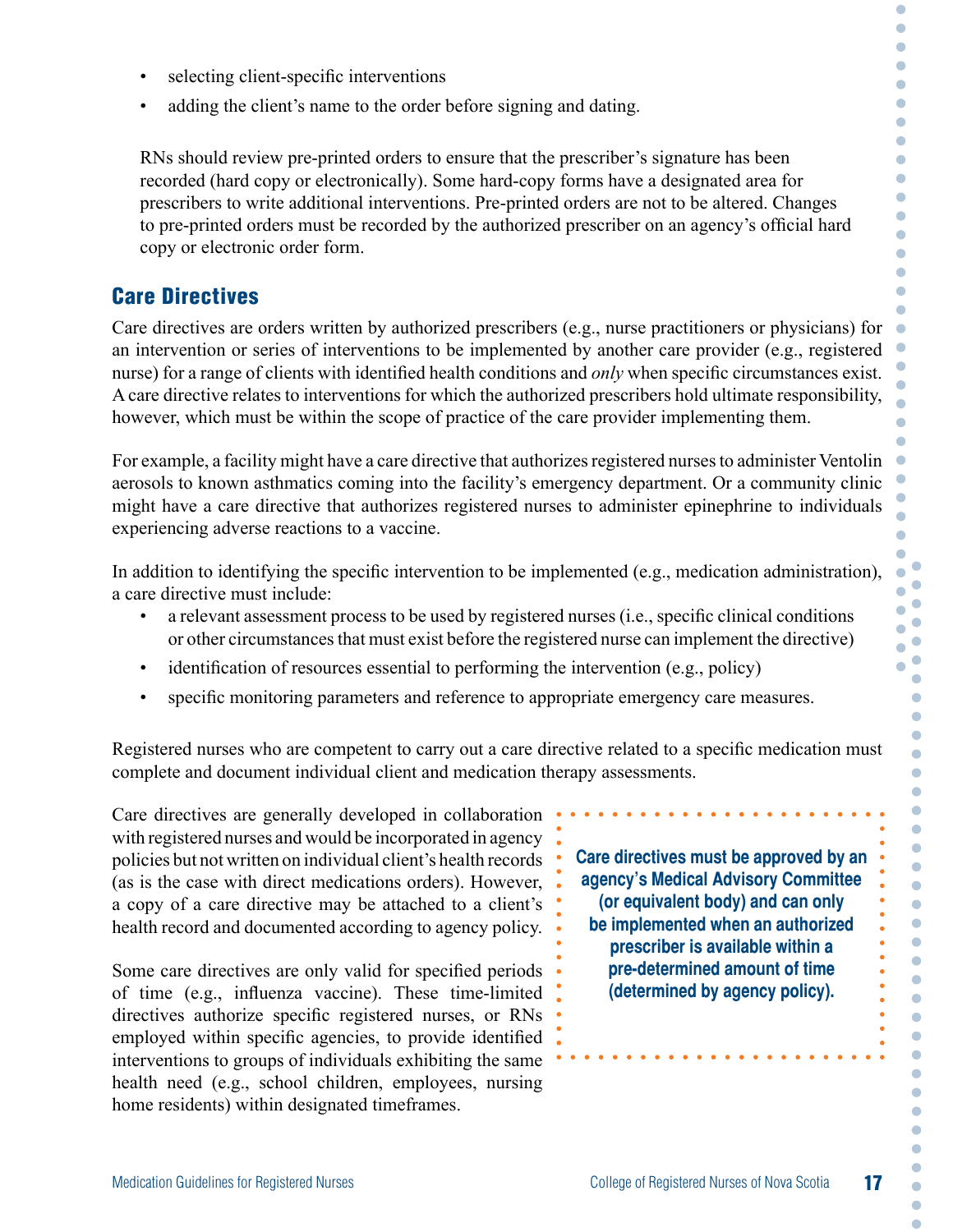- selecting client-specific interventions
- adding the client's name to the order before signing and dating.

RNs should review pre-printed orders to ensure that the prescriber's signature has been recorded (hard copy or electronically). Some hard-copy forms have a designated area for prescribers to write additional interventions. Pre-printed orders are not to be altered. Changes to pre-printed orders must be recorded by the authorized prescriber on an agency's official hard copy or electronic order form.

## Care Directives

Care directives are orders written by authorized prescribers (e.g., nurse practitioners or physicians) for an intervention or series of interventions to be implemented by another care provider (e.g., registered nurse) for a range of clients with identified health conditions and *only* when specific circumstances exist. A care directive relates to interventions for which the authorized prescribers hold ultimate responsibility, however, which must be within the scope of practice of the care provider implementing them.

For example, a facility might have a care directive that authorizes registered nurses to administer Ventolin aerosols to known asthmatics coming into the facility's emergency department. Or a community clinic might have a care directive that authorizes registered nurses to administer epinephrine to individuals experiencing adverse reactions to a vaccine.

In addition to identifying the specific intervention to be implemented (e.g., medication administration), a care directive must include:

- a relevant assessment process to be used by registered nurses (i.e., specific clinical conditions or other circumstances that must exist before the registered nurse can implement the directive)
- identification of resources essential to performing the intervention (e.g., policy)
- specific monitoring parameters and reference to appropriate emergency care measures.

Registered nurses who are competent to carry out a care directive related to a specific medication must complete and document individual client and medication therapy assessments.

Care directives are generally developed in collaboration with registered nurses and would be incorporated in agency policies but not written on individual client's health records (as is the case with direct medications orders). However, a copy of a care directive may be attached to a client's health record and documented according to agency policy.

Some care directives are only valid for specified periods of time (e.g., influenza vaccine). These time-limited directives authorize specific registered nurses, or RNs employed within specific agencies, to provide identified interventions to groups of individuals exhibiting the same health need (e.g., school children, employees, nursing home residents) within designated timeframes.

**Care directives must be approved by an agency's Medical Advisory Committee (or equivalent body) and can only be implemented when an authorized prescriber is available within a pre-determined amount of time (determined by agency policy).**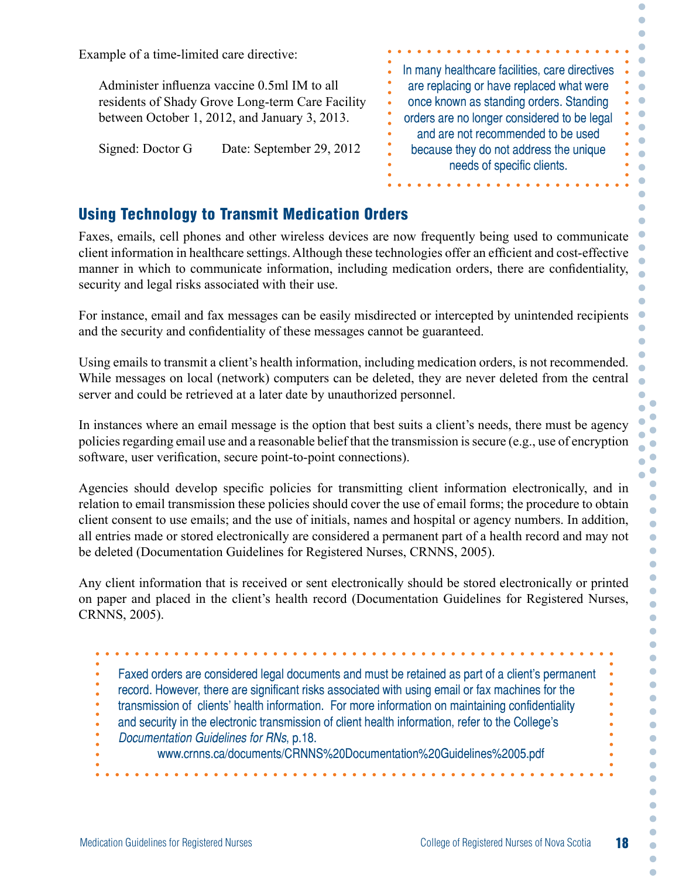Example of a time-limited care directive:

> Administer influenza vaccine 0.5ml IM to all residents of Shady Grove Long-term Care Facility between October 1, 2012, and January 3, 2013.
>
> Signed: Doctor G          Date: September 29, 2012

> In many healthcare facilities, care directives are replacing or have replaced what were once known as standing orders. Standing orders are no longer considered to be legal and are not recommended to be used because they do not address the unique needs of specific clients.

## Using Technology to Transmit Medication Orders

Faxes, emails, cell phones and other wireless devices are now frequently being used to communicate client information in healthcare settings. Although these technologies offer an efficient and cost-effective manner in which to communicate information, including medication orders, there are confidentiality, security and legal risks associated with their use.

For instance, email and fax messages can be easily misdirected or intercepted by unintended recipients and the security and confidentiality of these messages cannot be guaranteed.

Using emails to transmit a client's health information, including medication orders, is not recommended. While messages on local (network) computers can be deleted, they are never deleted from the central server and could be retrieved at a later date by unauthorized personnel.

In instances where an email message is the option that best suits a client's needs, there must be agency policies regarding email use and a reasonable belief that the transmission is secure (e.g., use of encryption software, user verification, secure point-to-point connections).

Agencies should develop specific policies for transmitting client information electronically, and in relation to email transmission these policies should cover the use of email forms; the procedure to obtain client consent to use emails; and the use of initials, names and hospital or agency numbers. In addition, all entries made or stored electronically are considered a permanent part of a health record and may not be deleted (Documentation Guidelines for Registered Nurses, CRNNS, 2005).

Any client information that is received or sent electronically should be stored electronically or printed on paper and placed in the client's health record (Documentation Guidelines for Registered Nurses, CRNNS, 2005).

> Faxed orders are considered legal documents and must be retained as part of a client's permanent record. However, there are significant risks associated with using email or fax machines for the transmission of clients' health information. For more information on maintaining confidentiality and security in the electronic transmission of client health information, refer to the College's *Documentation Guidelines for RNs*, p.18.
>
> www.crnns.ca/documents/CRNNS%20Documentation%20Guidelines%2005.pdf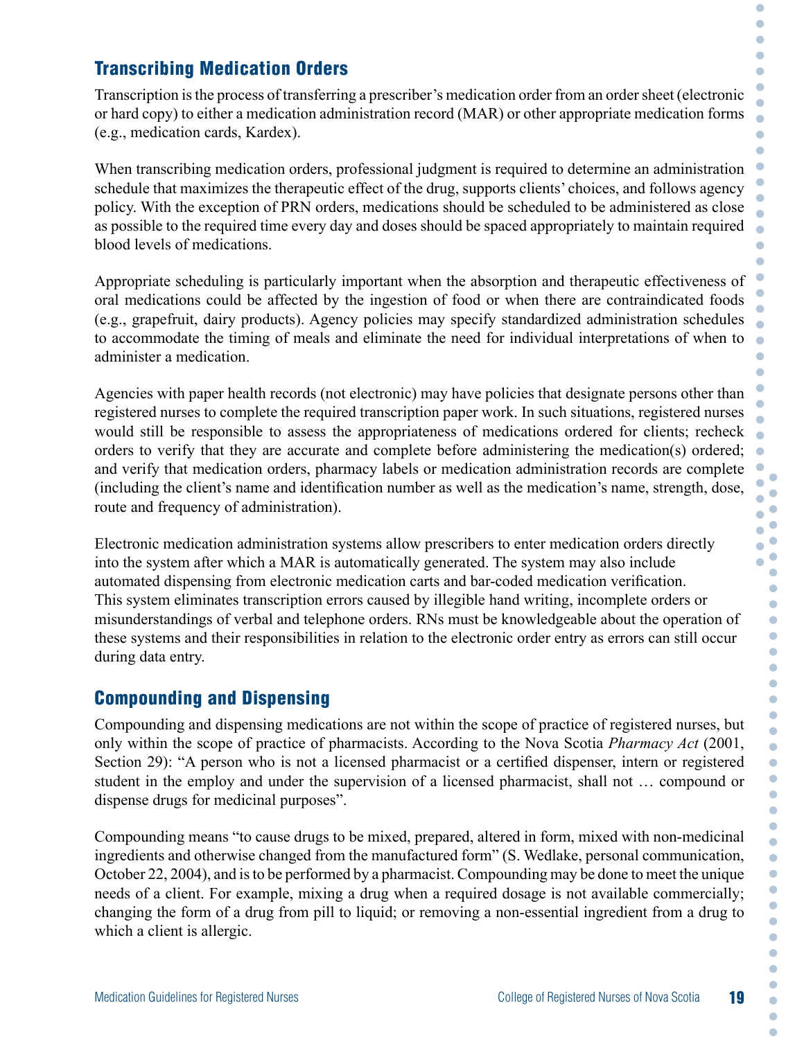## Transcribing Medication Orders

Transcription is the process of transferring a prescriber's medication order from an order sheet (electronic or hard copy) to either a medication administration record (MAR) or other appropriate medication forms (e.g., medication cards, Kardex).

When transcribing medication orders, professional judgment is required to determine an administration schedule that maximizes the therapeutic effect of the drug, supports clients' choices, and follows agency policy. With the exception of PRN orders, medications should be scheduled to be administered as close as possible to the required time every day and doses should be spaced appropriately to maintain required blood levels of medications.

Appropriate scheduling is particularly important when the absorption and therapeutic effectiveness of oral medications could be affected by the ingestion of food or when there are contraindicated foods (e.g., grapefruit, dairy products). Agency policies may specify standardized administration schedules to accommodate the timing of meals and eliminate the need for individual interpretations of when to administer a medication.

Agencies with paper health records (not electronic) may have policies that designate persons other than registered nurses to complete the required transcription paper work. In such situations, registered nurses would still be responsible to assess the appropriateness of medications ordered for clients; recheck orders to verify that they are accurate and complete before administering the medication(s) ordered; and verify that medication orders, pharmacy labels or medication administration records are complete (including the client's name and identification number as well as the medication's name, strength, dose, route and frequency of administration).

Electronic medication administration systems allow prescribers to enter medication orders directly into the system after which a MAR is automatically generated. The system may also include automated dispensing from electronic medication carts and bar-coded medication verification. This system eliminates transcription errors caused by illegible hand writing, incomplete orders or misunderstandings of verbal and telephone orders. RNs must be knowledgeable about the operation of these systems and their responsibilities in relation to the electronic order entry as errors can still occur during data entry.

## Compounding and Dispensing

Compounding and dispensing medications are not within the scope of practice of registered nurses, but only within the scope of practice of pharmacists. According to the Nova Scotia *Pharmacy Act* (2001, Section 29): "A person who is not a licensed pharmacist or a certified dispenser, intern or registered student in the employ and under the supervision of a licensed pharmacist, shall not … compound or dispense drugs for medicinal purposes".

Compounding means "to cause drugs to be mixed, prepared, altered in form, mixed with non-medicinal ingredients and otherwise changed from the manufactured form" (S. Wedlake, personal communication, October 22, 2004), and is to be performed by a pharmacist. Compounding may be done to meet the unique needs of a client. For example, mixing a drug when a required dosage is not available commercially; changing the form of a drug from pill to liquid; or removing a non-essential ingredient from a drug to which a client is allergic.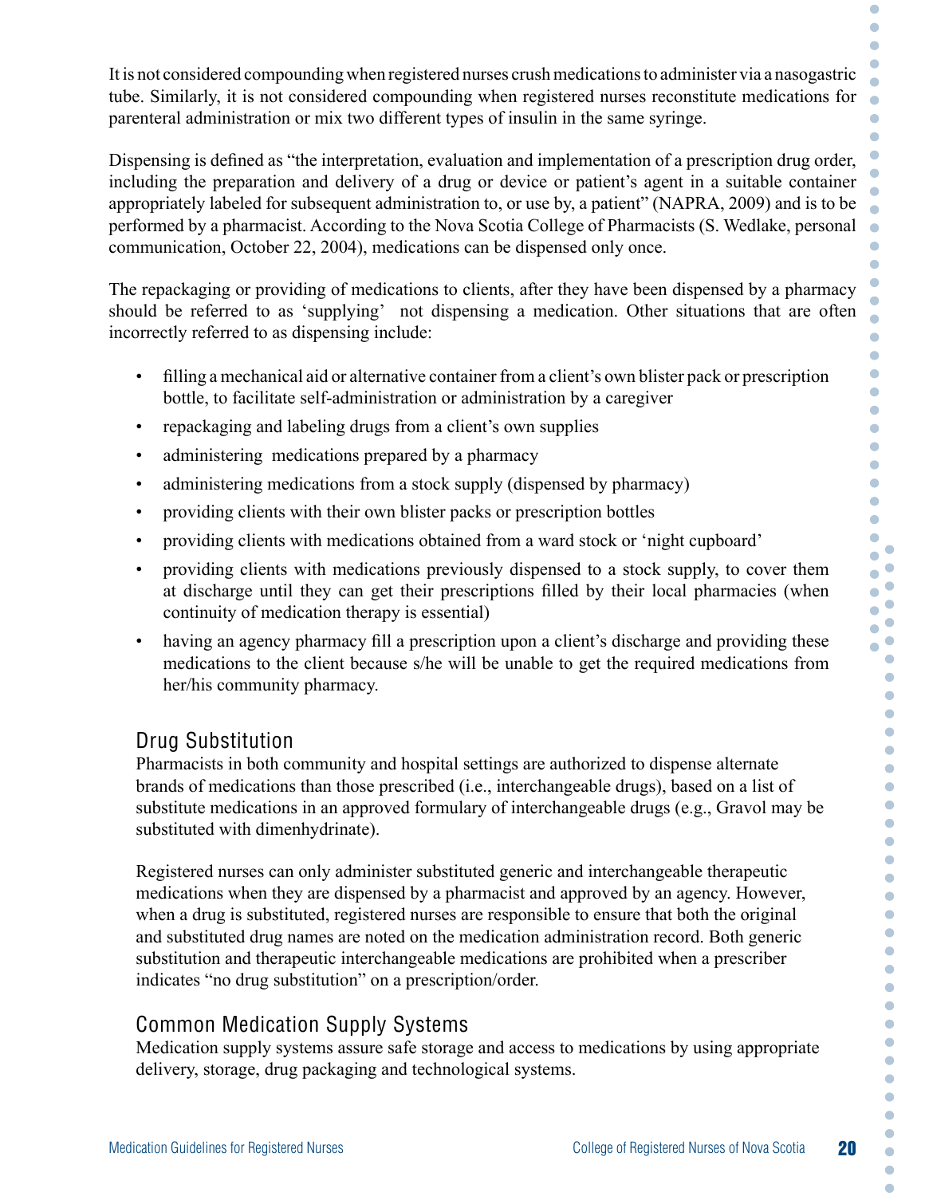It is not considered compounding when registered nurses crush medications to administer via a nasogastric tube. Similarly, it is not considered compounding when registered nurses reconstitute medications for parenteral administration or mix two different types of insulin in the same syringe.

Dispensing is defined as "the interpretation, evaluation and implementation of a prescription drug order, including the preparation and delivery of a drug or device or patient's agent in a suitable container appropriately labeled for subsequent administration to, or use by, a patient" (NAPRA, 2009) and is to be performed by a pharmacist. According to the Nova Scotia College of Pharmacists (S. Wedlake, personal communication, October 22, 2004), medications can be dispensed only once.

The repackaging or providing of medications to clients, after they have been dispensed by a pharmacy should be referred to as 'supplying' not dispensing a medication. Other situations that are often incorrectly referred to as dispensing include:

- filling a mechanical aid or alternative container from a client's own blister pack or prescription bottle, to facilitate self-administration or administration by a caregiver
- repackaging and labeling drugs from a client's own supplies
- administering medications prepared by a pharmacy
- administering medications from a stock supply (dispensed by pharmacy)
- providing clients with their own blister packs or prescription bottles
- providing clients with medications obtained from a ward stock or 'night cupboard'
- providing clients with medications previously dispensed to a stock supply, to cover them at discharge until they can get their prescriptions filled by their local pharmacies (when continuity of medication therapy is essential)
- having an agency pharmacy fill a prescription upon a client's discharge and providing these medications to the client because s/he will be unable to get the required medications from her/his community pharmacy.

## Drug Substitution

Pharmacists in both community and hospital settings are authorized to dispense alternate brands of medications than those prescribed (i.e., interchangeable drugs), based on a list of substitute medications in an approved formulary of interchangeable drugs (e.g., Gravol may be substituted with dimenhydrinate).

Registered nurses can only administer substituted generic and interchangeable therapeutic medications when they are dispensed by a pharmacist and approved by an agency. However, when a drug is substituted, registered nurses are responsible to ensure that both the original and substituted drug names are noted on the medication administration record. Both generic substitution and therapeutic interchangeable medications are prohibited when a prescriber indicates "no drug substitution" on a prescription/order.

## Common Medication Supply Systems

Medication supply systems assure safe storage and access to medications by using appropriate delivery, storage, drug packaging and technological systems.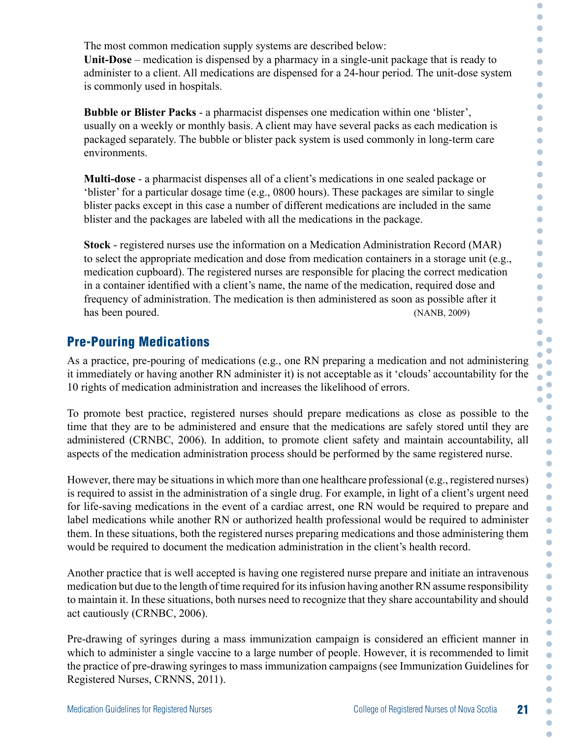The most common medication supply systems are described below:

**Unit-Dose** – medication is dispensed by a pharmacy in a single-unit package that is ready to administer to a client. All medications are dispensed for a 24-hour period. The unit-dose system is commonly used in hospitals.

**Bubble or Blister Packs** - a pharmacist dispenses one medication within one 'blister', usually on a weekly or monthly basis. A client may have several packs as each medication is packaged separately. The bubble or blister pack system is used commonly in long-term care environments.

**Multi-dose** - a pharmacist dispenses all of a client's medications in one sealed package or 'blister' for a particular dosage time (e.g., 0800 hours). These packages are similar to single blister packs except in this case a number of different medications are included in the same blister and the packages are labeled with all the medications in the package.

**Stock** - registered nurses use the information on a Medication Administration Record (MAR) to select the appropriate medication and dose from medication containers in a storage unit (e.g., medication cupboard). The registered nurses are responsible for placing the correct medication in a container identified with a client's name, the name of the medication, required dose and frequency of administration. The medication is then administered as soon as possible after it has been poured. (NANB, 2009)

## Pre-Pouring Medications

As a practice, pre-pouring of medications (e.g., one RN preparing a medication and not administering it immediately or having another RN administer it) is not acceptable as it 'clouds' accountability for the 10 rights of medication administration and increases the likelihood of errors.

To promote best practice, registered nurses should prepare medications as close as possible to the time that they are to be administered and ensure that the medications are safely stored until they are administered (CRNBC, 2006). In addition, to promote client safety and maintain accountability, all aspects of the medication administration process should be performed by the same registered nurse.

However, there may be situations in which more than one healthcare professional (e.g., registered nurses) is required to assist in the administration of a single drug. For example, in light of a client's urgent need for life-saving medications in the event of a cardiac arrest, one RN would be required to prepare and label medications while another RN or authorized health professional would be required to administer them. In these situations, both the registered nurses preparing medications and those administering them would be required to document the medication administration in the client's health record.

Another practice that is well accepted is having one registered nurse prepare and initiate an intravenous medication but due to the length of time required for its infusion having another RN assume responsibility to maintain it. In these situations, both nurses need to recognize that they share accountability and should act cautiously (CRNBC, 2006).

Pre-drawing of syringes during a mass immunization campaign is considered an efficient manner in which to administer a single vaccine to a large number of people. However, it is recommended to limit the practice of pre-drawing syringes to mass immunization campaigns (see Immunization Guidelines for Registered Nurses, CRNNS, 2011).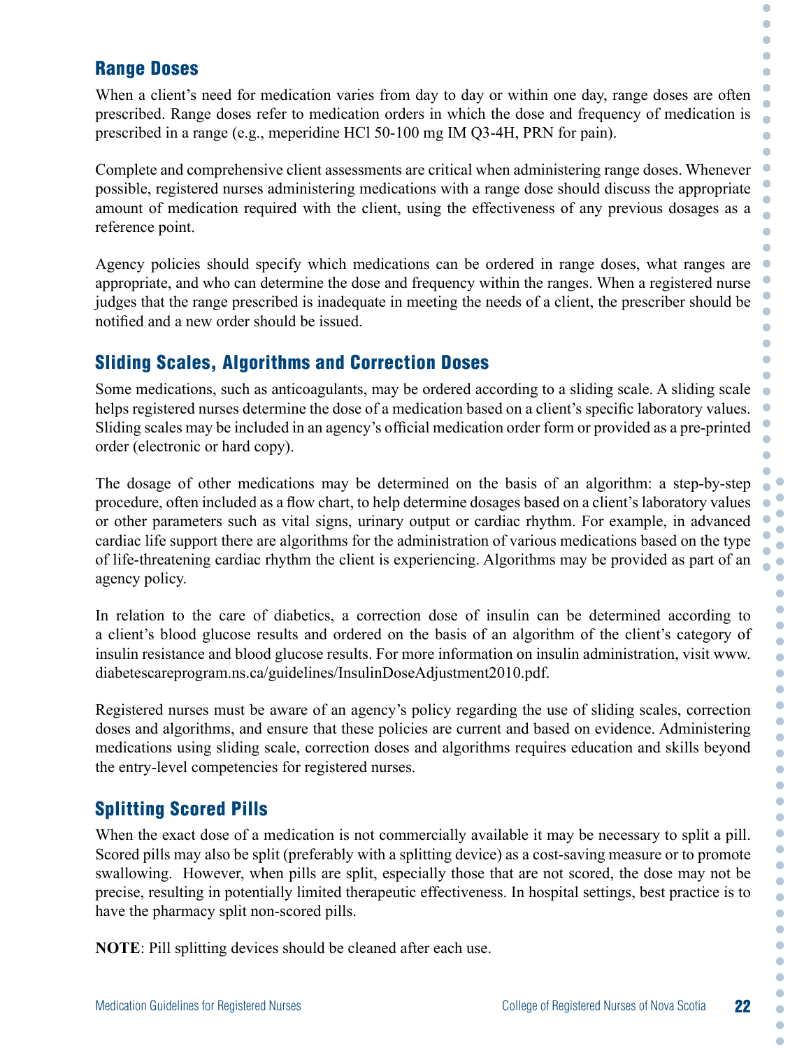## Range Doses

When a client's need for medication varies from day to day or within one day, range doses are often prescribed. Range doses refer to medication orders in which the dose and frequency of medication is prescribed in a range (e.g., meperidine HCl 50-100 mg IM Q3-4H, PRN for pain).

Complete and comprehensive client assessments are critical when administering range doses. Whenever possible, registered nurses administering medications with a range dose should discuss the appropriate amount of medication required with the client, using the effectiveness of any previous dosages as a reference point.

Agency policies should specify which medications can be ordered in range doses, what ranges are appropriate, and who can determine the dose and frequency within the ranges. When a registered nurse judges that the range prescribed is inadequate in meeting the needs of a client, the prescriber should be notified and a new order should be issued.

## Sliding Scales, Algorithms and Correction Doses

Some medications, such as anticoagulants, may be ordered according to a sliding scale. A sliding scale helps registered nurses determine the dose of a medication based on a client's specific laboratory values. Sliding scales may be included in an agency's official medication order form or provided as a pre-printed order (electronic or hard copy).

The dosage of other medications may be determined on the basis of an algorithm: a step-by-step procedure, often included as a flow chart, to help determine dosages based on a client's laboratory values or other parameters such as vital signs, urinary output or cardiac rhythm. For example, in advanced cardiac life support there are algorithms for the administration of various medications based on the type of life-threatening cardiac rhythm the client is experiencing. Algorithms may be provided as part of an agency policy.

In relation to the care of diabetics, a correction dose of insulin can be determined according to a client's blood glucose results and ordered on the basis of an algorithm of the client's category of insulin resistance and blood glucose results. For more information on insulin administration, visit www.diabetescareprogram.ns.ca/guidelines/InsulinDoseAdjustment2010.pdf.

Registered nurses must be aware of an agency's policy regarding the use of sliding scales, correction doses and algorithms, and ensure that these policies are current and based on evidence. Administering medications using sliding scale, correction doses and algorithms requires education and skills beyond the entry-level competencies for registered nurses.

## Splitting Scored Pills

When the exact dose of a medication is not commercially available it may be necessary to split a pill. Scored pills may also be split (preferably with a splitting device) as a cost-saving measure or to promote swallowing. However, when pills are split, especially those that are not scored, the dose may not be precise, resulting in potentially limited therapeutic effectiveness. In hospital settings, best practice is to have the pharmacy split non-scored pills.

**NOTE**: Pill splitting devices should be cleaned after each use.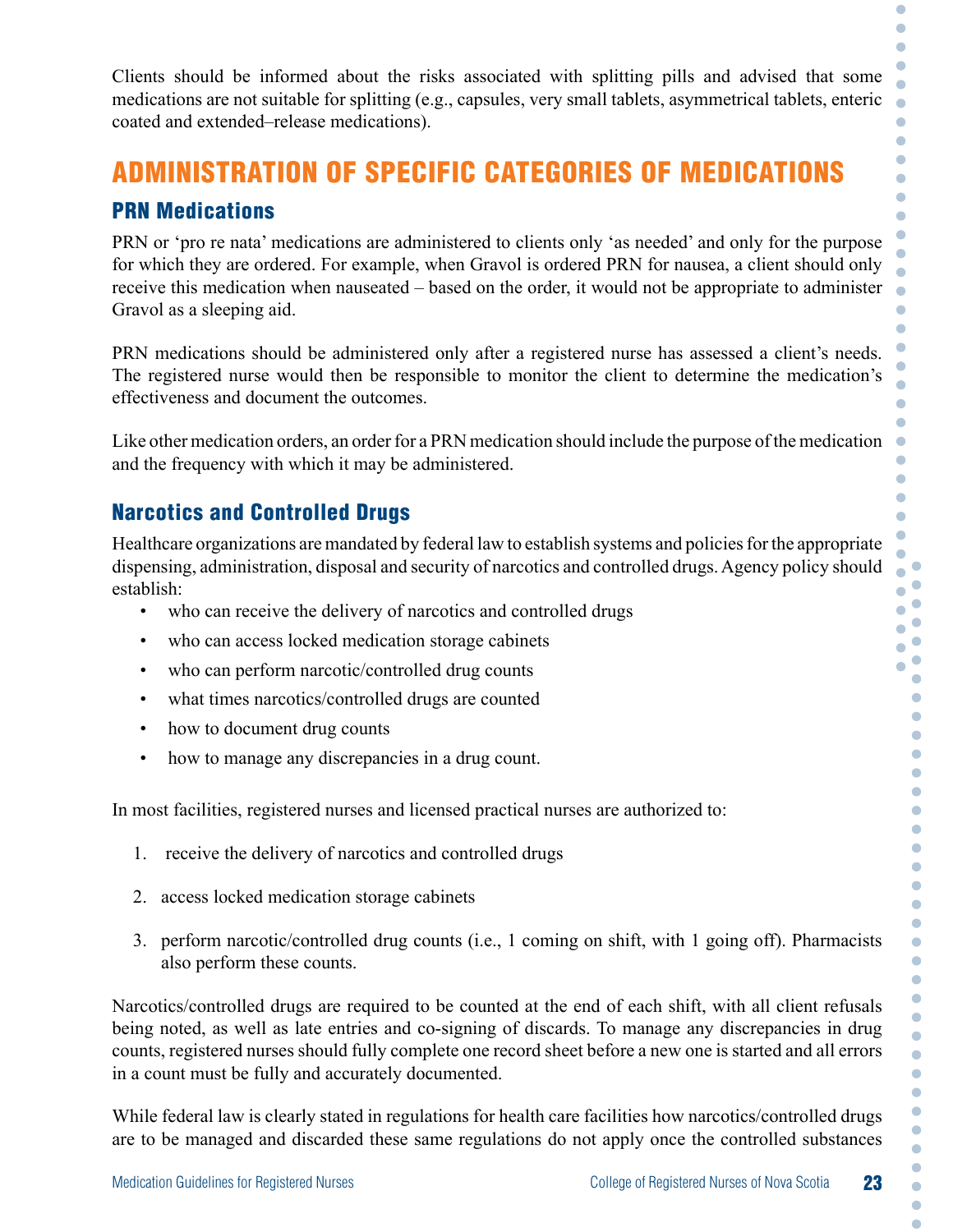Clients should be informed about the risks associated with splitting pills and advised that some medications are not suitable for splitting (e.g., capsules, very small tablets, asymmetrical tablets, enteric coated and extended–release medications).

# ADMINISTRATION OF SPECIFIC CATEGORIES OF MEDICATIONS

## PRN Medications

PRN or 'pro re nata' medications are administered to clients only 'as needed' and only for the purpose for which they are ordered. For example, when Gravol is ordered PRN for nausea, a client should only receive this medication when nauseated – based on the order, it would not be appropriate to administer Gravol as a sleeping aid.

PRN medications should be administered only after a registered nurse has assessed a client's needs. The registered nurse would then be responsible to monitor the client to determine the medication's effectiveness and document the outcomes.

Like other medication orders, an order for a PRN medication should include the purpose of the medication and the frequency with which it may be administered.

## Narcotics and Controlled Drugs

Healthcare organizations are mandated by federal law to establish systems and policies for the appropriate dispensing, administration, disposal and security of narcotics and controlled drugs. Agency policy should establish:

- who can receive the delivery of narcotics and controlled drugs
- who can access locked medication storage cabinets
- who can perform narcotic/controlled drug counts
- what times narcotics/controlled drugs are counted
- how to document drug counts
- how to manage any discrepancies in a drug count.

In most facilities, registered nurses and licensed practical nurses are authorized to:

1. receive the delivery of narcotics and controlled drugs
2. access locked medication storage cabinets
3. perform narcotic/controlled drug counts (i.e., 1 coming on shift, with 1 going off). Pharmacists also perform these counts.

Narcotics/controlled drugs are required to be counted at the end of each shift, with all client refusals being noted, as well as late entries and co-signing of discards. To manage any discrepancies in drug counts, registered nurses should fully complete one record sheet before a new one is started and all errors in a count must be fully and accurately documented.

While federal law is clearly stated in regulations for health care facilities how narcotics/controlled drugs are to be managed and discarded these same regulations do not apply once the controlled substances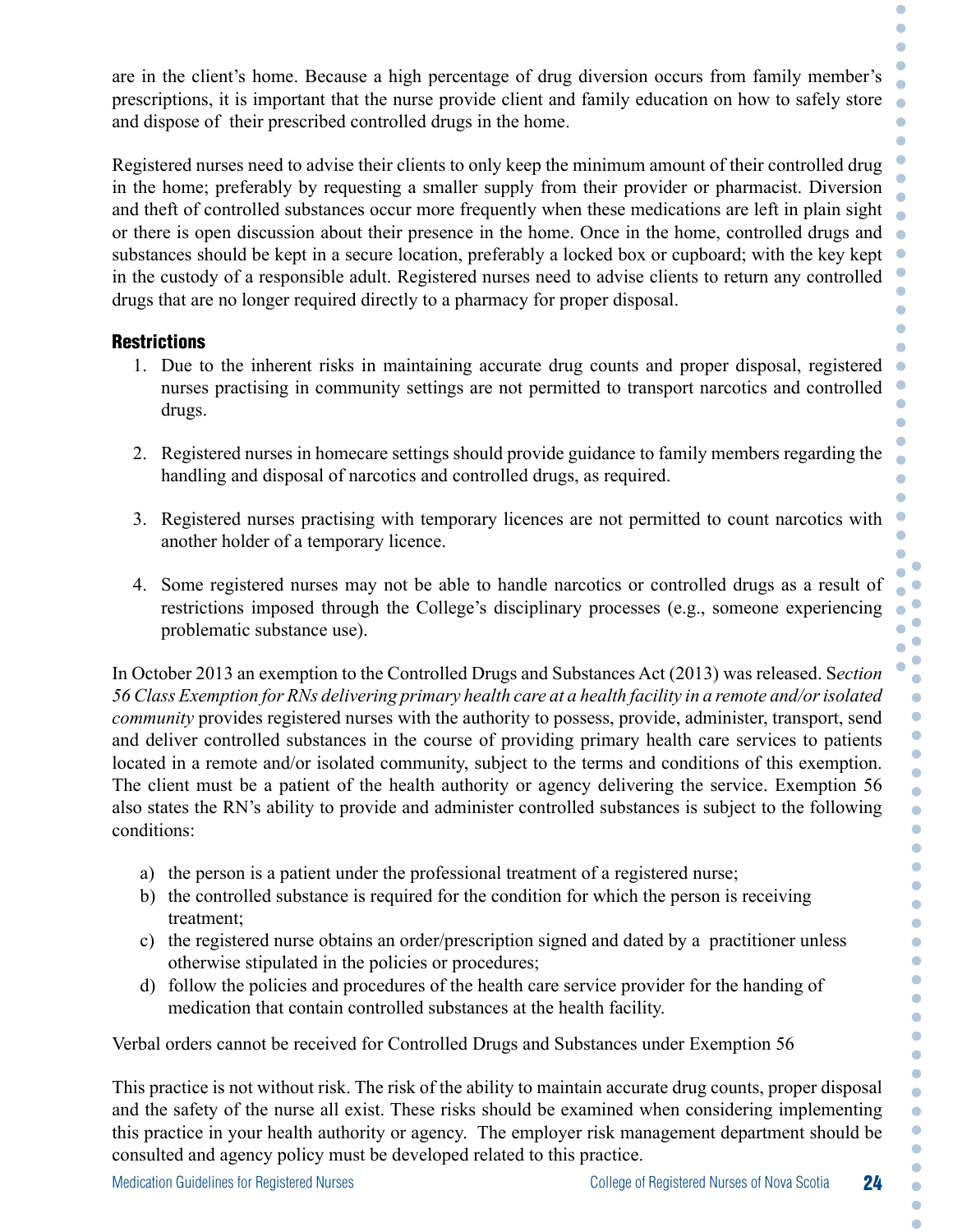are in the client's home. Because a high percentage of drug diversion occurs from family member's prescriptions, it is important that the nurse provide client and family education on how to safely store and dispose of their prescribed controlled drugs in the home.

Registered nurses need to advise their clients to only keep the minimum amount of their controlled drug in the home; preferably by requesting a smaller supply from their provider or pharmacist. Diversion and theft of controlled substances occur more frequently when these medications are left in plain sight or there is open discussion about their presence in the home. Once in the home, controlled drugs and substances should be kept in a secure location, preferably a locked box or cupboard; with the key kept in the custody of a responsible adult. Registered nurses need to advise clients to return any controlled drugs that are no longer required directly to a pharmacy for proper disposal.

### Restrictions

1. Due to the inherent risks in maintaining accurate drug counts and proper disposal, registered nurses practising in community settings are not permitted to transport narcotics and controlled drugs.

2. Registered nurses in homecare settings should provide guidance to family members regarding the handling and disposal of narcotics and controlled drugs, as required.

3. Registered nurses practising with temporary licences are not permitted to count narcotics with another holder of a temporary licence.

4. Some registered nurses may not be able to handle narcotics or controlled drugs as a result of restrictions imposed through the College's disciplinary processes (e.g., someone experiencing problematic substance use).

In October 2013 an exemption to the Controlled Drugs and Substances Act (2013) was released. S*ection 56 Class Exemption for RNs delivering primary health care at a health facility in a remote and/or isolated community* provides registered nurses with the authority to possess, provide, administer, transport, send and deliver controlled substances in the course of providing primary health care services to patients located in a remote and/or isolated community, subject to the terms and conditions of this exemption. The client must be a patient of the health authority or agency delivering the service. Exemption 56 also states the RN's ability to provide and administer controlled substances is subject to the following conditions:

a) the person is a patient under the professional treatment of a registered nurse;
b) the controlled substance is required for the condition for which the person is receiving treatment;
c) the registered nurse obtains an order/prescription signed and dated by a practitioner unless otherwise stipulated in the policies or procedures;
d) follow the policies and procedures of the health care service provider for the handing of medication that contain controlled substances at the health facility.

Verbal orders cannot be received for Controlled Drugs and Substances under Exemption 56

This practice is not without risk. The risk of the ability to maintain accurate drug counts, proper disposal and the safety of the nurse all exist. These risks should be examined when considering implementing this practice in your health authority or agency. The employer risk management department should be consulted and agency policy must be developed related to this practice.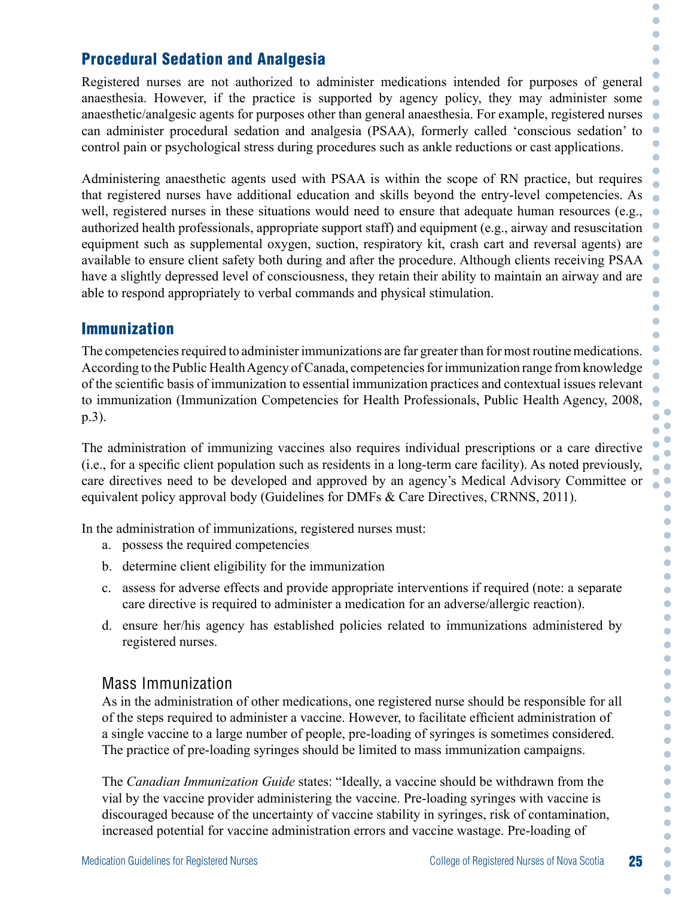## Procedural Sedation and Analgesia

Registered nurses are not authorized to administer medications intended for purposes of general anaesthesia. However, if the practice is supported by agency policy, they may administer some anaesthetic/analgesic agents for purposes other than general anaesthesia. For example, registered nurses can administer procedural sedation and analgesia (PSAA), formerly called 'conscious sedation' to control pain or psychological stress during procedures such as ankle reductions or cast applications.

Administering anaesthetic agents used with PSAA is within the scope of RN practice, but requires that registered nurses have additional education and skills beyond the entry-level competencies. As well, registered nurses in these situations would need to ensure that adequate human resources (e.g., authorized health professionals, appropriate support staff) and equipment (e.g., airway and resuscitation equipment such as supplemental oxygen, suction, respiratory kit, crash cart and reversal agents) are available to ensure client safety both during and after the procedure. Although clients receiving PSAA have a slightly depressed level of consciousness, they retain their ability to maintain an airway and are able to respond appropriately to verbal commands and physical stimulation.

## Immunization

The competencies required to administer immunizations are far greater than for most routine medications. According to the Public Health Agency of Canada, competencies for immunization range from knowledge of the scientific basis of immunization to essential immunization practices and contextual issues relevant to immunization (Immunization Competencies for Health Professionals, Public Health Agency, 2008, p.3).

The administration of immunizing vaccines also requires individual prescriptions or a care directive (i.e., for a specific client population such as residents in a long-term care facility). As noted previously, care directives need to be developed and approved by an agency's Medical Advisory Committee or equivalent policy approval body (Guidelines for DMFs & Care Directives, CRNNS, 2011).

In the administration of immunizations, registered nurses must:

a. possess the required competencies
b. determine client eligibility for the immunization
c. assess for adverse effects and provide appropriate interventions if required (note: a separate care directive is required to administer a medication for an adverse/allergic reaction).
d. ensure her/his agency has established policies related to immunizations administered by registered nurses.

### Mass Immunization

As in the administration of other medications, one registered nurse should be responsible for all of the steps required to administer a vaccine. However, to facilitate efficient administration of a single vaccine to a large number of people, pre-loading of syringes is sometimes considered. The practice of pre-loading syringes should be limited to mass immunization campaigns.

The *Canadian Immunization Guide* states: "Ideally, a vaccine should be withdrawn from the vial by the vaccine provider administering the vaccine. Pre-loading syringes with vaccine is discouraged because of the uncertainty of vaccine stability in syringes, risk of contamination, increased potential for vaccine administration errors and vaccine wastage. Pre-loading of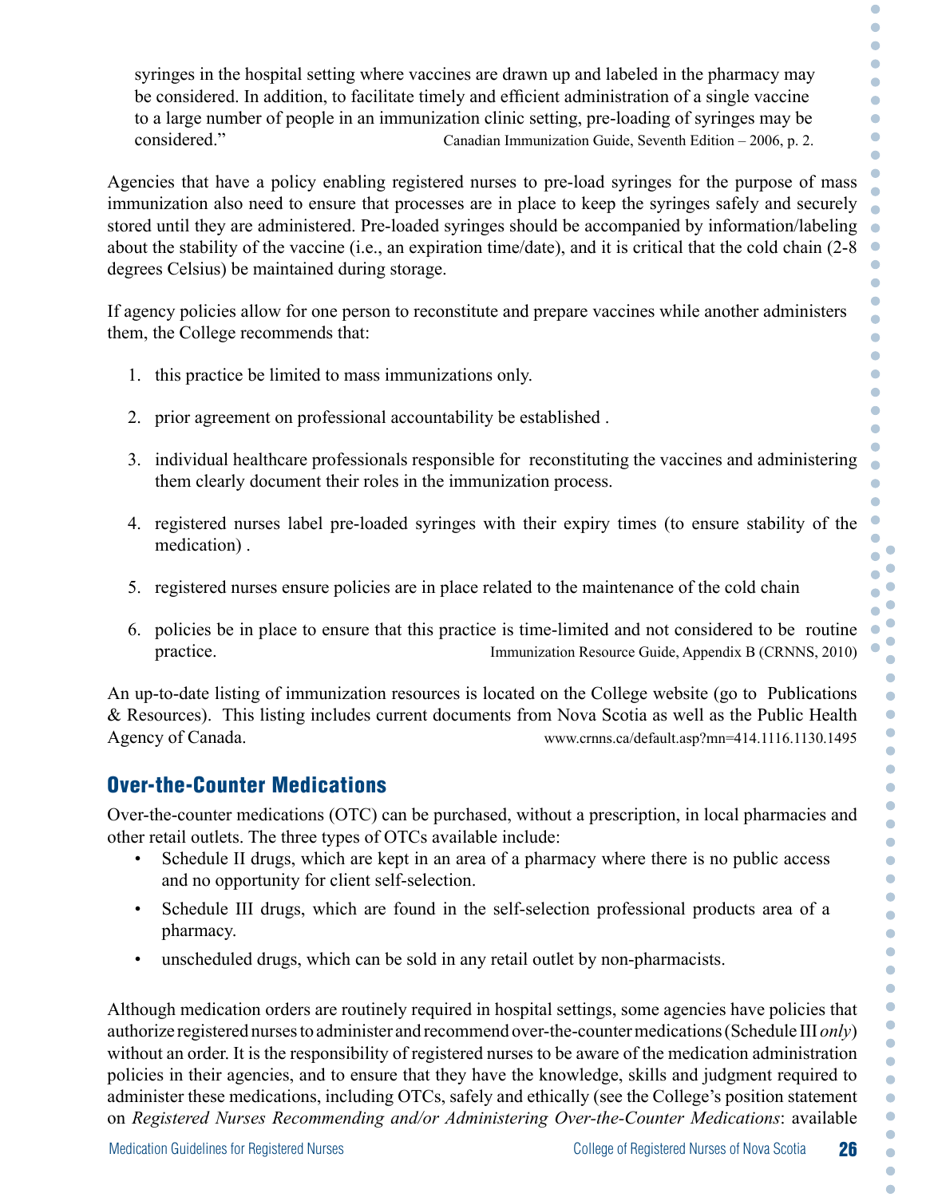syringes in the hospital setting where vaccines are drawn up and labeled in the pharmacy may be considered. In addition, to facilitate timely and efficient administration of a single vaccine to a large number of people in an immunization clinic setting, pre-loading of syringes may be considered." Canadian Immunization Guide, Seventh Edition – 2006, p. 2.

Agencies that have a policy enabling registered nurses to pre-load syringes for the purpose of mass immunization also need to ensure that processes are in place to keep the syringes safely and securely stored until they are administered. Pre-loaded syringes should be accompanied by information/labeling about the stability of the vaccine (i.e., an expiration time/date), and it is critical that the cold chain (2-8 degrees Celsius) be maintained during storage.

If agency policies allow for one person to reconstitute and prepare vaccines while another administers them, the College recommends that:

1. this practice be limited to mass immunizations only.
2. prior agreement on professional accountability be established .
3. individual healthcare professionals responsible for reconstituting the vaccines and administering them clearly document their roles in the immunization process.
4. registered nurses label pre-loaded syringes with their expiry times (to ensure stability of the medication) .
5. registered nurses ensure policies are in place related to the maintenance of the cold chain
6. policies be in place to ensure that this practice is time-limited and not considered to be routine practice. Immunization Resource Guide, Appendix B (CRNNS, 2010)

An up-to-date listing of immunization resources is located on the College website (go to Publications & Resources). This listing includes current documents from Nova Scotia as well as the Public Health Agency of Canada. www.crnns.ca/default.asp?mn=414.1116.1130.1495

## Over-the-Counter Medications

Over-the-counter medications (OTC) can be purchased, without a prescription, in local pharmacies and other retail outlets. The three types of OTCs available include:

- Schedule II drugs, which are kept in an area of a pharmacy where there is no public access and no opportunity for client self-selection.
- Schedule III drugs, which are found in the self-selection professional products area of a pharmacy.
- unscheduled drugs, which can be sold in any retail outlet by non-pharmacists.

Although medication orders are routinely required in hospital settings, some agencies have policies that authorize registered nurses to administer and recommend over-the-counter medications (Schedule III *only*) without an order. It is the responsibility of registered nurses to be aware of the medication administration policies in their agencies, and to ensure that they have the knowledge, skills and judgment required to administer these medications, including OTCs, safely and ethically (see the College's position statement on *Registered Nurses Recommending and/or Administering Over-the-Counter Medications*: available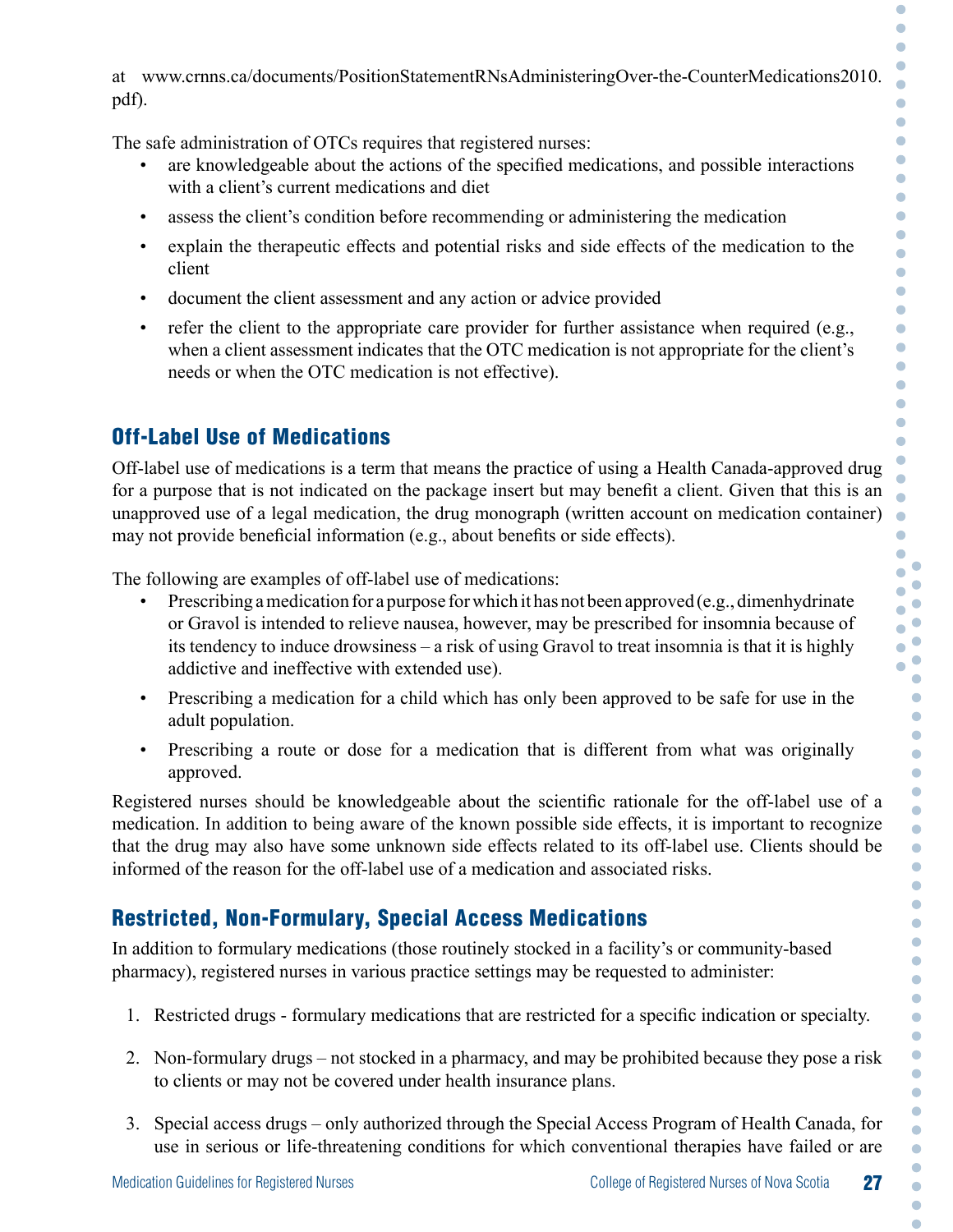at www.crnns.ca/documents/PositionStatementRNsAdministeringOver-the-CounterMedications2010.pdf).

The safe administration of OTCs requires that registered nurses:

- are knowledgeable about the actions of the specified medications, and possible interactions with a client's current medications and diet
- assess the client's condition before recommending or administering the medication
- explain the therapeutic effects and potential risks and side effects of the medication to the client
- document the client assessment and any action or advice provided
- refer the client to the appropriate care provider for further assistance when required (e.g., when a client assessment indicates that the OTC medication is not appropriate for the client's needs or when the OTC medication is not effective).

## Off-Label Use of Medications

Off-label use of medications is a term that means the practice of using a Health Canada-approved drug for a purpose that is not indicated on the package insert but may benefit a client. Given that this is an unapproved use of a legal medication, the drug monograph (written account on medication container) may not provide beneficial information (e.g., about benefits or side effects).

The following are examples of off-label use of medications:

- Prescribing a medication for a purpose for which it has not been approved (e.g., dimenhydrinate or Gravol is intended to relieve nausea, however, may be prescribed for insomnia because of its tendency to induce drowsiness – a risk of using Gravol to treat insomnia is that it is highly addictive and ineffective with extended use).
- Prescribing a medication for a child which has only been approved to be safe for use in the adult population.
- Prescribing a route or dose for a medication that is different from what was originally approved.

Registered nurses should be knowledgeable about the scientific rationale for the off-label use of a medication. In addition to being aware of the known possible side effects, it is important to recognize that the drug may also have some unknown side effects related to its off-label use. Clients should be informed of the reason for the off-label use of a medication and associated risks.

## Restricted, Non-Formulary, Special Access Medications

In addition to formulary medications (those routinely stocked in a facility's or community-based pharmacy), registered nurses in various practice settings may be requested to administer:

1. Restricted drugs - formulary medications that are restricted for a specific indication or specialty.
2. Non-formulary drugs – not stocked in a pharmacy, and may be prohibited because they pose a risk to clients or may not be covered under health insurance plans.
3. Special access drugs – only authorized through the Special Access Program of Health Canada, for use in serious or life-threatening conditions for which conventional therapies have failed or are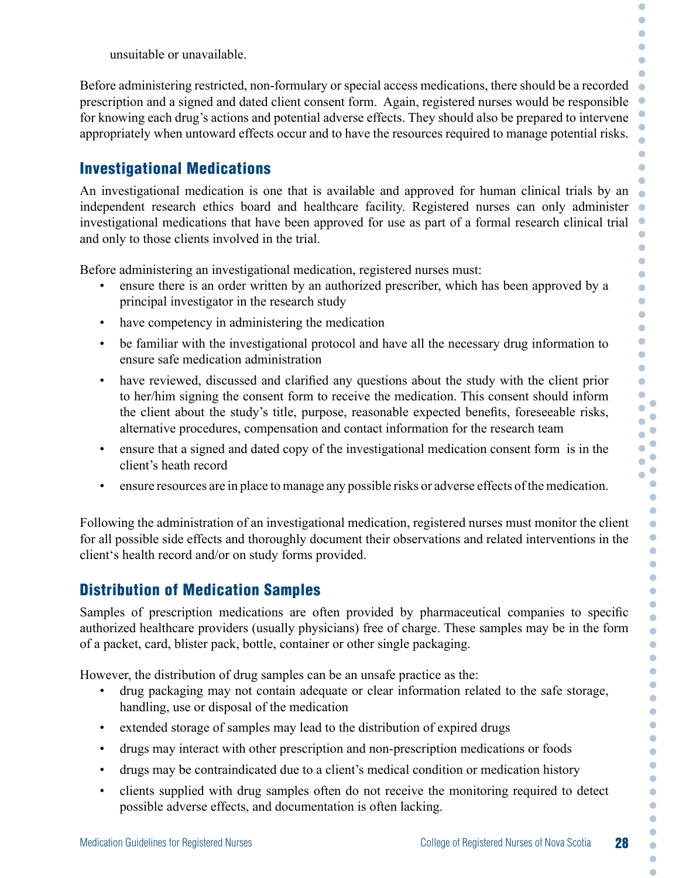unsuitable or unavailable.

Before administering restricted, non-formulary or special access medications, there should be a recorded prescription and a signed and dated client consent form. Again, registered nurses would be responsible for knowing each drug's actions and potential adverse effects. They should also be prepared to intervene appropriately when untoward effects occur and to have the resources required to manage potential risks.

## Investigational Medications

An investigational medication is one that is available and approved for human clinical trials by an independent research ethics board and healthcare facility. Registered nurses can only administer investigational medications that have been approved for use as part of a formal research clinical trial and only to those clients involved in the trial.

Before administering an investigational medication, registered nurses must:

- ensure there is an order written by an authorized prescriber, which has been approved by a principal investigator in the research study
- have competency in administering the medication
- be familiar with the investigational protocol and have all the necessary drug information to ensure safe medication administration
- have reviewed, discussed and clarified any questions about the study with the client prior to her/him signing the consent form to receive the medication. This consent should inform the client about the study's title, purpose, reasonable expected benefits, foreseeable risks, alternative procedures, compensation and contact information for the research team
- ensure that a signed and dated copy of the investigational medication consent form is in the client's heath record
- ensure resources are in place to manage any possible risks or adverse effects of the medication.

Following the administration of an investigational medication, registered nurses must monitor the client for all possible side effects and thoroughly document their observations and related interventions in the client's health record and/or on study forms provided.

## Distribution of Medication Samples

Samples of prescription medications are often provided by pharmaceutical companies to specific authorized healthcare providers (usually physicians) free of charge. These samples may be in the form of a packet, card, blister pack, bottle, container or other single packaging.

However, the distribution of drug samples can be an unsafe practice as the:

- drug packaging may not contain adequate or clear information related to the safe storage, handling, use or disposal of the medication
- extended storage of samples may lead to the distribution of expired drugs
- drugs may interact with other prescription and non-prescription medications or foods
- drugs may be contraindicated due to a client's medical condition or medication history
- clients supplied with drug samples often do not receive the monitoring required to detect possible adverse effects, and documentation is often lacking.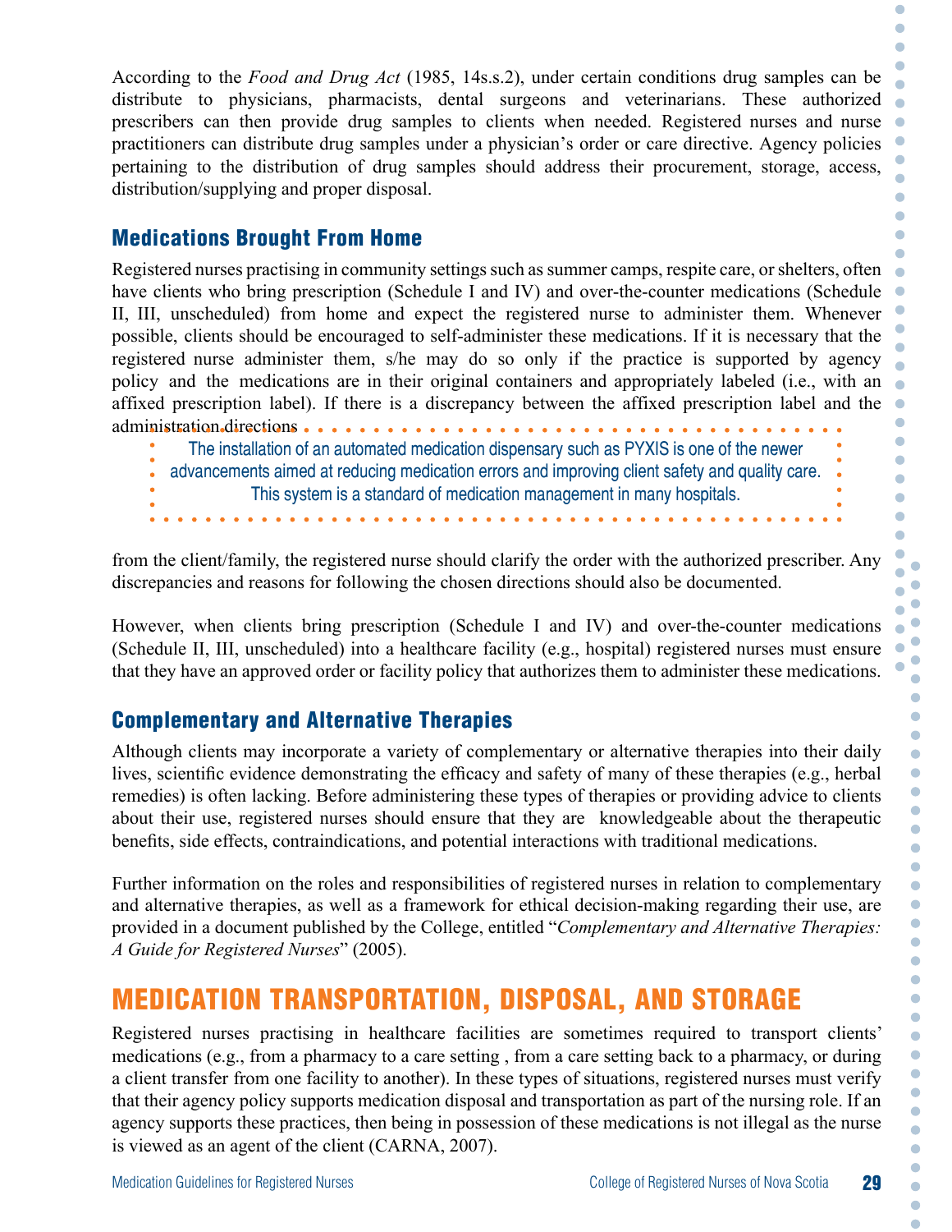According to the *Food and Drug Act* (1985, 14s.s.2), under certain conditions drug samples can be distribute to physicians, pharmacists, dental surgeons and veterinarians. These authorized prescribers can then provide drug samples to clients when needed. Registered nurses and nurse practitioners can distribute drug samples under a physician's order or care directive. Agency policies pertaining to the distribution of drug samples should address their procurement, storage, access, distribution/supplying and proper disposal.

## Medications Brought From Home

Registered nurses practising in community settings such as summer camps, respite care, or shelters, often have clients who bring prescription (Schedule I and IV) and over-the-counter medications (Schedule II, III, unscheduled) from home and expect the registered nurse to administer them. Whenever possible, clients should be encouraged to self-administer these medications. If it is necessary that the registered nurse administer them, s/he may do so only if the practice is supported by agency policy and the medications are in their original containers and appropriately labeled (i.e., with an affixed prescription label). If there is a discrepancy between the affixed prescription label and the administration directions from the client/family, the registered nurse should clarify the order with the authorized prescriber. Any discrepancies and reasons for following the chosen directions should also be documented.

> The installation of an automated medication dispensary such as PYXIS is one of the newer advancements aimed at reducing medication errors and improving client safety and quality care. This system is a standard of medication management in many hospitals.

However, when clients bring prescription (Schedule I and IV) and over-the-counter medications (Schedule II, III, unscheduled) into a healthcare facility (e.g., hospital) registered nurses must ensure that they have an approved order or facility policy that authorizes them to administer these medications.

## Complementary and Alternative Therapies

Although clients may incorporate a variety of complementary or alternative therapies into their daily lives, scientific evidence demonstrating the efficacy and safety of many of these therapies (e.g., herbal remedies) is often lacking. Before administering these types of therapies or providing advice to clients about their use, registered nurses should ensure that they are knowledgeable about the therapeutic benefits, side effects, contraindications, and potential interactions with traditional medications.

Further information on the roles and responsibilities of registered nurses in relation to complementary and alternative therapies, as well as a framework for ethical decision-making regarding their use, are provided in a document published by the College, entitled "*Complementary and Alternative Therapies: A Guide for Registered Nurses*" (2005).

# MEDICATION TRANSPORTATION, DISPOSAL, AND STORAGE

Registered nurses practising in healthcare facilities are sometimes required to transport clients' medications (e.g., from a pharmacy to a care setting , from a care setting back to a pharmacy, or during a client transfer from one facility to another). In these types of situations, registered nurses must verify that their agency policy supports medication disposal and transportation as part of the nursing role. If an agency supports these practices, then being in possession of these medications is not illegal as the nurse is viewed as an agent of the client (CARNA, 2007).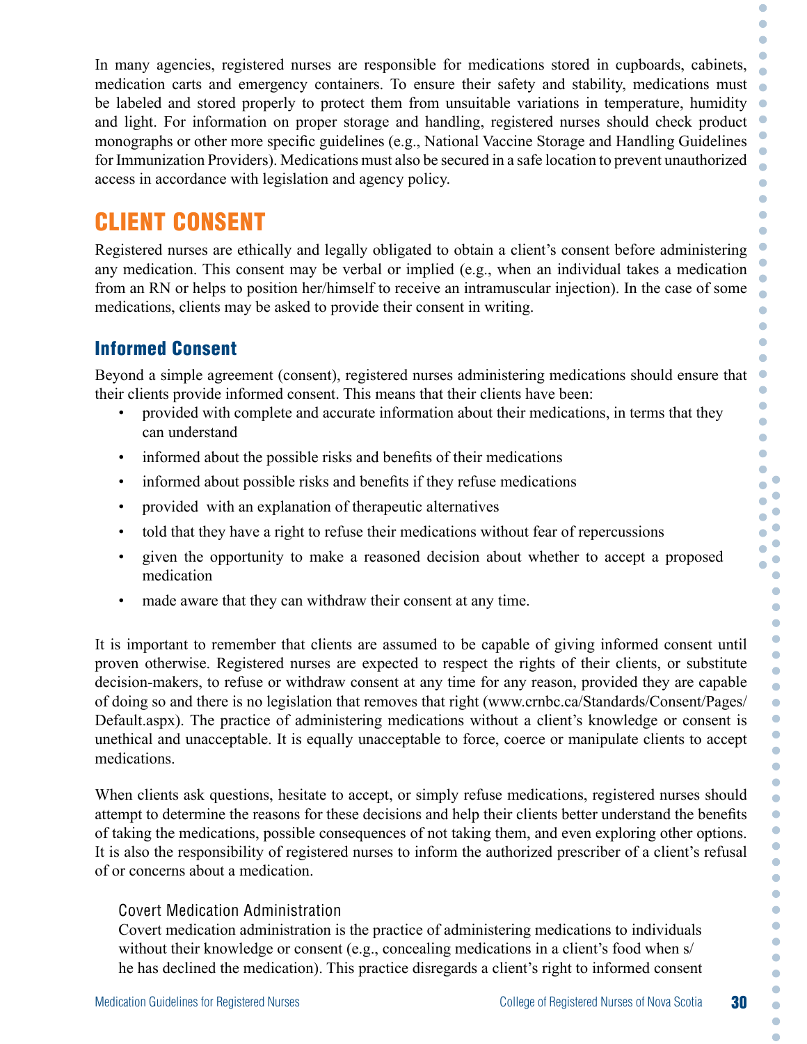In many agencies, registered nurses are responsible for medications stored in cupboards, cabinets, medication carts and emergency containers. To ensure their safety and stability, medications must be labeled and stored properly to protect them from unsuitable variations in temperature, humidity and light. For information on proper storage and handling, registered nurses should check product monographs or other more specific guidelines (e.g., National Vaccine Storage and Handling Guidelines for Immunization Providers). Medications must also be secured in a safe location to prevent unauthorized access in accordance with legislation and agency policy.

## CLIENT CONSENT

Registered nurses are ethically and legally obligated to obtain a client's consent before administering any medication. This consent may be verbal or implied (e.g., when an individual takes a medication from an RN or helps to position her/himself to receive an intramuscular injection). In the case of some medications, clients may be asked to provide their consent in writing.

### Informed Consent

Beyond a simple agreement (consent), registered nurses administering medications should ensure that their clients provide informed consent. This means that their clients have been:

- provided with complete and accurate information about their medications, in terms that they can understand
- informed about the possible risks and benefits of their medications
- informed about possible risks and benefits if they refuse medications
- provided with an explanation of therapeutic alternatives
- told that they have a right to refuse their medications without fear of repercussions
- given the opportunity to make a reasoned decision about whether to accept a proposed medication
- made aware that they can withdraw their consent at any time.

It is important to remember that clients are assumed to be capable of giving informed consent until proven otherwise. Registered nurses are expected to respect the rights of their clients, or substitute decision-makers, to refuse or withdraw consent at any time for any reason, provided they are capable of doing so and there is no legislation that removes that right (www.crnbc.ca/Standards/Consent/Pages/Default.aspx). The practice of administering medications without a client's knowledge or consent is unethical and unacceptable. It is equally unacceptable to force, coerce or manipulate clients to accept medications.

When clients ask questions, hesitate to accept, or simply refuse medications, registered nurses should attempt to determine the reasons for these decisions and help their clients better understand the benefits of taking the medications, possible consequences of not taking them, and even exploring other options. It is also the responsibility of registered nurses to inform the authorized prescriber of a client's refusal of or concerns about a medication.

#### Covert Medication Administration

Covert medication administration is the practice of administering medications to individuals without their knowledge or consent (e.g., concealing medications in a client's food when s/he has declined the medication). This practice disregards a client's right to informed consent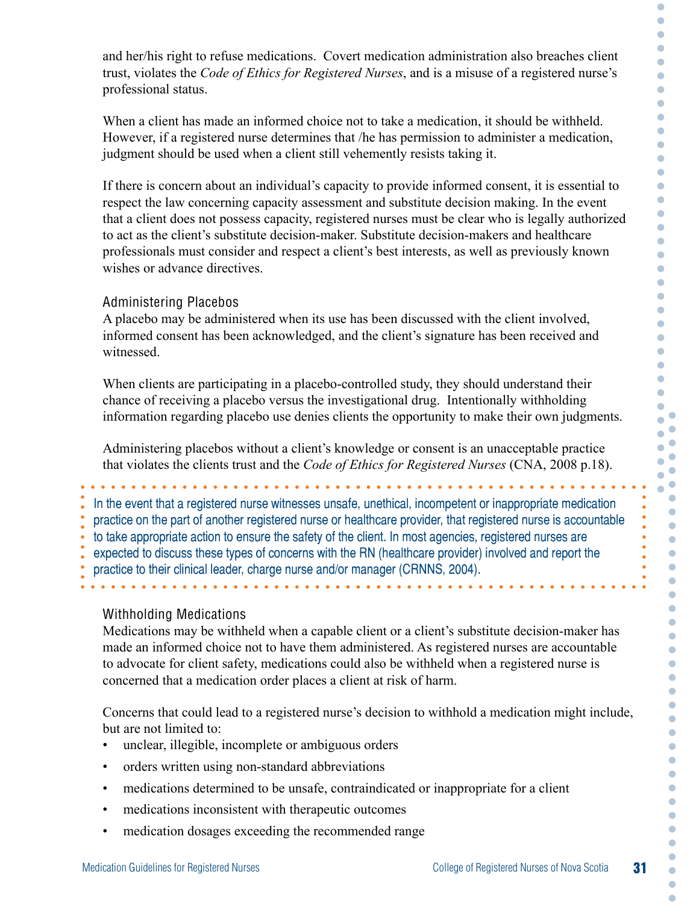and her/his right to refuse medications. Covert medication administration also breaches client trust, violates the *Code of Ethics for Registered Nurses*, and is a misuse of a registered nurse's professional status.

When a client has made an informed choice not to take a medication, it should be withheld. However, if a registered nurse determines that /he has permission to administer a medication, judgment should be used when a client still vehemently resists taking it.

If there is concern about an individual's capacity to provide informed consent, it is essential to respect the law concerning capacity assessment and substitute decision making. In the event that a client does not possess capacity, registered nurses must be clear who is legally authorized to act as the client's substitute decision-maker. Substitute decision-makers and healthcare professionals must consider and respect a client's best interests, as well as previously known wishes or advance directives.

### Administering Placebos

A placebo may be administered when its use has been discussed with the client involved, informed consent has been acknowledged, and the client's signature has been received and witnessed.

When clients are participating in a placebo-controlled study, they should understand their chance of receiving a placebo versus the investigational drug. Intentionally withholding information regarding placebo use denies clients the opportunity to make their own judgments.

Administering placebos without a client's knowledge or consent is an unacceptable practice that violates the clients trust and the *Code of Ethics for Registered Nurses* (CNA, 2008 p.18).

> In the event that a registered nurse witnesses unsafe, unethical, incompetent or inappropriate medication practice on the part of another registered nurse or healthcare provider, that registered nurse is accountable to take appropriate action to ensure the safety of the client. In most agencies, registered nurses are expected to discuss these types of concerns with the RN (healthcare provider) involved and report the practice to their clinical leader, charge nurse and/or manager (CRNNS, 2004).

### Withholding Medications

Medications may be withheld when a capable client or a client's substitute decision-maker has made an informed choice not to have them administered. As registered nurses are accountable to advocate for client safety, medications could also be withheld when a registered nurse is concerned that a medication order places a client at risk of harm.

Concerns that could lead to a registered nurse's decision to withhold a medication might include, but are not limited to:

- unclear, illegible, incomplete or ambiguous orders
- orders written using non-standard abbreviations
- medications determined to be unsafe, contraindicated or inappropriate for a client
- medications inconsistent with therapeutic outcomes
- medication dosages exceeding the recommended range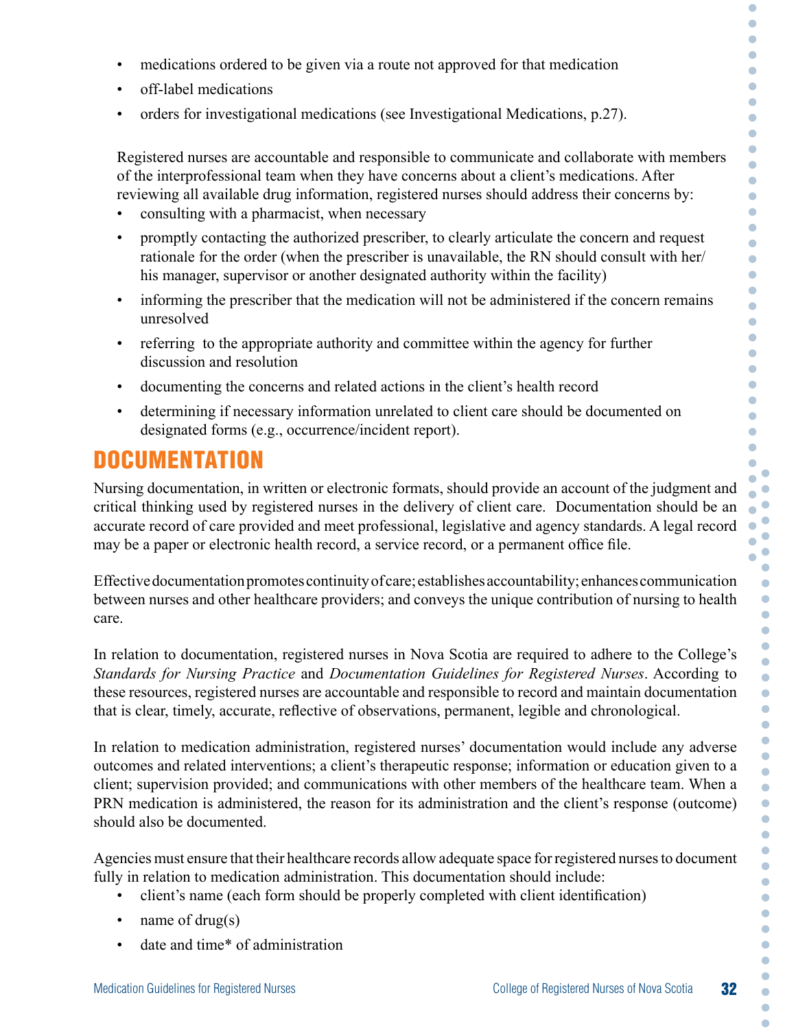- medications ordered to be given via a route not approved for that medication
- off-label medications
- orders for investigational medications (see Investigational Medications, p.27).

Registered nurses are accountable and responsible to communicate and collaborate with members of the interprofessional team when they have concerns about a client's medications. After reviewing all available drug information, registered nurses should address their concerns by:

- consulting with a pharmacist, when necessary
- promptly contacting the authorized prescriber, to clearly articulate the concern and request rationale for the order (when the prescriber is unavailable, the RN should consult with her/his manager, supervisor or another designated authority within the facility)
- informing the prescriber that the medication will not be administered if the concern remains unresolved
- referring to the appropriate authority and committee within the agency for further discussion and resolution
- documenting the concerns and related actions in the client's health record
- determining if necessary information unrelated to client care should be documented on designated forms (e.g., occurrence/incident report).

## DOCUMENTATION

Nursing documentation, in written or electronic formats, should provide an account of the judgment and critical thinking used by registered nurses in the delivery of client care. Documentation should be an accurate record of care provided and meet professional, legislative and agency standards. A legal record may be a paper or electronic health record, a service record, or a permanent office file.

Effective documentation promotes continuity of care; establishes accountability; enhances communication between nurses and other healthcare providers; and conveys the unique contribution of nursing to health care.

In relation to documentation, registered nurses in Nova Scotia are required to adhere to the College's *Standards for Nursing Practice* and *Documentation Guidelines for Registered Nurses*. According to these resources, registered nurses are accountable and responsible to record and maintain documentation that is clear, timely, accurate, reflective of observations, permanent, legible and chronological.

In relation to medication administration, registered nurses' documentation would include any adverse outcomes and related interventions; a client's therapeutic response; information or education given to a client; supervision provided; and communications with other members of the healthcare team. When a PRN medication is administered, the reason for its administration and the client's response (outcome) should also be documented.

Agencies must ensure that their healthcare records allow adequate space for registered nurses to document fully in relation to medication administration. This documentation should include:

- client's name (each form should be properly completed with client identification)
- name of drug(s)
- date and time* of administration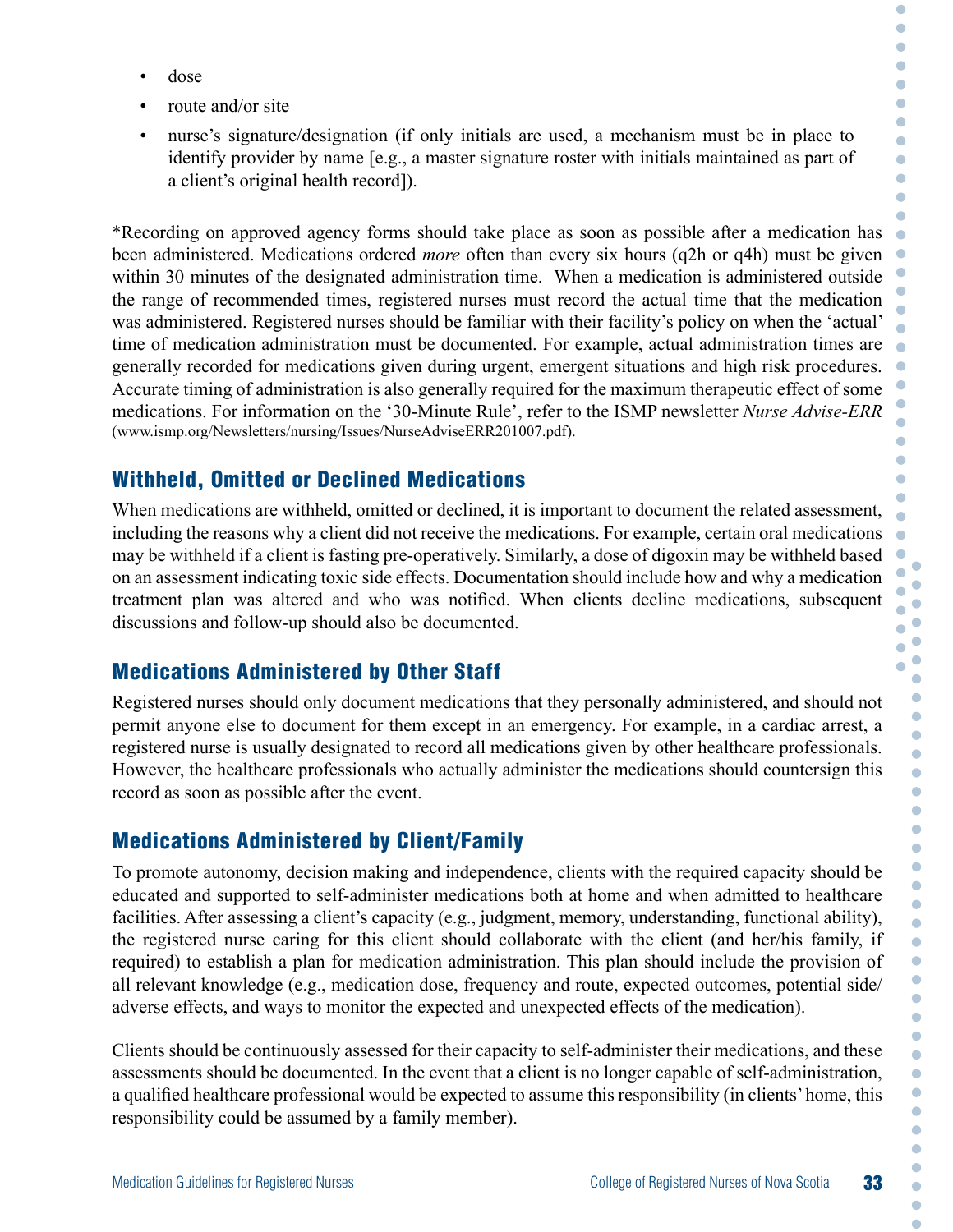- dose
- route and/or site
- nurse's signature/designation (if only initials are used, a mechanism must be in place to identify provider by name [e.g., a master signature roster with initials maintained as part of a client's original health record]).

*Recording on approved agency forms should take place as soon as possible after a medication has been administered. Medications ordered *more* often than every six hours (q2h or q4h) must be given within 30 minutes of the designated administration time. When a medication is administered outside the range of recommended times, registered nurses must record the actual time that the medication was administered. Registered nurses should be familiar with their facility's policy on when the 'actual' time of medication administration must be documented. For example, actual administration times are generally recorded for medications given during urgent, emergent situations and high risk procedures. Accurate timing of administration is also generally required for the maximum therapeutic effect of some medications. For information on the '30-Minute Rule', refer to the ISMP newsletter *Nurse Advise-ERR* (www.ismp.org/Newsletters/nursing/Issues/NurseAdviseERR201007.pdf).

## Withheld, Omitted or Declined Medications

When medications are withheld, omitted or declined, it is important to document the related assessment, including the reasons why a client did not receive the medications. For example, certain oral medications may be withheld if a client is fasting pre-operatively. Similarly, a dose of digoxin may be withheld based on an assessment indicating toxic side effects. Documentation should include how and why a medication treatment plan was altered and who was notified. When clients decline medications, subsequent discussions and follow-up should also be documented.

## Medications Administered by Other Staff

Registered nurses should only document medications that they personally administered, and should not permit anyone else to document for them except in an emergency. For example, in a cardiac arrest, a registered nurse is usually designated to record all medications given by other healthcare professionals. However, the healthcare professionals who actually administer the medications should countersign this record as soon as possible after the event.

## Medications Administered by Client/Family

To promote autonomy, decision making and independence, clients with the required capacity should be educated and supported to self-administer medications both at home and when admitted to healthcare facilities. After assessing a client's capacity (e.g., judgment, memory, understanding, functional ability), the registered nurse caring for this client should collaborate with the client (and her/his family, if required) to establish a plan for medication administration. This plan should include the provision of all relevant knowledge (e.g., medication dose, frequency and route, expected outcomes, potential side/adverse effects, and ways to monitor the expected and unexpected effects of the medication).

Clients should be continuously assessed for their capacity to self-administer their medications, and these assessments should be documented. In the event that a client is no longer capable of self-administration, a qualified healthcare professional would be expected to assume this responsibility (in clients' home, this responsibility could be assumed by a family member).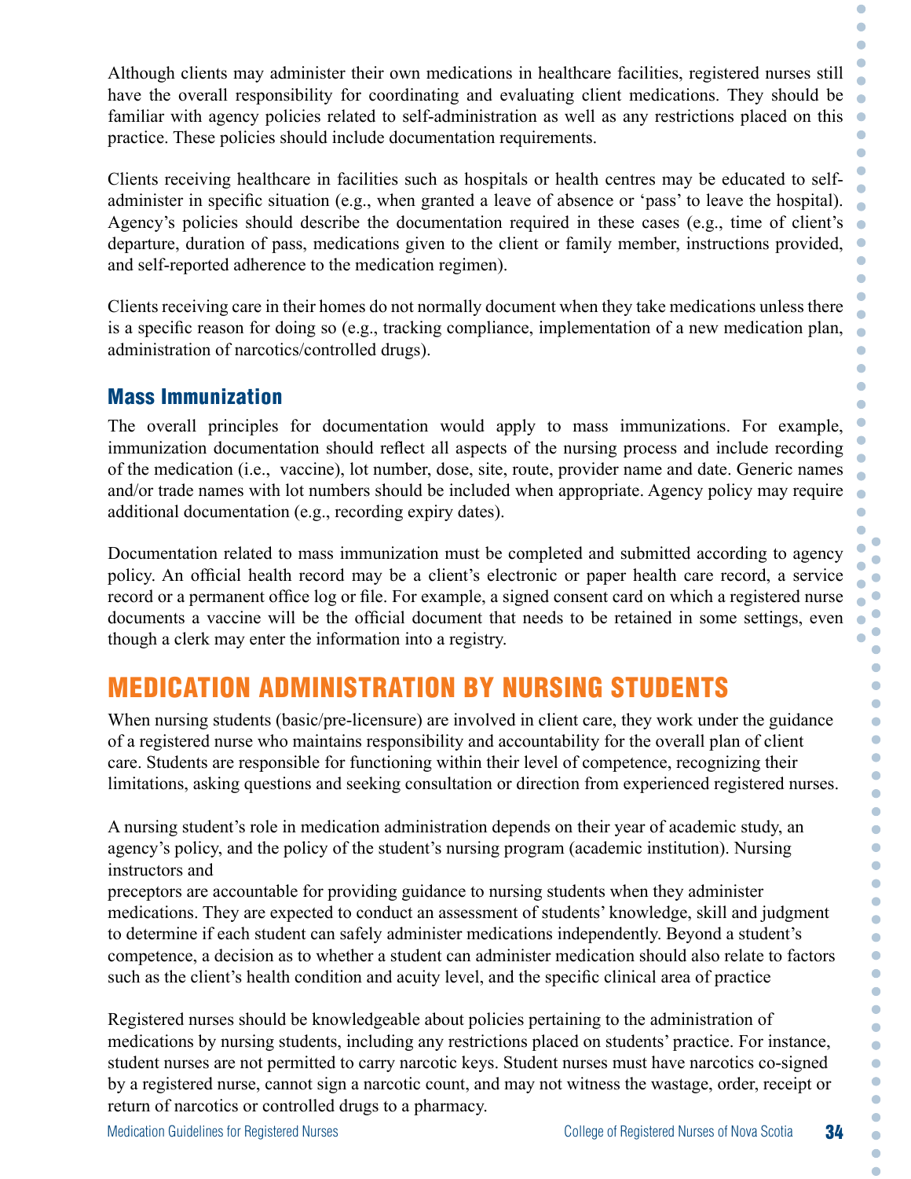Although clients may administer their own medications in healthcare facilities, registered nurses still have the overall responsibility for coordinating and evaluating client medications. They should be familiar with agency policies related to self-administration as well as any restrictions placed on this practice. These policies should include documentation requirements.

Clients receiving healthcare in facilities such as hospitals or health centres may be educated to self-administer in specific situation (e.g., when granted a leave of absence or 'pass' to leave the hospital). Agency's policies should describe the documentation required in these cases (e.g., time of client's departure, duration of pass, medications given to the client or family member, instructions provided, and self-reported adherence to the medication regimen).

Clients receiving care in their homes do not normally document when they take medications unless there is a specific reason for doing so (e.g., tracking compliance, implementation of a new medication plan, administration of narcotics/controlled drugs).

### Mass Immunization

The overall principles for documentation would apply to mass immunizations. For example, immunization documentation should reflect all aspects of the nursing process and include recording of the medication (i.e., vaccine), lot number, dose, site, route, provider name and date. Generic names and/or trade names with lot numbers should be included when appropriate. Agency policy may require additional documentation (e.g., recording expiry dates).

Documentation related to mass immunization must be completed and submitted according to agency policy. An official health record may be a client's electronic or paper health care record, a service record or a permanent office log or file. For example, a signed consent card on which a registered nurse documents a vaccine will be the official document that needs to be retained in some settings, even though a clerk may enter the information into a registry.

## MEDICATION ADMINISTRATION BY NURSING STUDENTS

When nursing students (basic/pre-licensure) are involved in client care, they work under the guidance of a registered nurse who maintains responsibility and accountability for the overall plan of client care. Students are responsible for functioning within their level of competence, recognizing their limitations, asking questions and seeking consultation or direction from experienced registered nurses.

A nursing student's role in medication administration depends on their year of academic study, an agency's policy, and the policy of the student's nursing program (academic institution). Nursing instructors and preceptors are accountable for providing guidance to nursing students when they administer medications. They are expected to conduct an assessment of students' knowledge, skill and judgment to determine if each student can safely administer medications independently. Beyond a student's competence, a decision as to whether a student can administer medication should also relate to factors such as the client's health condition and acuity level, and the specific clinical area of practice

Registered nurses should be knowledgeable about policies pertaining to the administration of medications by nursing students, including any restrictions placed on students' practice. For instance, student nurses are not permitted to carry narcotic keys. Student nurses must have narcotics co-signed by a registered nurse, cannot sign a narcotic count, and may not witness the wastage, order, receipt or return of narcotics or controlled drugs to a pharmacy.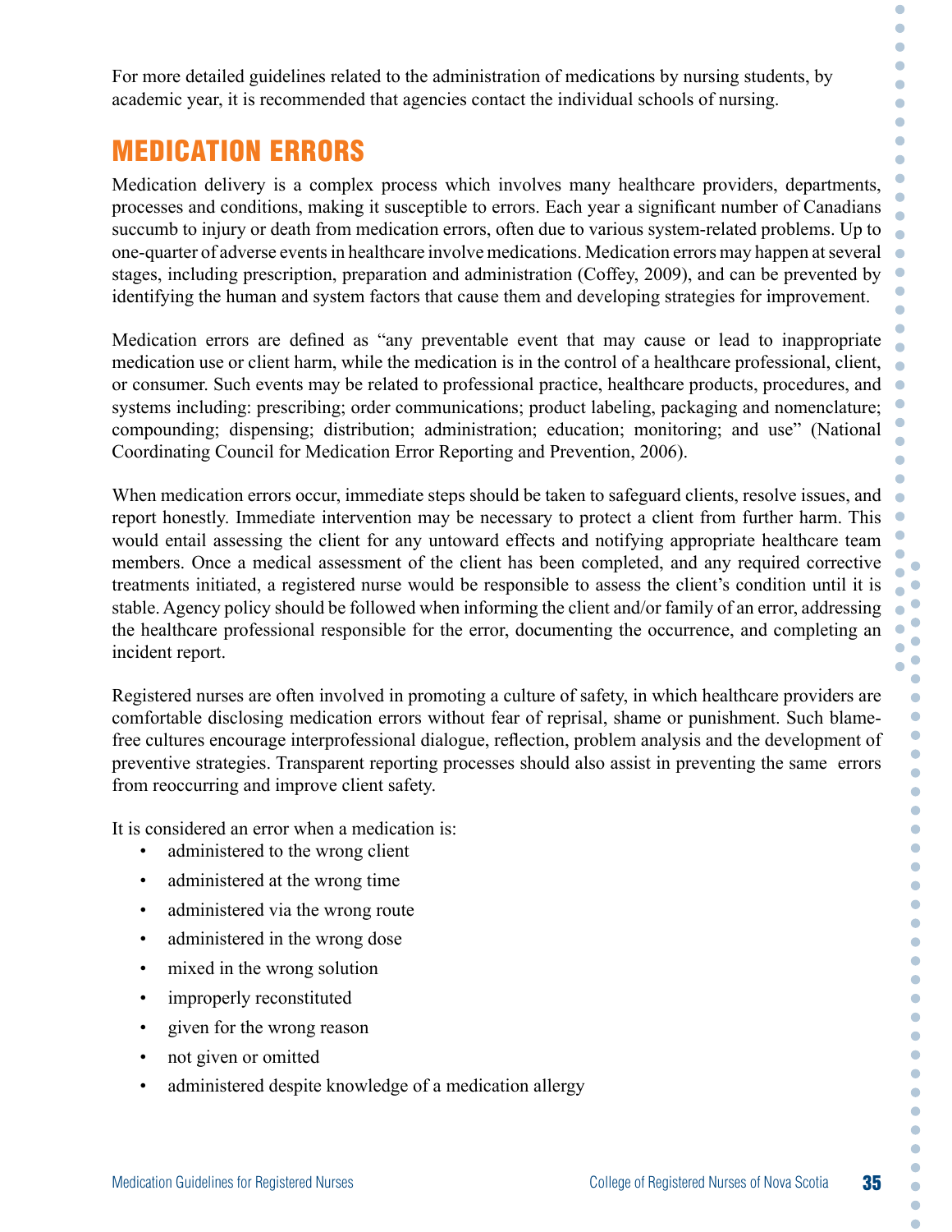For more detailed guidelines related to the administration of medications by nursing students, by academic year, it is recommended that agencies contact the individual schools of nursing.

## MEDICATION ERRORS

Medication delivery is a complex process which involves many healthcare providers, departments, processes and conditions, making it susceptible to errors. Each year a significant number of Canadians succumb to injury or death from medication errors, often due to various system-related problems. Up to one-quarter of adverse events in healthcare involve medications. Medication errors may happen at several stages, including prescription, preparation and administration (Coffey, 2009), and can be prevented by identifying the human and system factors that cause them and developing strategies for improvement.

Medication errors are defined as "any preventable event that may cause or lead to inappropriate medication use or client harm, while the medication is in the control of a healthcare professional, client, or consumer. Such events may be related to professional practice, healthcare products, procedures, and systems including: prescribing; order communications; product labeling, packaging and nomenclature; compounding; dispensing; distribution; administration; education; monitoring; and use" (National Coordinating Council for Medication Error Reporting and Prevention, 2006).

When medication errors occur, immediate steps should be taken to safeguard clients, resolve issues, and report honestly. Immediate intervention may be necessary to protect a client from further harm. This would entail assessing the client for any untoward effects and notifying appropriate healthcare team members. Once a medical assessment of the client has been completed, and any required corrective treatments initiated, a registered nurse would be responsible to assess the client's condition until it is stable. Agency policy should be followed when informing the client and/or family of an error, addressing the healthcare professional responsible for the error, documenting the occurrence, and completing an incident report.

Registered nurses are often involved in promoting a culture of safety, in which healthcare providers are comfortable disclosing medication errors without fear of reprisal, shame or punishment. Such blame-free cultures encourage interprofessional dialogue, reflection, problem analysis and the development of preventive strategies. Transparent reporting processes should also assist in preventing the same errors from reoccurring and improve client safety.

It is considered an error when a medication is:

- administered to the wrong client
- administered at the wrong time
- administered via the wrong route
- administered in the wrong dose
- mixed in the wrong solution
- improperly reconstituted
- given for the wrong reason
- not given or omitted
- administered despite knowledge of a medication allergy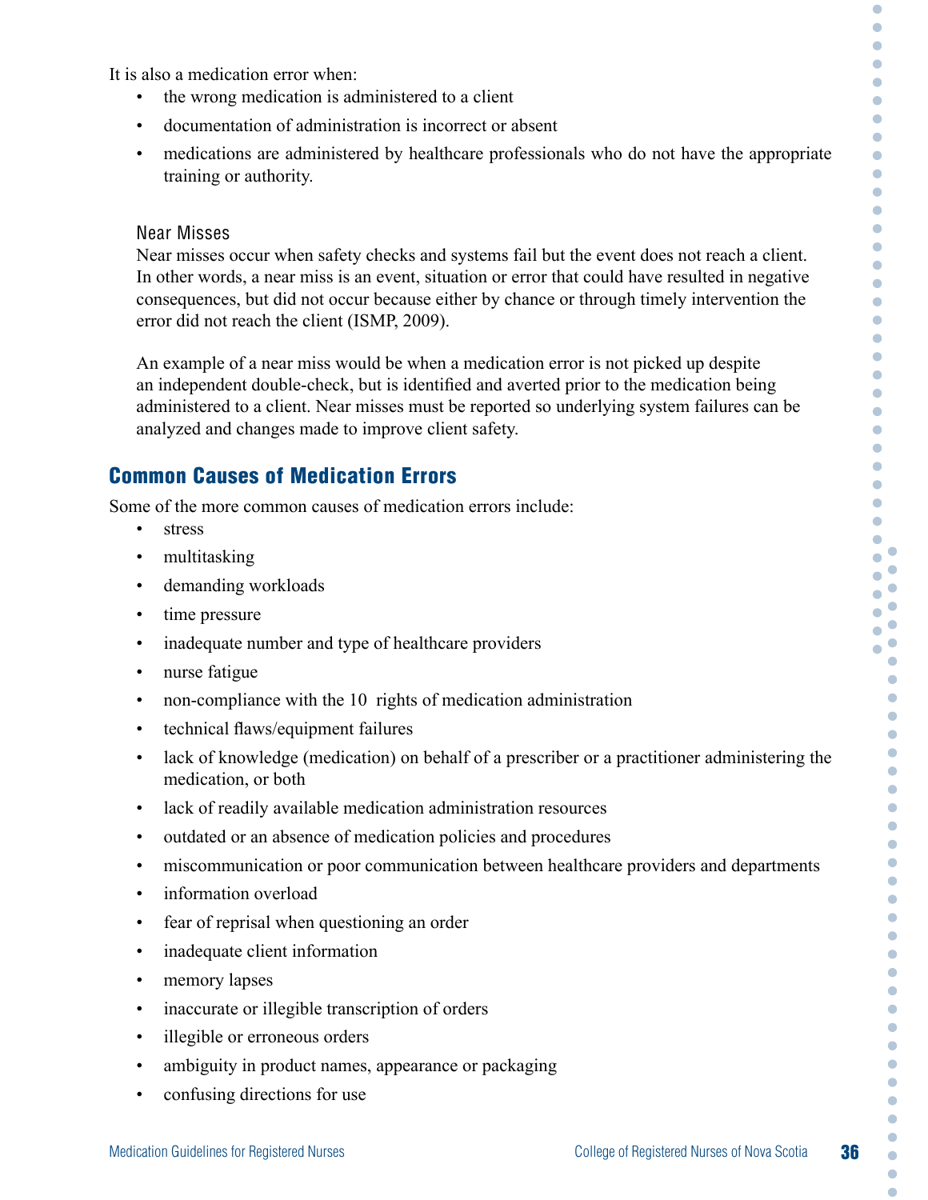It is also a medication error when:

- the wrong medication is administered to a client
- documentation of administration is incorrect or absent
- medications are administered by healthcare professionals who do not have the appropriate training or authority.

### Near Misses

Near misses occur when safety checks and systems fail but the event does not reach a client. In other words, a near miss is an event, situation or error that could have resulted in negative consequences, but did not occur because either by chance or through timely intervention the error did not reach the client (ISMP, 2009).

An example of a near miss would be when a medication error is not picked up despite an independent double-check, but is identified and averted prior to the medication being administered to a client. Near misses must be reported so underlying system failures can be analyzed and changes made to improve client safety.

## Common Causes of Medication Errors

Some of the more common causes of medication errors include:

- stress
- multitasking
- demanding workloads
- time pressure
- inadequate number and type of healthcare providers
- nurse fatigue
- non-compliance with the 10 rights of medication administration
- technical flaws/equipment failures
- lack of knowledge (medication) on behalf of a prescriber or a practitioner administering the medication, or both
- lack of readily available medication administration resources
- outdated or an absence of medication policies and procedures
- miscommunication or poor communication between healthcare providers and departments
- information overload
- fear of reprisal when questioning an order
- inadequate client information
- memory lapses
- inaccurate or illegible transcription of orders
- illegible or erroneous orders
- ambiguity in product names, appearance or packaging
- confusing directions for use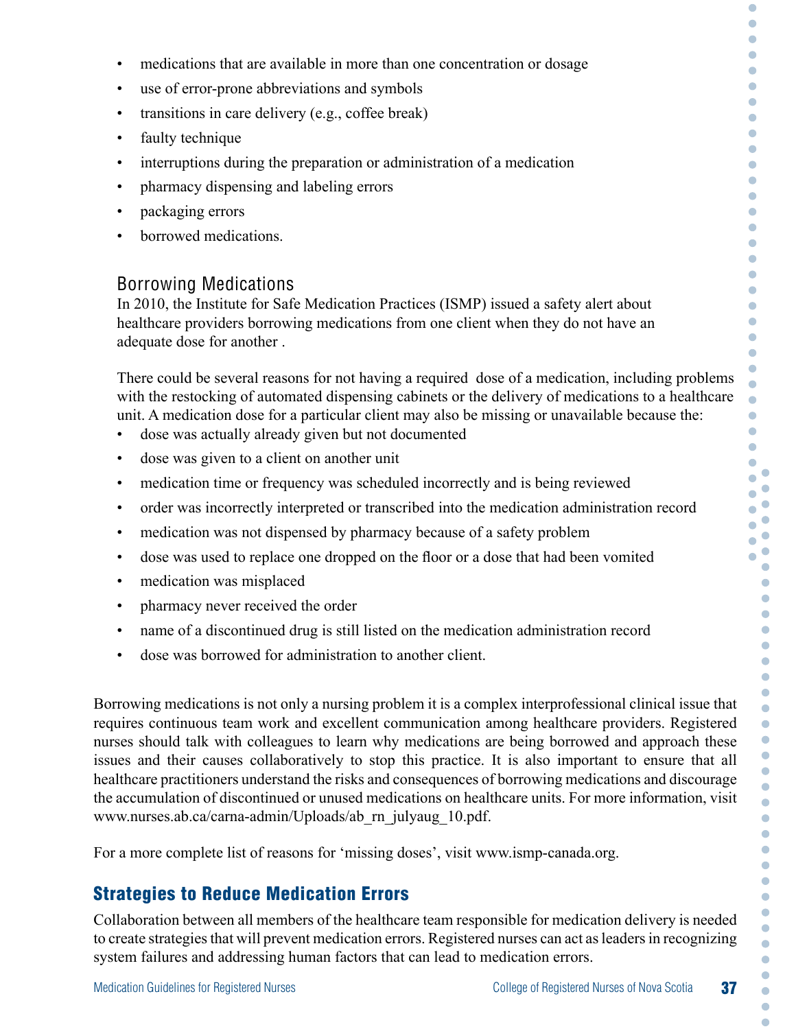- medications that are available in more than one concentration or dosage
- use of error-prone abbreviations and symbols
- transitions in care delivery (e.g., coffee break)
- faulty technique
- interruptions during the preparation or administration of a medication
- pharmacy dispensing and labeling errors
- packaging errors
- borrowed medications.

### Borrowing Medications

In 2010, the Institute for Safe Medication Practices (ISMP) issued a safety alert about healthcare providers borrowing medications from one client when they do not have an adequate dose for another .

There could be several reasons for not having a required dose of a medication, including problems with the restocking of automated dispensing cabinets or the delivery of medications to a healthcare unit. A medication dose for a particular client may also be missing or unavailable because the:

- dose was actually already given but not documented
- dose was given to a client on another unit
- medication time or frequency was scheduled incorrectly and is being reviewed
- order was incorrectly interpreted or transcribed into the medication administration record
- medication was not dispensed by pharmacy because of a safety problem
- dose was used to replace one dropped on the floor or a dose that had been vomited
- medication was misplaced
- pharmacy never received the order
- name of a discontinued drug is still listed on the medication administration record
- dose was borrowed for administration to another client.

Borrowing medications is not only a nursing problem it is a complex interprofessional clinical issue that requires continuous team work and excellent communication among healthcare providers. Registered nurses should talk with colleagues to learn why medications are being borrowed and approach these issues and their causes collaboratively to stop this practice. It is also important to ensure that all healthcare practitioners understand the risks and consequences of borrowing medications and discourage the accumulation of discontinued or unused medications on healthcare units. For more information, visit www.nurses.ab.ca/carna-admin/Uploads/ab_rn_julyaug_10.pdf.

For a more complete list of reasons for 'missing doses', visit www.ismp-canada.org.

## Strategies to Reduce Medication Errors

Collaboration between all members of the healthcare team responsible for medication delivery is needed to create strategies that will prevent medication errors. Registered nurses can act as leaders in recognizing system failures and addressing human factors that can lead to medication errors.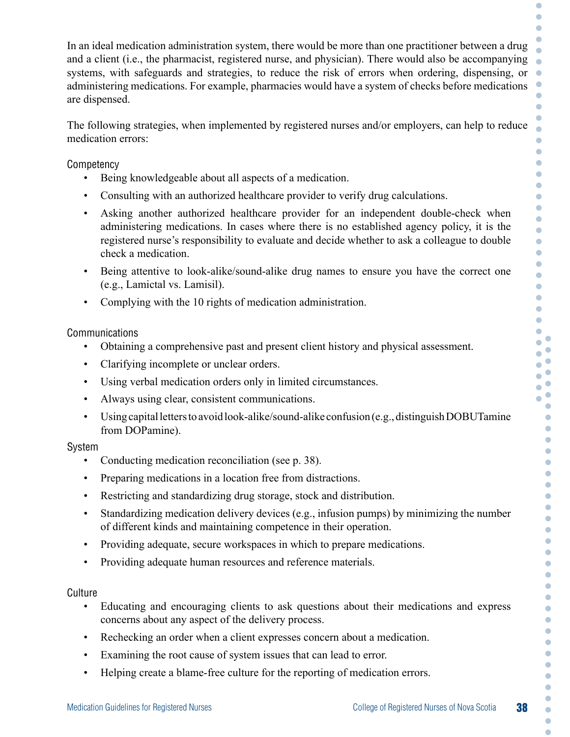In an ideal medication administration system, there would be more than one practitioner between a drug and a client (i.e., the pharmacist, registered nurse, and physician). There would also be accompanying systems, with safeguards and strategies, to reduce the risk of errors when ordering, dispensing, or administering medications. For example, pharmacies would have a system of checks before medications are dispensed.

The following strategies, when implemented by registered nurses and/or employers, can help to reduce medication errors:

### Competency

- Being knowledgeable about all aspects of a medication.
- Consulting with an authorized healthcare provider to verify drug calculations.
- Asking another authorized healthcare provider for an independent double-check when administering medications. In cases where there is no established agency policy, it is the registered nurse's responsibility to evaluate and decide whether to ask a colleague to double check a medication.
- Being attentive to look-alike/sound-alike drug names to ensure you have the correct one (e.g., Lamictal vs. Lamisil).
- Complying with the 10 rights of medication administration.

### Communications

- Obtaining a comprehensive past and present client history and physical assessment.
- Clarifying incomplete or unclear orders.
- Using verbal medication orders only in limited circumstances.
- Always using clear, consistent communications.
- Using capital letters to avoid look-alike/sound-alike confusion (e.g., distinguish DOBUTamine from DOPamine).

### System

- Conducting medication reconciliation (see p. 38).
- Preparing medications in a location free from distractions.
- Restricting and standardizing drug storage, stock and distribution.
- Standardizing medication delivery devices (e.g., infusion pumps) by minimizing the number of different kinds and maintaining competence in their operation.
- Providing adequate, secure workspaces in which to prepare medications.
- Providing adequate human resources and reference materials.

### Culture

- Educating and encouraging clients to ask questions about their medications and express concerns about any aspect of the delivery process.
- Rechecking an order when a client expresses concern about a medication.
- Examining the root cause of system issues that can lead to error.
- Helping create a blame-free culture for the reporting of medication errors.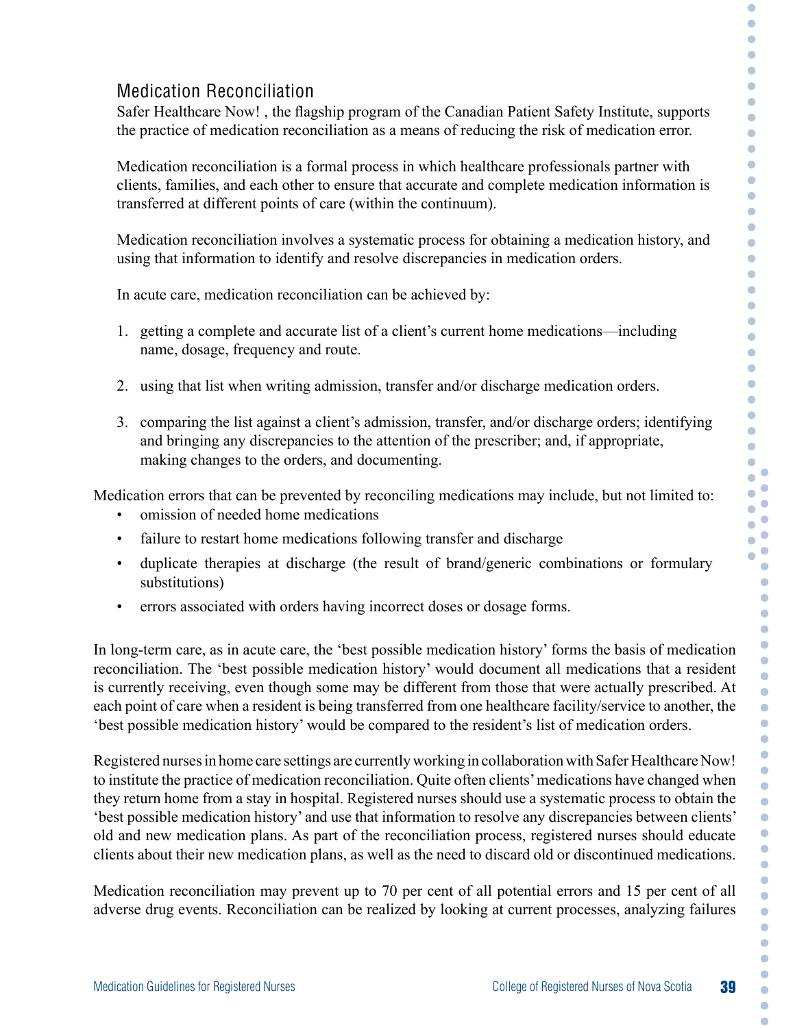## Medication Reconciliation

Safer Healthcare Now! , the flagship program of the Canadian Patient Safety Institute, supports the practice of medication reconciliation as a means of reducing the risk of medication error.

Medication reconciliation is a formal process in which healthcare professionals partner with clients, families, and each other to ensure that accurate and complete medication information is transferred at different points of care (within the continuum).

Medication reconciliation involves a systematic process for obtaining a medication history, and using that information to identify and resolve discrepancies in medication orders.

In acute care, medication reconciliation can be achieved by:

1. getting a complete and accurate list of a client's current home medications—including name, dosage, frequency and route.
2. using that list when writing admission, transfer and/or discharge medication orders.
3. comparing the list against a client's admission, transfer, and/or discharge orders; identifying and bringing any discrepancies to the attention of the prescriber; and, if appropriate, making changes to the orders, and documenting.

Medication errors that can be prevented by reconciling medications may include, but not limited to:

- omission of needed home medications
- failure to restart home medications following transfer and discharge
- duplicate therapies at discharge (the result of brand/generic combinations or formulary substitutions)
- errors associated with orders having incorrect doses or dosage forms.

In long-term care, as in acute care, the 'best possible medication history' forms the basis of medication reconciliation. The 'best possible medication history' would document all medications that a resident is currently receiving, even though some may be different from those that were actually prescribed. At each point of care when a resident is being transferred from one healthcare facility/service to another, the 'best possible medication history' would be compared to the resident's list of medication orders.

Registered nurses in home care settings are currently working in collaboration with Safer Healthcare Now! to institute the practice of medication reconciliation. Quite often clients' medications have changed when they return home from a stay in hospital. Registered nurses should use a systematic process to obtain the 'best possible medication history' and use that information to resolve any discrepancies between clients' old and new medication plans. As part of the reconciliation process, registered nurses should educate clients about their new medication plans, as well as the need to discard old or discontinued medications.

Medication reconciliation may prevent up to 70 per cent of all potential errors and 15 per cent of all adverse drug events. Reconciliation can be realized by looking at current processes, analyzing failures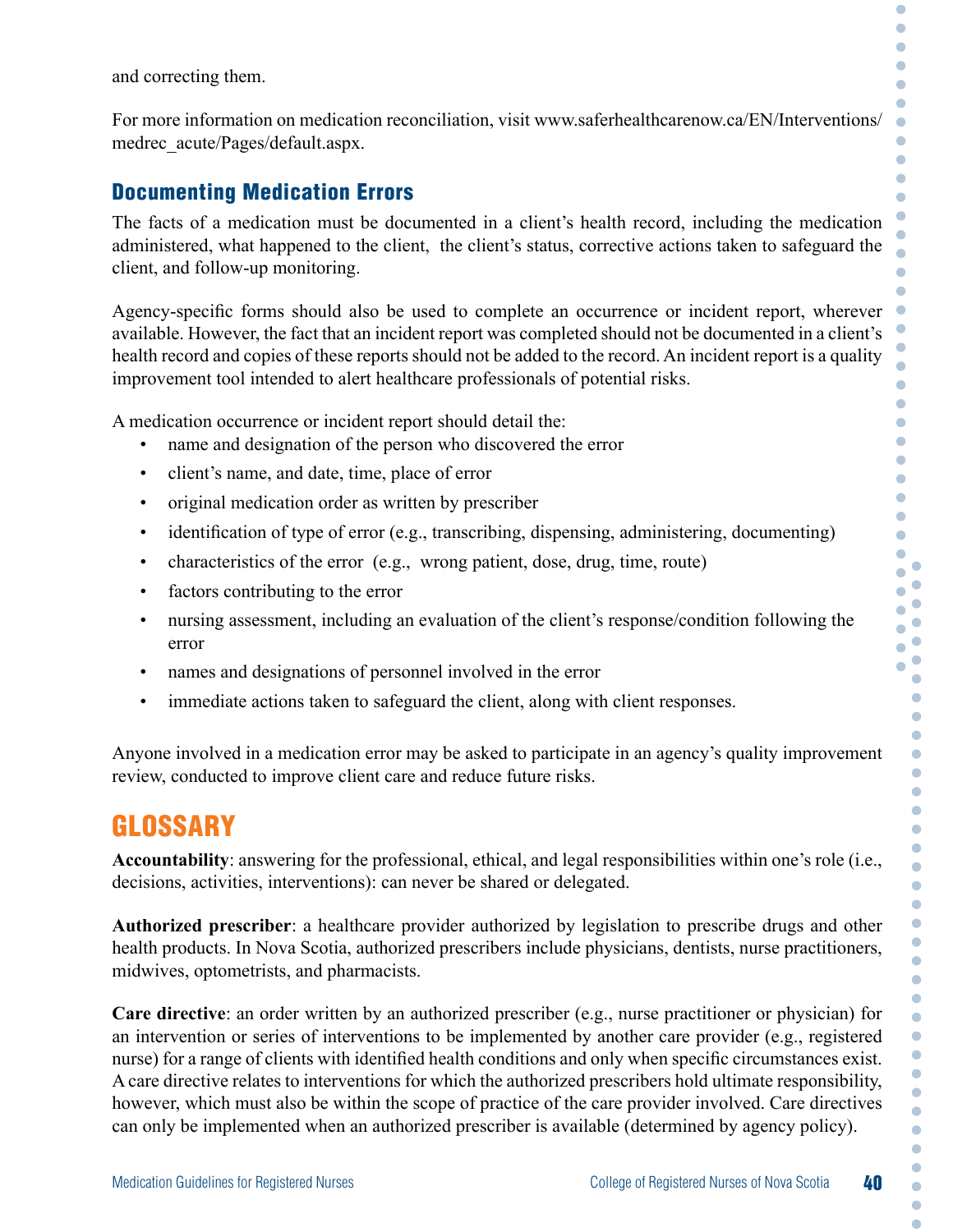and correcting them.

For more information on medication reconciliation, visit www.saferhealthcarenow.ca/EN/Interventions/medrec_acute/Pages/default.aspx.

### Documenting Medication Errors

The facts of a medication must be documented in a client's health record, including the medication administered, what happened to the client, the client's status, corrective actions taken to safeguard the client, and follow-up monitoring.

Agency-specific forms should also be used to complete an occurrence or incident report, wherever available. However, the fact that an incident report was completed should not be documented in a client's health record and copies of these reports should not be added to the record. An incident report is a quality improvement tool intended to alert healthcare professionals of potential risks.

A medication occurrence or incident report should detail the:

- name and designation of the person who discovered the error
- client's name, and date, time, place of error
- original medication order as written by prescriber
- identification of type of error (e.g., transcribing, dispensing, administering, documenting)
- characteristics of the error (e.g., wrong patient, dose, drug, time, route)
- factors contributing to the error
- nursing assessment, including an evaluation of the client's response/condition following the error
- names and designations of personnel involved in the error
- immediate actions taken to safeguard the client, along with client responses.

Anyone involved in a medication error may be asked to participate in an agency's quality improvement review, conducted to improve client care and reduce future risks.

## GLOSSARY

**Accountability**: answering for the professional, ethical, and legal responsibilities within one's role (i.e., decisions, activities, interventions): can never be shared or delegated.

**Authorized prescriber**: a healthcare provider authorized by legislation to prescribe drugs and other health products. In Nova Scotia, authorized prescribers include physicians, dentists, nurse practitioners, midwives, optometrists, and pharmacists.

**Care directive**: an order written by an authorized prescriber (e.g., nurse practitioner or physician) for an intervention or series of interventions to be implemented by another care provider (e.g., registered nurse) for a range of clients with identified health conditions and only when specific circumstances exist. A care directive relates to interventions for which the authorized prescribers hold ultimate responsibility, however, which must also be within the scope of practice of the care provider involved. Care directives can only be implemented when an authorized prescriber is available (determined by agency policy).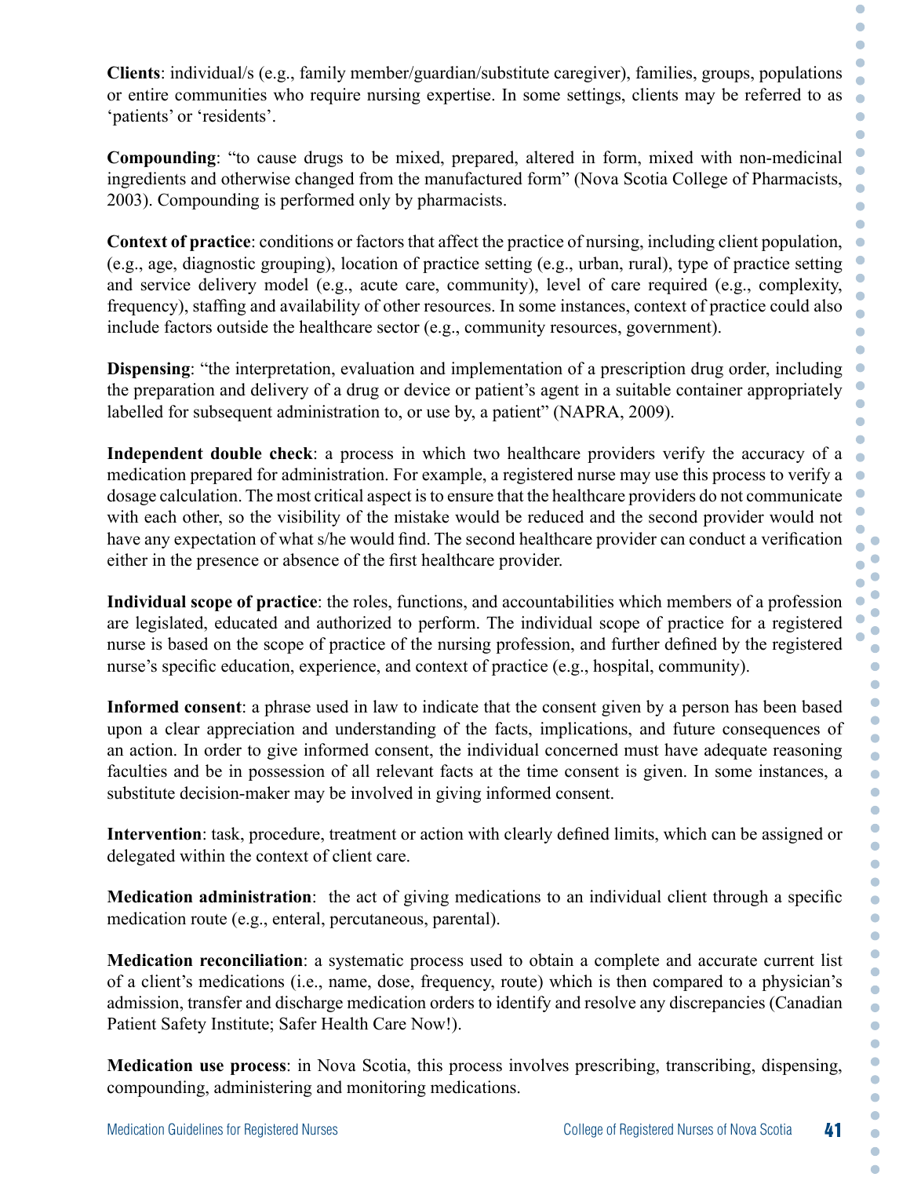**Clients**: individual/s (e.g., family member/guardian/substitute caregiver), families, groups, populations or entire communities who require nursing expertise. In some settings, clients may be referred to as 'patients' or 'residents'.

**Compounding**: "to cause drugs to be mixed, prepared, altered in form, mixed with non-medicinal ingredients and otherwise changed from the manufactured form" (Nova Scotia College of Pharmacists, 2003). Compounding is performed only by pharmacists.

**Context of practice**: conditions or factors that affect the practice of nursing, including client population, (e.g., age, diagnostic grouping), location of practice setting (e.g., urban, rural), type of practice setting and service delivery model (e.g., acute care, community), level of care required (e.g., complexity, frequency), staffing and availability of other resources. In some instances, context of practice could also include factors outside the healthcare sector (e.g., community resources, government).

**Dispensing**: "the interpretation, evaluation and implementation of a prescription drug order, including the preparation and delivery of a drug or device or patient's agent in a suitable container appropriately labelled for subsequent administration to, or use by, a patient" (NAPRA, 2009).

**Independent double check**: a process in which two healthcare providers verify the accuracy of a medication prepared for administration. For example, a registered nurse may use this process to verify a dosage calculation. The most critical aspect is to ensure that the healthcare providers do not communicate with each other, so the visibility of the mistake would be reduced and the second provider would not have any expectation of what s/he would find. The second healthcare provider can conduct a verification either in the presence or absence of the first healthcare provider.

**Individual scope of practice**: the roles, functions, and accountabilities which members of a profession are legislated, educated and authorized to perform. The individual scope of practice for a registered nurse is based on the scope of practice of the nursing profession, and further defined by the registered nurse's specific education, experience, and context of practice (e.g., hospital, community).

**Informed consent**: a phrase used in law to indicate that the consent given by a person has been based upon a clear appreciation and understanding of the facts, implications, and future consequences of an action. In order to give informed consent, the individual concerned must have adequate reasoning faculties and be in possession of all relevant facts at the time consent is given. In some instances, a substitute decision-maker may be involved in giving informed consent.

**Intervention**: task, procedure, treatment or action with clearly defined limits, which can be assigned or delegated within the context of client care.

**Medication administration**: the act of giving medications to an individual client through a specific medication route (e.g., enteral, percutaneous, parental).

**Medication reconciliation**: a systematic process used to obtain a complete and accurate current list of a client's medications (i.e., name, dose, frequency, route) which is then compared to a physician's admission, transfer and discharge medication orders to identify and resolve any discrepancies (Canadian Patient Safety Institute; Safer Health Care Now!).

**Medication use process**: in Nova Scotia, this process involves prescribing, transcribing, dispensing, compounding, administering and monitoring medications.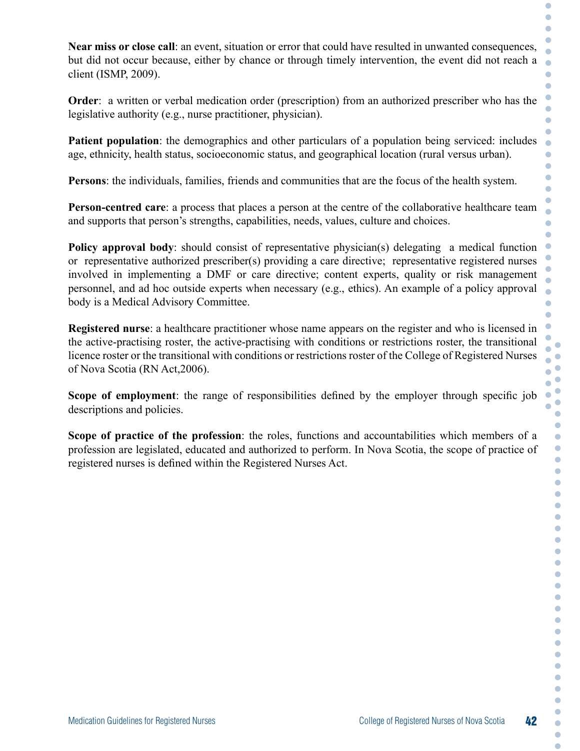**Near miss or close call**: an event, situation or error that could have resulted in unwanted consequences, but did not occur because, either by chance or through timely intervention, the event did not reach a client (ISMP, 2009).

**Order**: a written or verbal medication order (prescription) from an authorized prescriber who has the legislative authority (e.g., nurse practitioner, physician).

**Patient population**: the demographics and other particulars of a population being serviced: includes age, ethnicity, health status, socioeconomic status, and geographical location (rural versus urban).

**Persons**: the individuals, families, friends and communities that are the focus of the health system.

**Person-centred care**: a process that places a person at the centre of the collaborative healthcare team and supports that person's strengths, capabilities, needs, values, culture and choices.

**Policy approval body**: should consist of representative physician(s) delegating a medical function or representative authorized prescriber(s) providing a care directive; representative registered nurses involved in implementing a DMF or care directive; content experts, quality or risk management personnel, and ad hoc outside experts when necessary (e.g., ethics). An example of a policy approval body is a Medical Advisory Committee.

**Registered nurse**: a healthcare practitioner whose name appears on the register and who is licensed in the active-practising roster, the active-practising with conditions or restrictions roster, the transitional licence roster or the transitional with conditions or restrictions roster of the College of Registered Nurses of Nova Scotia (RN Act,2006).

**Scope of employment**: the range of responsibilities defined by the employer through specific job descriptions and policies.

**Scope of practice of the profession**: the roles, functions and accountabilities which members of a profession are legislated, educated and authorized to perform. In Nova Scotia, the scope of practice of registered nurses is defined within the Registered Nurses Act.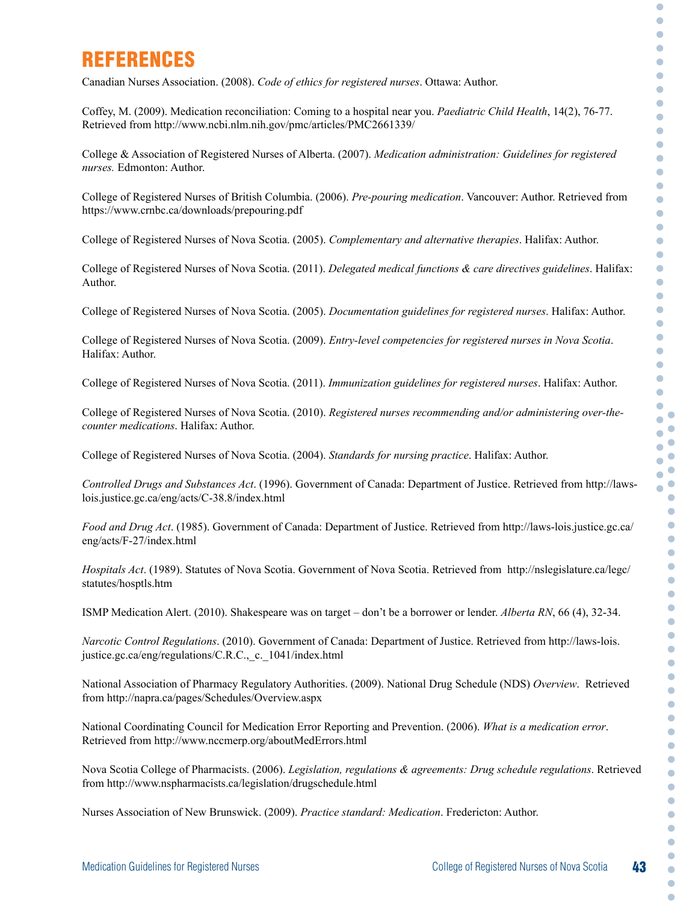# REFERENCES

Canadian Nurses Association. (2008). *Code of ethics for registered nurses*. Ottawa: Author.

Coffey, M. (2009). Medication reconciliation: Coming to a hospital near you. *Paediatric Child Health*, 14(2), 76-77. Retrieved from http://www.ncbi.nlm.nih.gov/pmc/articles/PMC2661339/

College & Association of Registered Nurses of Alberta. (2007). *Medication administration: Guidelines for registered nurses.* Edmonton: Author.

College of Registered Nurses of British Columbia. (2006). *Pre-pouring medication*. Vancouver: Author. Retrieved from https://www.crnbc.ca/downloads/prepouring.pdf

College of Registered Nurses of Nova Scotia. (2005). *Complementary and alternative therapies*. Halifax: Author.

College of Registered Nurses of Nova Scotia. (2011). *Delegated medical functions & care directives guidelines*. Halifax: Author.

College of Registered Nurses of Nova Scotia. (2005). *Documentation guidelines for registered nurses*. Halifax: Author.

College of Registered Nurses of Nova Scotia. (2009). *Entry-level competencies for registered nurses in Nova Scotia*. Halifax: Author.

College of Registered Nurses of Nova Scotia. (2011). *Immunization guidelines for registered nurses*. Halifax: Author.

College of Registered Nurses of Nova Scotia. (2010). *Registered nurses recommending and/or administering over-the-counter medications*. Halifax: Author.

College of Registered Nurses of Nova Scotia. (2004). *Standards for nursing practice*. Halifax: Author.

*Controlled Drugs and Substances Act*. (1996). Government of Canada: Department of Justice. Retrieved from http://laws-lois.justice.gc.ca/eng/acts/C-38.8/index.html

*Food and Drug Act*. (1985). Government of Canada: Department of Justice. Retrieved from http://laws-lois.justice.gc.ca/eng/acts/F-27/index.html

*Hospitals Act*. (1989). Statutes of Nova Scotia. Government of Nova Scotia. Retrieved from http://nslegislature.ca/legc/statutes/hosptls.htm

ISMP Medication Alert. (2010). Shakespeare was on target – don't be a borrower or lender. *Alberta RN*, 66 (4), 32-34.

*Narcotic Control Regulations*. (2010). Government of Canada: Department of Justice. Retrieved from http://laws-lois.justice.gc.ca/eng/regulations/C.R.C.,_c._1041/index.html

National Association of Pharmacy Regulatory Authorities. (2009). National Drug Schedule (NDS) *Overview*. Retrieved from http://napra.ca/pages/Schedules/Overview.aspx

National Coordinating Council for Medication Error Reporting and Prevention. (2006). *What is a medication error*. Retrieved from http://www.nccmerp.org/aboutMedErrors.html

Nova Scotia College of Pharmacists. (2006). *Legislation, regulations & agreements: Drug schedule regulations*. Retrieved from http://www.nspharmacists.ca/legislation/drugschedule.html

Nurses Association of New Brunswick. (2009). *Practice standard: Medication*. Fredericton: Author.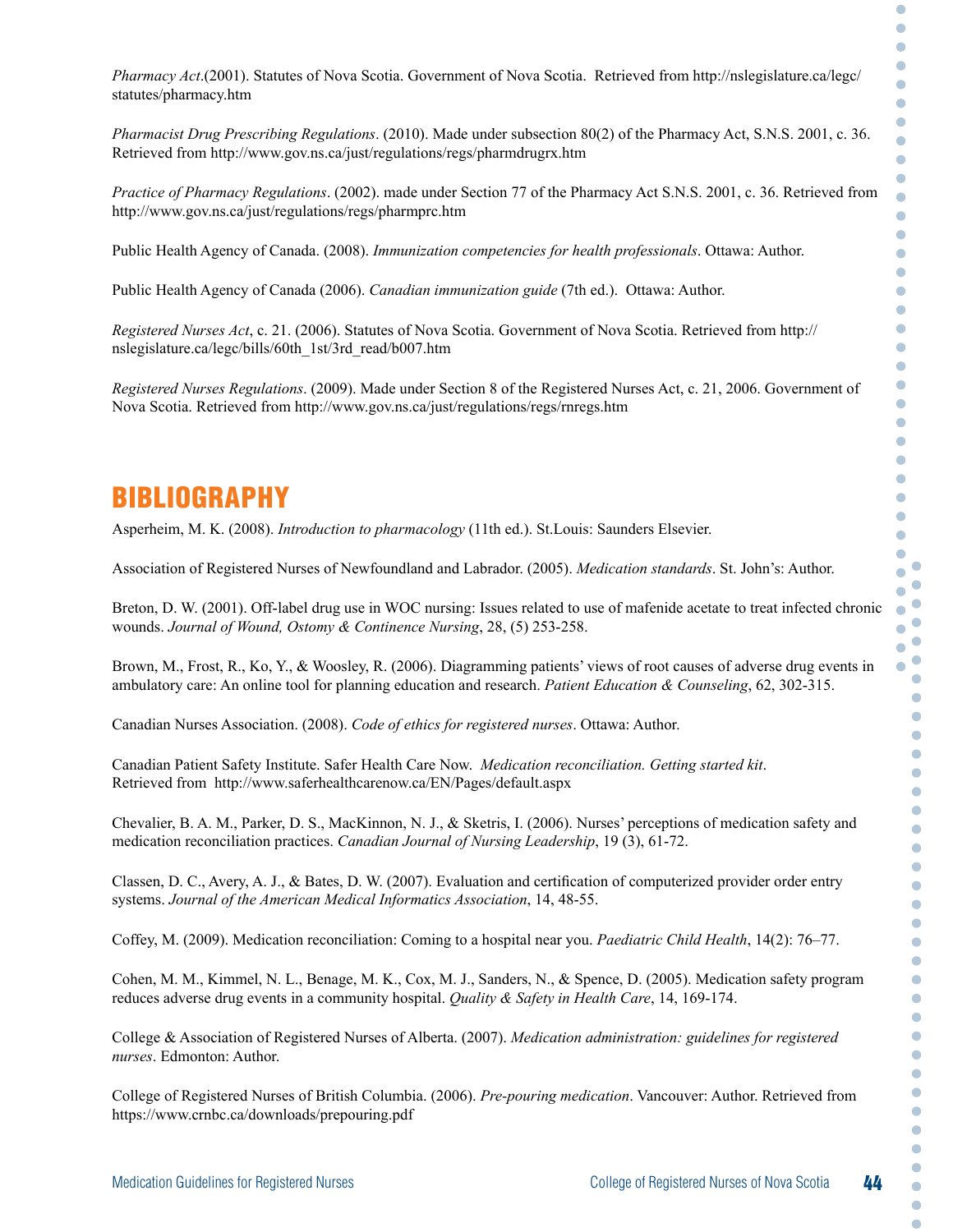*Pharmacy Act*.(2001). Statutes of Nova Scotia. Government of Nova Scotia. Retrieved from http://nslegislature.ca/legc/statutes/pharmacy.htm

*Pharmacist Drug Prescribing Regulations*. (2010). Made under subsection 80(2) of the Pharmacy Act, S.N.S. 2001, c. 36. Retrieved from http://www.gov.ns.ca/just/regulations/regs/pharmdrugrx.htm

*Practice of Pharmacy Regulations*. (2002). made under Section 77 of the Pharmacy Act S.N.S. 2001, c. 36. Retrieved from http://www.gov.ns.ca/just/regulations/regs/pharmprc.htm

Public Health Agency of Canada. (2008). *Immunization competencies for health professionals*. Ottawa: Author.

Public Health Agency of Canada (2006). *Canadian immunization guide* (7th ed.). Ottawa: Author.

*Registered Nurses Act*, c. 21. (2006). Statutes of Nova Scotia. Government of Nova Scotia. Retrieved from http://nslegislature.ca/legc/bills/60th_1st/3rd_read/b007.htm

*Registered Nurses Regulations*. (2009). Made under Section 8 of the Registered Nurses Act, c. 21, 2006. Government of Nova Scotia. Retrieved from http://www.gov.ns.ca/just/regulations/regs/rnregs.htm

## BIBLIOGRAPHY

Asperheim, M. K. (2008). *Introduction to pharmacology* (11th ed.). St.Louis: Saunders Elsevier.

Association of Registered Nurses of Newfoundland and Labrador. (2005). *Medication standards*. St. John's: Author.

Breton, D. W. (2001). Off-label drug use in WOC nursing: Issues related to use of mafenide acetate to treat infected chronic wounds. *Journal of Wound, Ostomy & Continence Nursing*, 28, (5) 253-258.

Brown, M., Frost, R., Ko, Y., & Woosley, R. (2006). Diagramming patients' views of root causes of adverse drug events in ambulatory care: An online tool for planning education and research. *Patient Education & Counseling*, 62, 302-315.

Canadian Nurses Association. (2008). *Code of ethics for registered nurses*. Ottawa: Author.

Canadian Patient Safety Institute. Safer Health Care Now. *Medication reconciliation. Getting started kit*. Retrieved from http://www.saferhealthcarenow.ca/EN/Pages/default.aspx

Chevalier, B. A. M., Parker, D. S., MacKinnon, N. J., & Sketris, I. (2006). Nurses' perceptions of medication safety and medication reconciliation practices. *Canadian Journal of Nursing Leadership*, 19 (3), 61-72.

Classen, D. C., Avery, A. J., & Bates, D. W. (2007). Evaluation and certification of computerized provider order entry systems. *Journal of the American Medical Informatics Association*, 14, 48-55.

Coffey, M. (2009). Medication reconciliation: Coming to a hospital near you. *Paediatric Child Health*, 14(2): 76–77.

Cohen, M. M., Kimmel, N. L., Benage, M. K., Cox, M. J., Sanders, N., & Spence, D. (2005). Medication safety program reduces adverse drug events in a community hospital. *Quality & Safety in Health Care*, 14, 169-174.

College & Association of Registered Nurses of Alberta. (2007). *Medication administration: guidelines for registered nurses*. Edmonton: Author.

College of Registered Nurses of British Columbia. (2006). *Pre-pouring medication*. Vancouver: Author. Retrieved from https://www.crnbc.ca/downloads/prepouring.pdf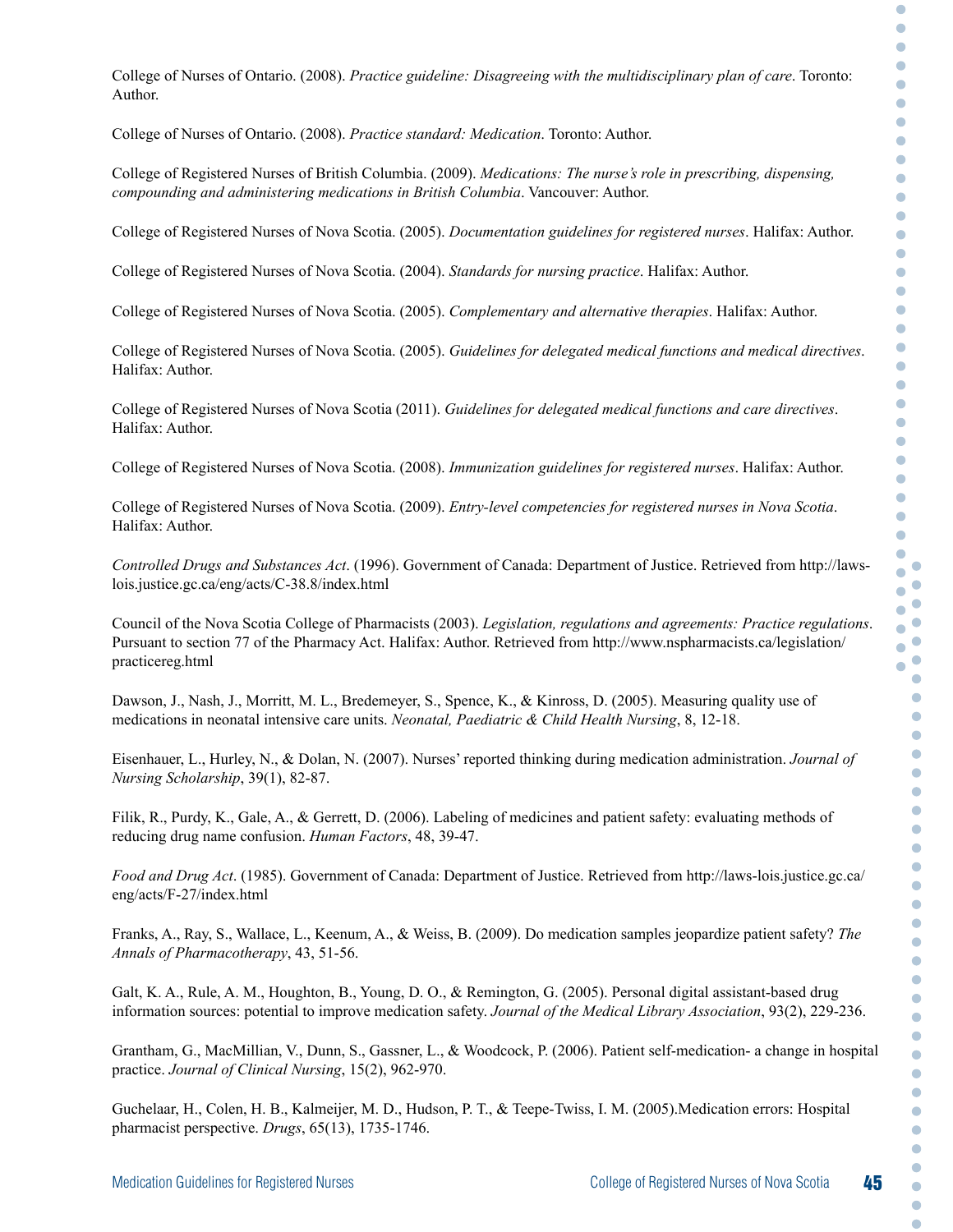College of Nurses of Ontario. (2008). *Practice guideline: Disagreeing with the multidisciplinary plan of care*. Toronto: Author.

College of Nurses of Ontario. (2008). *Practice standard: Medication*. Toronto: Author.

College of Registered Nurses of British Columbia. (2009). *Medications: The nurse's role in prescribing, dispensing, compounding and administering medications in British Columbia*. Vancouver: Author.

College of Registered Nurses of Nova Scotia. (2005). *Documentation guidelines for registered nurses*. Halifax: Author.

College of Registered Nurses of Nova Scotia. (2004). *Standards for nursing practice*. Halifax: Author.

College of Registered Nurses of Nova Scotia. (2005). *Complementary and alternative therapies*. Halifax: Author.

College of Registered Nurses of Nova Scotia. (2005). *Guidelines for delegated medical functions and medical directives*. Halifax: Author.

College of Registered Nurses of Nova Scotia (2011). *Guidelines for delegated medical functions and care directives*. Halifax: Author.

College of Registered Nurses of Nova Scotia. (2008). *Immunization guidelines for registered nurses*. Halifax: Author.

College of Registered Nurses of Nova Scotia. (2009). *Entry-level competencies for registered nurses in Nova Scotia*. Halifax: Author.

*Controlled Drugs and Substances Act*. (1996). Government of Canada: Department of Justice. Retrieved from http://laws-lois.justice.gc.ca/eng/acts/C-38.8/index.html

Council of the Nova Scotia College of Pharmacists (2003). *Legislation, regulations and agreements: Practice regulations*. Pursuant to section 77 of the Pharmacy Act. Halifax: Author. Retrieved from http://www.nspharmacists.ca/legislation/practicereg.html

Dawson, J., Nash, J., Morritt, M. L., Bredemeyer, S., Spence, K., & Kinross, D. (2005). Measuring quality use of medications in neonatal intensive care units. *Neonatal, Paediatric & Child Health Nursing*, 8, 12-18.

Eisenhauer, L., Hurley, N., & Dolan, N. (2007). Nurses' reported thinking during medication administration. *Journal of Nursing Scholarship*, 39(1), 82-87.

Filik, R., Purdy, K., Gale, A., & Gerrett, D. (2006). Labeling of medicines and patient safety: evaluating methods of reducing drug name confusion. *Human Factors*, 48, 39-47.

*Food and Drug Act*. (1985). Government of Canada: Department of Justice. Retrieved from http://laws-lois.justice.gc.ca/eng/acts/F-27/index.html

Franks, A., Ray, S., Wallace, L., Keenum, A., & Weiss, B. (2009). Do medication samples jeopardize patient safety? *The Annals of Pharmacotherapy*, 43, 51-56.

Galt, K. A., Rule, A. M., Houghton, B., Young, D. O., & Remington, G. (2005). Personal digital assistant-based drug information sources: potential to improve medication safety. *Journal of the Medical Library Association*, 93(2), 229-236.

Grantham, G., MacMillian, V., Dunn, S., Gassner, L., & Woodcock, P. (2006). Patient self-medication- a change in hospital practice. *Journal of Clinical Nursing*, 15(2), 962-970.

Guchelaar, H., Colen, H. B., Kalmeijer, M. D., Hudson, P. T., & Teepe-Twiss, I. M. (2005).Medication errors: Hospital pharmacist perspective. *Drugs*, 65(13), 1735-1746.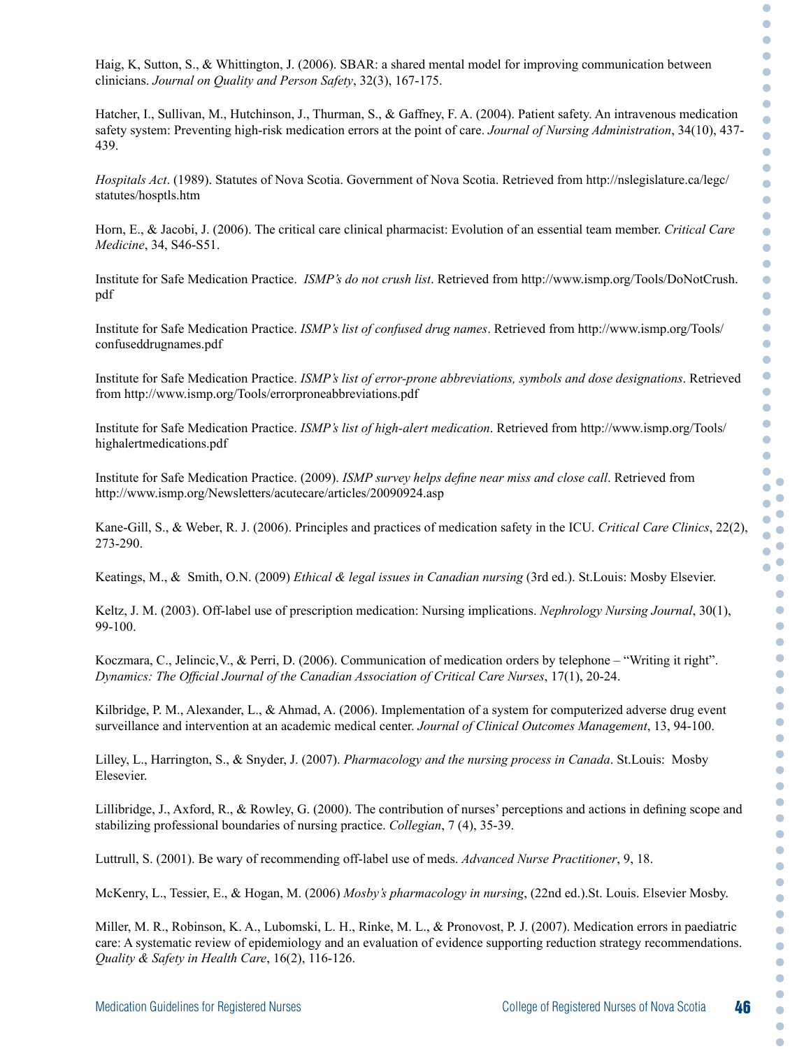Haig, K, Sutton, S., & Whittington, J. (2006). SBAR: a shared mental model for improving communication between clinicians. *Journal on Quality and Person Safety*, 32(3), 167-175.

Hatcher, I., Sullivan, M., Hutchinson, J., Thurman, S., & Gaffney, F. A. (2004). Patient safety. An intravenous medication safety system: Preventing high-risk medication errors at the point of care. *Journal of Nursing Administration*, 34(10), 437-439.

*Hospitals Act*. (1989). Statutes of Nova Scotia. Government of Nova Scotia. Retrieved from http://nslegislature.ca/legc/statutes/hosptls.htm

Horn, E., & Jacobi, J. (2006). The critical care clinical pharmacist: Evolution of an essential team member. *Critical Care Medicine*, 34, S46-S51.

Institute for Safe Medication Practice. *ISMP's do not crush list*. Retrieved from http://www.ismp.org/Tools/DoNotCrush.pdf

Institute for Safe Medication Practice. *ISMP's list of confused drug names*. Retrieved from http://www.ismp.org/Tools/confuseddrugnames.pdf

Institute for Safe Medication Practice. *ISMP's list of error-prone abbreviations, symbols and dose designations*. Retrieved from http://www.ismp.org/Tools/errorproneabbreviations.pdf

Institute for Safe Medication Practice. *ISMP's list of high-alert medication*. Retrieved from http://www.ismp.org/Tools/highalertmedications.pdf

Institute for Safe Medication Practice. (2009). *ISMP survey helps define near miss and close call*. Retrieved from http://www.ismp.org/Newsletters/acutecare/articles/20090924.asp

Kane-Gill, S., & Weber, R. J. (2006). Principles and practices of medication safety in the ICU. *Critical Care Clinics*, 22(2), 273-290.

Keatings, M., & Smith, O.N. (2009) *Ethical & legal issues in Canadian nursing* (3rd ed.). St.Louis: Mosby Elsevier.

Keltz, J. M. (2003). Off-label use of prescription medication: Nursing implications. *Nephrology Nursing Journal*, 30(1), 99-100.

Koczmara, C., Jelincic,V., & Perri, D. (2006). Communication of medication orders by telephone – "Writing it right". *Dynamics: The Official Journal of the Canadian Association of Critical Care Nurses*, 17(1), 20-24.

Kilbridge, P. M., Alexander, L., & Ahmad, A. (2006). Implementation of a system for computerized adverse drug event surveillance and intervention at an academic medical center. *Journal of Clinical Outcomes Management*, 13, 94-100.

Lilley, L., Harrington, S., & Snyder, J. (2007). *Pharmacology and the nursing process in Canada*. St.Louis: Mosby Elesevier.

Lillibridge, J., Axford, R., & Rowley, G. (2000). The contribution of nurses' perceptions and actions in defining scope and stabilizing professional boundaries of nursing practice. *Collegian*, 7 (4), 35-39.

Luttrull, S. (2001). Be wary of recommending off-label use of meds. *Advanced Nurse Practitioner*, 9, 18.

McKenry, L., Tessier, E., & Hogan, M. (2006) *Mosby's pharmacology in nursing*, (22nd ed.).St. Louis. Elsevier Mosby.

Miller, M. R., Robinson, K. A., Lubomski, L. H., Rinke, M. L., & Pronovost, P. J. (2007). Medication errors in paediatric care: A systematic review of epidemiology and an evaluation of evidence supporting reduction strategy recommendations. *Quality & Safety in Health Care*, 16(2), 116-126.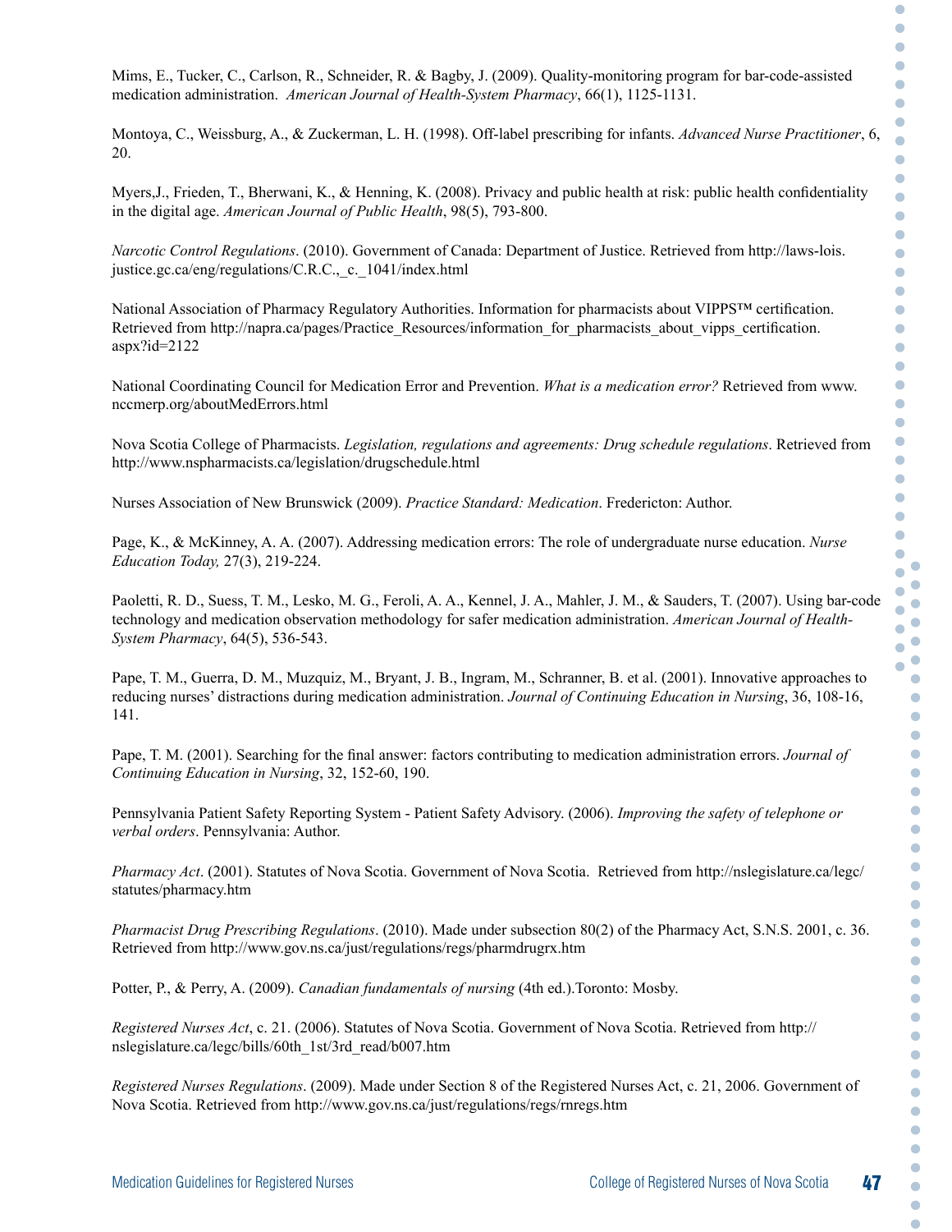Mims, E., Tucker, C., Carlson, R., Schneider, R. & Bagby, J. (2009). Quality-monitoring program for bar-code-assisted medication administration. *American Journal of Health-System Pharmacy*, 66(1), 1125-1131.

Montoya, C., Weissburg, A., & Zuckerman, L. H. (1998). Off-label prescribing for infants. *Advanced Nurse Practitioner*, 6, 20.

Myers,J., Frieden, T., Bherwani, K., & Henning, K. (2008). Privacy and public health at risk: public health confidentiality in the digital age. *American Journal of Public Health*, 98(5), 793-800.

*Narcotic Control Regulations*. (2010). Government of Canada: Department of Justice. Retrieved from http://laws-lois.justice.gc.ca/eng/regulations/C.R.C.,_c._1041/index.html

National Association of Pharmacy Regulatory Authorities. Information for pharmacists about VIPPS™ certification. Retrieved from http://napra.ca/pages/Practice_Resources/information_for_pharmacists_about_vipps_certification.aspx?id=2122

National Coordinating Council for Medication Error and Prevention. *What is a medication error?* Retrieved from www.nccmerp.org/aboutMedErrors.html

Nova Scotia College of Pharmacists. *Legislation, regulations and agreements: Drug schedule regulations*. Retrieved from http://www.nspharmacists.ca/legislation/drugschedule.html

Nurses Association of New Brunswick (2009). *Practice Standard: Medication*. Fredericton: Author.

Page, K., & McKinney, A. A. (2007). Addressing medication errors: The role of undergraduate nurse education. *Nurse Education Today,* 27(3), 219-224.

Paoletti, R. D., Suess, T. M., Lesko, M. G., Feroli, A. A., Kennel, J. A., Mahler, J. M., & Sauders, T. (2007). Using bar-code technology and medication observation methodology for safer medication administration. *American Journal of Health-System Pharmacy*, 64(5), 536-543.

Pape, T. M., Guerra, D. M., Muzquiz, M., Bryant, J. B., Ingram, M., Schranner, B. et al. (2001). Innovative approaches to reducing nurses' distractions during medication administration. *Journal of Continuing Education in Nursing*, 36, 108-16, 141.

Pape, T. M. (2001). Searching for the final answer: factors contributing to medication administration errors. *Journal of Continuing Education in Nursing*, 32, 152-60, 190.

Pennsylvania Patient Safety Reporting System - Patient Safety Advisory. (2006). *Improving the safety of telephone or verbal orders*. Pennsylvania: Author.

*Pharmacy Act*. (2001). Statutes of Nova Scotia. Government of Nova Scotia. Retrieved from http://nslegislature.ca/legc/statutes/pharmacy.htm

*Pharmacist Drug Prescribing Regulations*. (2010). Made under subsection 80(2) of the Pharmacy Act, S.N.S. 2001, c. 36. Retrieved from http://www.gov.ns.ca/just/regulations/regs/pharmdrugrx.htm

Potter, P., & Perry, A. (2009). *Canadian fundamentals of nursing* (4th ed.).Toronto: Mosby.

*Registered Nurses Act*, c. 21. (2006). Statutes of Nova Scotia. Government of Nova Scotia. Retrieved from http://nslegislature.ca/legc/bills/60th_1st/3rd_read/b007.htm

*Registered Nurses Regulations*. (2009). Made under Section 8 of the Registered Nurses Act, c. 21, 2006. Government of Nova Scotia. Retrieved from http://www.gov.ns.ca/just/regulations/regs/rnregs.htm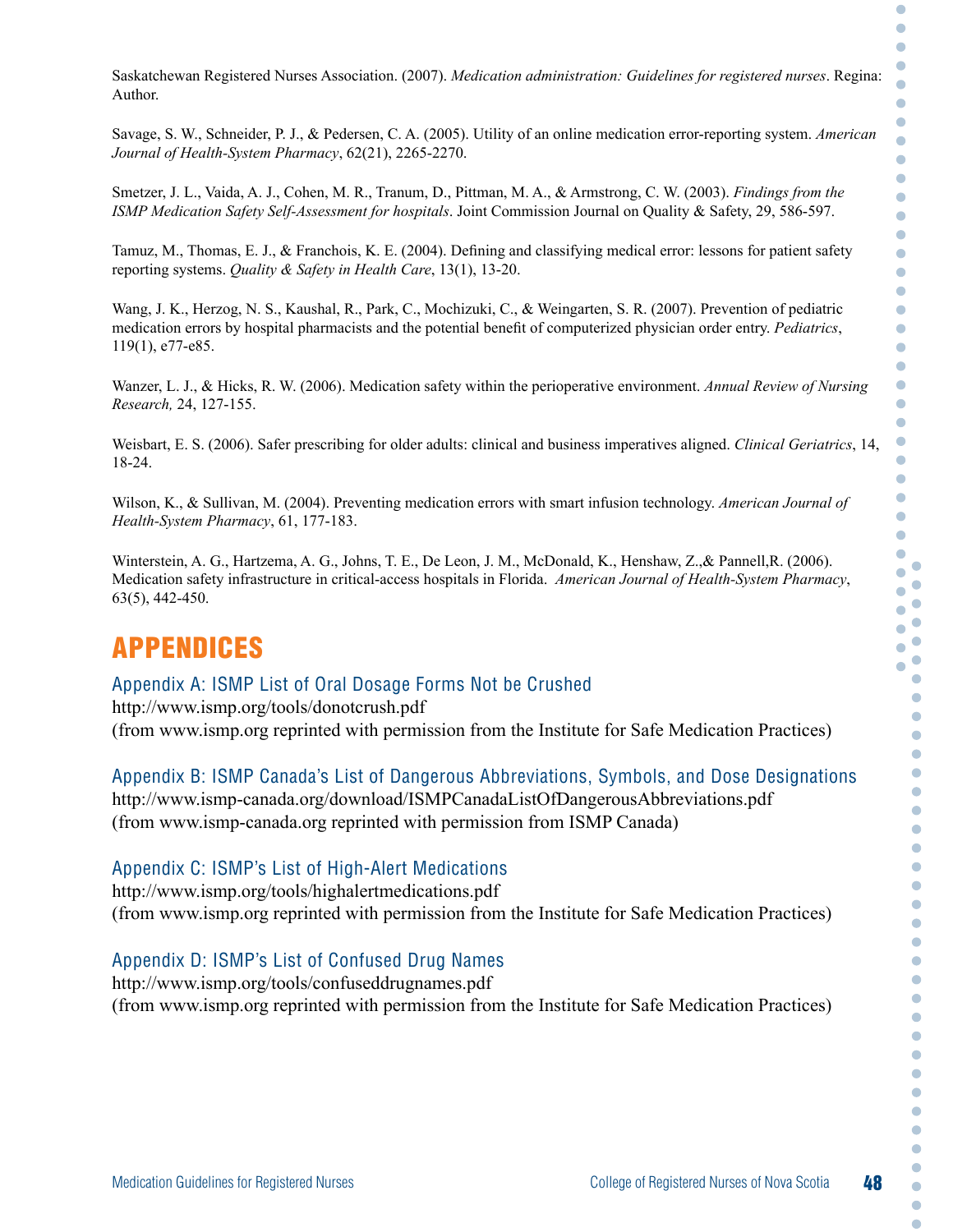Saskatchewan Registered Nurses Association. (2007). *Medication administration: Guidelines for registered nurses*. Regina: Author.

Savage, S. W., Schneider, P. J., & Pedersen, C. A. (2005). Utility of an online medication error-reporting system. *American Journal of Health-System Pharmacy*, 62(21), 2265-2270.

Smetzer, J. L., Vaida, A. J., Cohen, M. R., Tranum, D., Pittman, M. A., & Armstrong, C. W. (2003). *Findings from the ISMP Medication Safety Self-Assessment for hospitals*. Joint Commission Journal on Quality & Safety, 29, 586-597.

Tamuz, M., Thomas, E. J., & Franchois, K. E. (2004). Defining and classifying medical error: lessons for patient safety reporting systems. *Quality & Safety in Health Care*, 13(1), 13-20.

Wang, J. K., Herzog, N. S., Kaushal, R., Park, C., Mochizuki, C., & Weingarten, S. R. (2007). Prevention of pediatric medication errors by hospital pharmacists and the potential benefit of computerized physician order entry. *Pediatrics*, 119(1), e77-e85.

Wanzer, L. J., & Hicks, R. W. (2006). Medication safety within the perioperative environment. *Annual Review of Nursing Research,* 24, 127-155.

Weisbart, E. S. (2006). Safer prescribing for older adults: clinical and business imperatives aligned. *Clinical Geriatrics*, 14, 18-24.

Wilson, K., & Sullivan, M. (2004). Preventing medication errors with smart infusion technology. *American Journal of Health-System Pharmacy*, 61, 177-183.

Winterstein, A. G., Hartzema, A. G., Johns, T. E., De Leon, J. M., McDonald, K., Henshaw, Z.,& Pannell,R. (2006). Medication safety infrastructure in critical-access hospitals in Florida. *American Journal of Health-System Pharmacy*, 63(5), 442-450.

# APPENDICES

### Appendix A: ISMP List of Oral Dosage Forms Not be Crushed

http://www.ismp.org/tools/donotcrush.pdf
(from www.ismp.org reprinted with permission from the Institute for Safe Medication Practices)

### Appendix B: ISMP Canada's List of Dangerous Abbreviations, Symbols, and Dose Designations

http://www.ismp-canada.org/download/ISMPCanadaListOfDangerousAbbreviations.pdf
(from www.ismp-canada.org reprinted with permission from ISMP Canada)

### Appendix C: ISMP's List of High-Alert Medications

http://www.ismp.org/tools/highalertmedications.pdf
(from www.ismp.org reprinted with permission from the Institute for Safe Medication Practices)

### Appendix D: ISMP's List of Confused Drug Names

http://www.ismp.org/tools/confuseddrugnames.pdf
(from www.ismp.org reprinted with permission from the Institute for Safe Medication Practices)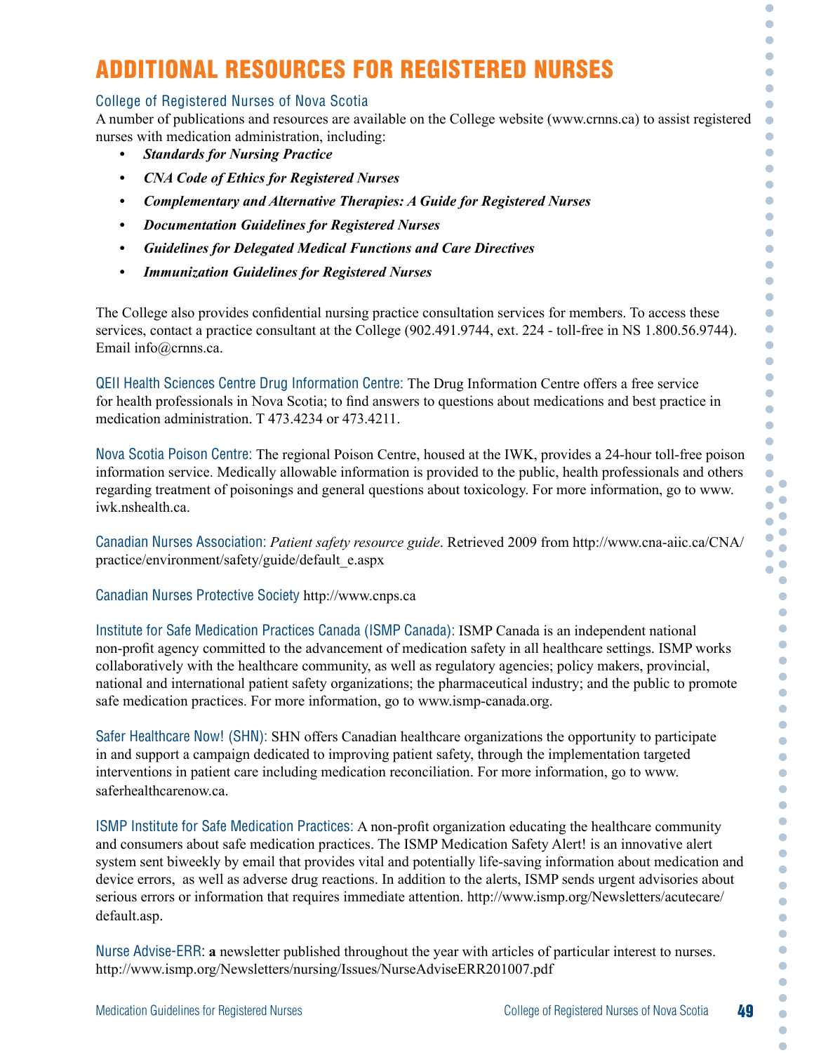# ADDITIONAL RESOURCES FOR REGISTERED NURSES

College of Registered Nurses of Nova Scotia

A number of publications and resources are available on the College website (www.crnns.ca) to assist registered nurses with medication administration, including:

- ***Standards for Nursing Practice***
- ***CNA Code of Ethics for Registered Nurses***
- ***Complementary and Alternative Therapies: A Guide for Registered Nurses***
- ***Documentation Guidelines for Registered Nurses***
- ***Guidelines for Delegated Medical Functions and Care Directives***
- ***Immunization Guidelines for Registered Nurses***

The College also provides confidential nursing practice consultation services for members. To access these services, contact a practice consultant at the College (902.491.9744, ext. 224 - toll-free in NS 1.800.56.9744). Email info@crnns.ca.

QEII Health Sciences Centre Drug Information Centre: The Drug Information Centre offers a free service for health professionals in Nova Scotia; to find answers to questions about medications and best practice in medication administration. T 473.4234 or 473.4211.

Nova Scotia Poison Centre: The regional Poison Centre, housed at the IWK, provides a 24-hour toll-free poison information service. Medically allowable information is provided to the public, health professionals and others regarding treatment of poisonings and general questions about toxicology. For more information, go to www.iwk.nshealth.ca.

Canadian Nurses Association: *Patient safety resource guide*. Retrieved 2009 from http://www.cna-aiic.ca/CNA/practice/environment/safety/guide/default_e.aspx

Canadian Nurses Protective Society http://www.cnps.ca

Institute for Safe Medication Practices Canada (ISMP Canada): ISMP Canada is an independent national non-profit agency committed to the advancement of medication safety in all healthcare settings. ISMP works collaboratively with the healthcare community, as well as regulatory agencies; policy makers, provincial, national and international patient safety organizations; the pharmaceutical industry; and the public to promote safe medication practices. For more information, go to www.ismp-canada.org.

Safer Healthcare Now! (SHN): SHN offers Canadian healthcare organizations the opportunity to participate in and support a campaign dedicated to improving patient safety, through the implementation targeted interventions in patient care including medication reconciliation. For more information, go to www.saferhealthcarenow.ca.

ISMP Institute for Safe Medication Practices: A non-profit organization educating the healthcare community and consumers about safe medication practices. The ISMP Medication Safety Alert! is an innovative alert system sent biweekly by email that provides vital and potentially life-saving information about medication and device errors, as well as adverse drug reactions. In addition to the alerts, ISMP sends urgent advisories about serious errors or information that requires immediate attention. http://www.ismp.org/Newsletters/acutecare/default.asp.

Nurse Advise-ERR: **a** newsletter published throughout the year with articles of particular interest to nurses. http://www.ismp.org/Newsletters/nursing/Issues/NurseAdviseERR201007.pdf